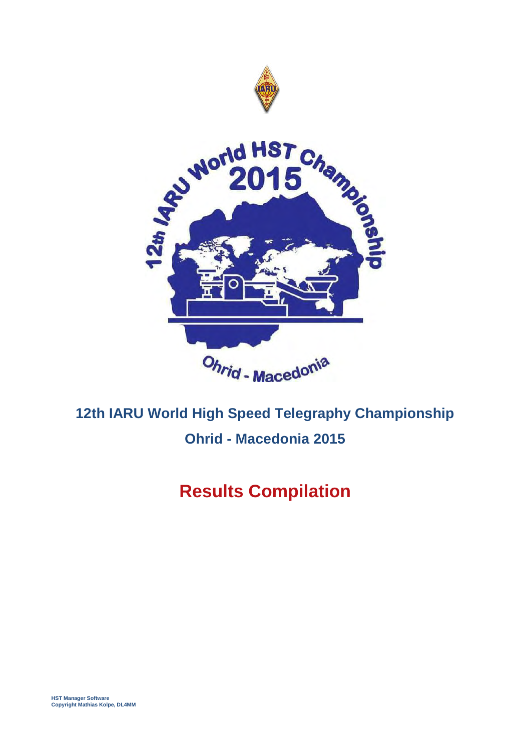# 12th IARU World High Speed Telegraphy Championship

## Ohrid - Macedonia 2015

# Results Compilation

HST Manager Software
Copyright Mathias Kolpe, DL4MM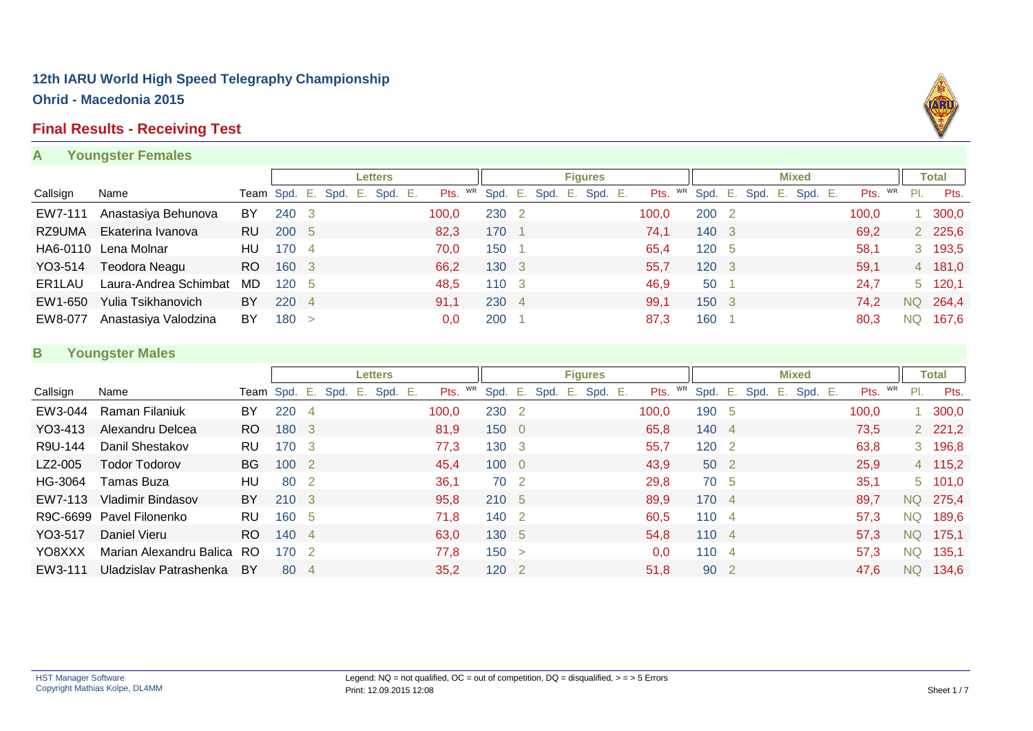## 12th IARU World High Speed Telegraphy Championship

**Ohrid - Macedonia 2015**

### Final Results - Receiving Test

#### A Youngster Females

| | | | Letters | | | | | | | | Figures | | | | | | | | Mixed | | | | | | | | Total | |
|---|---|---|---|---|---|---|---|---|---|---|---|---|---|---|---|---|---|---|---|---|---|---|---|---|---|---|---|---|
| Callsign | Name | Team | Spd. | E. | Spd. | E. | Spd. | E. | Pts. | WR | Spd. | E. | Spd. | E. | Spd. | E. | Pts. | WR | Spd. | E. | Spd. | E. | Spd. | E. | Pts. | WR | Pl. | Pts. |
| EW7-111 | Anastasiya Behunova | BY | 240 | 3 | | | | | 100,0 | | 230 | 2 | | | | | 100,0 | | 200 | 2 | | | | | 100,0 | | 1 | 300,0 |
| RZ9UMA | Ekaterina Ivanova | RU | 200 | 5 | | | | | 82,3 | | 170 | 1 | | | | | 74,1 | | 140 | 3 | | | | | 69,2 | | 2 | 225,6 |
| HA6-0110 | Lena Molnar | HU | 170 | 4 | | | | | 70,0 | | 150 | 1 | | | | | 65,4 | | 120 | 5 | | | | | 58,1 | | 3 | 193,5 |
| YO3-514 | Teodora Neagu | RO | 160 | 3 | | | | | 66,2 | | 130 | 3 | | | | | 55,7 | | 120 | 3 | | | | | 59,1 | | 4 | 181,0 |
| ER1LAU | Laura-Andrea Schimbat | MD | 120 | 5 | | | | | 48,5 | | 110 | 3 | | | | | 46,9 | | 50 | 1 | | | | | 24,7 | | 5 | 120,1 |
| EW1-650 | Yulia Tsikhanovich | BY | 220 | 4 | | | | | 91,1 | | 230 | 4 | | | | | 99,1 | | 150 | 3 | | | | | 74,2 | | NQ | 264,4 |
| EW8-077 | Anastasiya Valodzina | BY | 180 | > | | | | | 0,0 | | 200 | 1 | | | | | 87,3 | | 160 | 1 | | | | | 80,3 | | NQ | 167,6 |

#### B Youngster Males

| | | | Letters | | | | | | | | Figures | | | | | | | | Mixed | | | | | | | | Total | |
|---|---|---|---|---|---|---|---|---|---|---|---|---|---|---|---|---|---|---|---|---|---|---|---|---|---|---|---|---|
| Callsign | Name | Team | Spd. | E. | Spd. | E. | Spd. | E. | Pts. | WR | Spd. | E. | Spd. | E. | Spd. | E. | Pts. | WR | Spd. | E. | Spd. | E. | Spd. | E. | Pts. | WR | Pl. | Pts. |
| EW3-044 | Raman Filaniuk | BY | 220 | 4 | | | | | 100,0 | | 230 | 2 | | | | | 100,0 | | 190 | 5 | | | | | 100,0 | | 1 | 300,0 |
| YO3-413 | Alexandru Delcea | RO | 180 | 3 | | | | | 81,9 | | 150 | 0 | | | | | 65,8 | | 140 | 4 | | | | | 73,5 | | 2 | 221,2 |
| R9U-144 | Danil Shestakov | RU | 170 | 3 | | | | | 77,3 | | 130 | 3 | | | | | 55,7 | | 120 | 2 | | | | | 63,8 | | 3 | 196,8 |
| LZ2-005 | Todor Todorov | BG | 100 | 2 | | | | | 45,4 | | 100 | 0 | | | | | 43,9 | | 50 | 2 | | | | | 25,9 | | 4 | 115,2 |
| HG-3064 | Tamas Buza | HU | 80 | 2 | | | | | 36,1 | | 70 | 2 | | | | | 29,8 | | 70 | 5 | | | | | 35,1 | | 5 | 101,0 |
| EW7-113 | Vladimir Bindasov | BY | 210 | 3 | | | | | 95,8 | | 210 | 5 | | | | | 89,9 | | 170 | 4 | | | | | 89,7 | | NQ | 275,4 |
| R9C-6699 | Pavel Filonenko | RU | 160 | 5 | | | | | 71,8 | | 140 | 2 | | | | | 60,5 | | 110 | 4 | | | | | 57,3 | | NQ | 189,6 |
| YO3-517 | Daniel Vieru | RO | 140 | 4 | | | | | 63,0 | | 130 | 5 | | | | | 54,8 | | 110 | 4 | | | | | 57,3 | | NQ | 175,1 |
| YO8XXX | Marian Alexandru Balica | RO | 170 | 2 | | | | | 77,8 | | 150 | > | | | | | 0,0 | | 110 | 4 | | | | | 57,3 | | NQ | 135,1 |
| EW3-111 | Uladzislav Patrashenka | BY | 80 | 4 | | | | | 35,2 | | 120 | 2 | | | | | 51,8 | | 90 | 2 | | | | | 47,6 | | NQ | 134,6 |

HST Manager Software
Copyright Mathias Kolpe, DL4MM

Legend: NQ = not qualified, OC = out of competition, DQ = disqualified, > = > 5 Errors
Print: 12.09.2015 12:08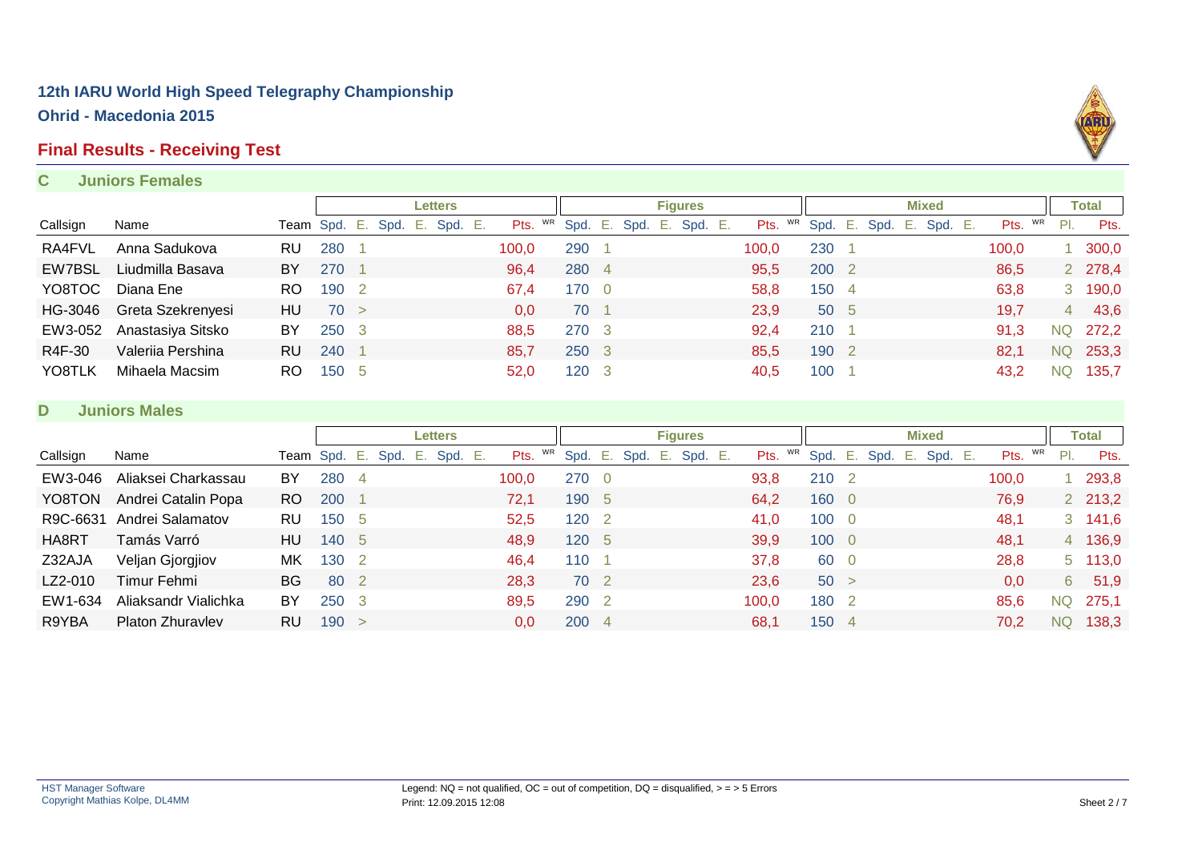# 12th IARU World High Speed Telegraphy Championship

## Ohrid - Macedonia 2015

## Final Results - Receiving Test

### C Juniors Females

| | | | Letters | | | | | | | | Figures | | | | | | | | Mixed | | | | | | | | Total | |
|---|---|---|---|---|---|---|---|---|---|---|---|---|---|---|---|---|---|---|---|---|---|---|---|---|---|---|---|---|
| Callsign | Name | Team | Spd. | E. | Spd. | E. | Spd. | E. | Pts. | WR | Spd. | E. | Spd. | E. | Spd. | E. | Pts. | WR | Spd. | E. | Spd. | E. | Spd. | E. | Pts. | WR | Pl. | Pts. |
| RA4FVL | Anna Sadukova | RU | 280 | 1 | | | | | 100,0 | | 290 | 1 | | | | | 100,0 | | 230 | 1 | | | | | 100,0 | | 1 | 300,0 |
| EW7BSL | Liudmilla Basava | BY | 270 | 1 | | | | | 96,4 | | 280 | 4 | | | | | 95,5 | | 200 | 2 | | | | | 86,5 | | 2 | 278,4 |
| YO8TOC | Diana Ene | RO | 190 | 2 | | | | | 67,4 | | 170 | 0 | | | | | 58,8 | | 150 | 4 | | | | | 63,8 | | 3 | 190,0 |
| HG-3046 | Greta Szekrenyesi | HU | 70 | > | | | | | 0,0 | | 70 | 1 | | | | | 23,9 | | 50 | 5 | | | | | 19,7 | | 4 | 43,6 |
| EW3-052 | Anastasiya Sitsko | BY | 250 | 3 | | | | | 88,5 | | 270 | 3 | | | | | 92,4 | | 210 | 1 | | | | | 91,3 | | NQ | 272,2 |
| R4F-30 | Valeriia Pershina | RU | 240 | 1 | | | | | 85,7 | | 250 | 3 | | | | | 85,5 | | 190 | 2 | | | | | 82,1 | | NQ | 253,3 |
| YO8TLK | Mihaela Macsim | RO | 150 | 5 | | | | | 52,0 | | 120 | 3 | | | | | 40,5 | | 100 | 1 | | | | | 43,2 | | NQ | 135,7 |

### D Juniors Males

| | | | Letters | | | | | | | | Figures | | | | | | | | Mixed | | | | | | | | Total | |
|---|---|---|---|---|---|---|---|---|---|---|---|---|---|---|---|---|---|---|---|---|---|---|---|---|---|---|---|---|
| Callsign | Name | Team | Spd. | E. | Spd. | E. | Spd. | E. | Pts. | WR | Spd. | E. | Spd. | E. | Spd. | E. | Pts. | WR | Spd. | E. | Spd. | E. | Spd. | E. | Pts. | WR | Pl. | Pts. |
| EW3-046 | Aliaksei Charkassau | BY | 280 | 4 | | | | | 100,0 | | 270 | 0 | | | | | 93,8 | | 210 | 2 | | | | | 100,0 | | 1 | 293,8 |
| YO8TON | Andrei Catalin Popa | RO | 200 | 1 | | | | | 72,1 | | 190 | 5 | | | | | 64,2 | | 160 | 0 | | | | | 76,9 | | 2 | 213,2 |
| R9C-6631 | Andrei Salamatov | RU | 150 | 5 | | | | | 52,5 | | 120 | 2 | | | | | 41,0 | | 100 | 0 | | | | | 48,1 | | 3 | 141,6 |
| HA8RT | Tamás Varró | HU | 140 | 5 | | | | | 48,9 | | 120 | 5 | | | | | 39,9 | | 100 | 0 | | | | | 48,1 | | 4 | 136,9 |
| Z32AJA | Veljan Gjorgjiov | MK | 130 | 2 | | | | | 46,4 | | 110 | 1 | | | | | 37,8 | | 60 | 0 | | | | | 28,8 | | 5 | 113,0 |
| LZ2-010 | Timur Fehmi | BG | 80 | 2 | | | | | 28,3 | | 70 | 2 | | | | | 23,6 | | 50 | > | | | | | 0,0 | | 6 | 51,9 |
| EW1-634 | Aliaksandr Vialichka | BY | 250 | 3 | | | | | 89,5 | | 290 | 2 | | | | | 100,0 | | 180 | 2 | | | | | 85,6 | | NQ | 275,1 |
| R9YBA | Platon Zhuravlev | RU | 190 | > | | | | | 0,0 | | 200 | 4 | | | | | 68,1 | | 150 | 4 | | | | | 70,2 | | NQ | 138,3 |

HST Manager Software
Copyright Mathias Kolpe, DL4MM

Legend: NQ = not qualified, OC = out of competition, DQ = disqualified, > = > 5 Errors
Print: 12.09.2015 12:08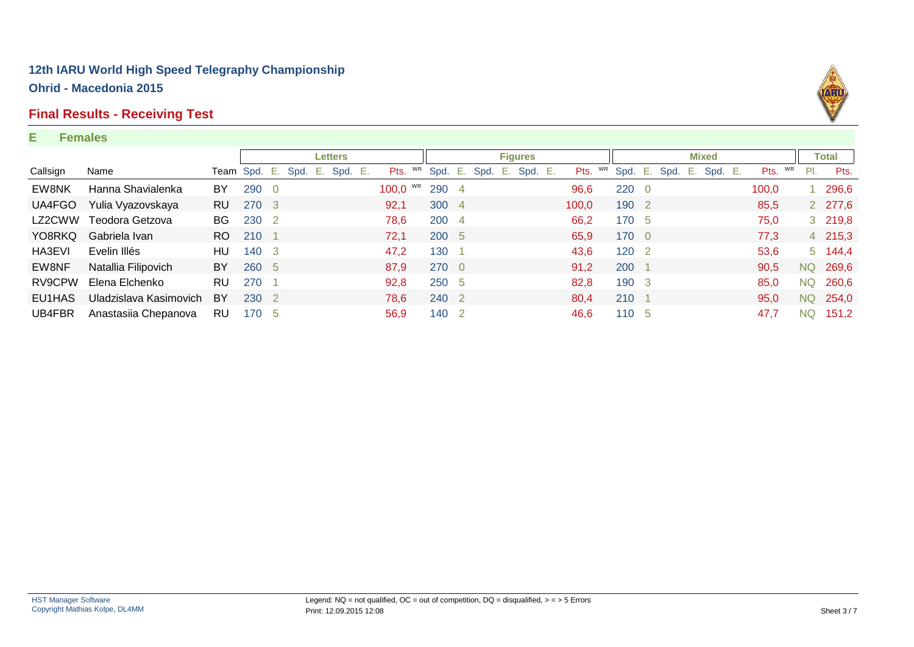# 12th IARU World High Speed Telegraphy Championship

## Ohrid - Macedonia 2015

## Final Results - Receiving Test

### E Females

| | | | Letters | | | | | | | | Figures | | | | | | | | Mixed | | | | | | | | Total | |
|---|---|---|---|---|---|---|---|---|---|---|---|---|---|---|---|---|---|---|---|---|---|---|---|---|---|---|---|---|
| Callsign | Name | Team | Spd. | E. | Spd. | E. | Spd. | E. | Pts. | WR | Spd. | E. | Spd. | E. | Spd. | E. | Pts. | WR | Spd. | E. | Spd. | E. | Spd. | E. | Pts. | WR | Pl. | Pts. |
| EW8NK | Hanna Shavialenka | BY | 290 | 0 | | | | | 100,0 | WR | 290 | 4 | | | | | 96,6 | | 220 | 0 | | | | | 100,0 | | 1 | 296,6 |
| UA4FGO | Yulia Vyazovskaya | RU | 270 | 3 | | | | | 92,1 | | 300 | 4 | | | | | 100,0 | | 190 | 2 | | | | | 85,5 | | 2 | 277,6 |
| LZ2CWW | Teodora Getzova | BG | 230 | 2 | | | | | 78,6 | | 200 | 4 | | | | | 66,2 | | 170 | 5 | | | | | 75,0 | | 3 | 219,8 |
| YO8RKQ | Gabriela Ivan | RO | 210 | 1 | | | | | 72,1 | | 200 | 5 | | | | | 65,9 | | 170 | 0 | | | | | 77,3 | | 4 | 215,3 |
| HA3EVI | Evelin Illés | HU | 140 | 3 | | | | | 47,2 | | 130 | 1 | | | | | 43,6 | | 120 | 2 | | | | | 53,6 | | 5 | 144,4 |
| EW8NF | Natallia Filipovich | BY | 260 | 5 | | | | | 87,9 | | 270 | 0 | | | | | 91,2 | | 200 | 1 | | | | | 90,5 | | NQ | 269,6 |
| RV9CPW | Elena Elchenko | RU | 270 | 1 | | | | | 92,8 | | 250 | 5 | | | | | 82,8 | | 190 | 3 | | | | | 85,0 | | NQ | 260,6 |
| EU1HAS | Uladzislava Kasimovich | BY | 230 | 2 | | | | | 78,6 | | 240 | 2 | | | | | 80,4 | | 210 | 1 | | | | | 95,0 | | NQ | 254,0 |
| UB4FBR | Anastasiia Chepanova | RU | 170 | 5 | | | | | 56,9 | | 140 | 2 | | | | | 46,6 | | 110 | 5 | | | | | 47,7 | | NQ | 151,2 |

HST Manager Software
Copyright Mathias Kolpe, DL4MM

Legend: NQ = not qualified, OC = out of competition, DQ = disqualified, > = > 5 Errors
Print: 12.09.2015 12:08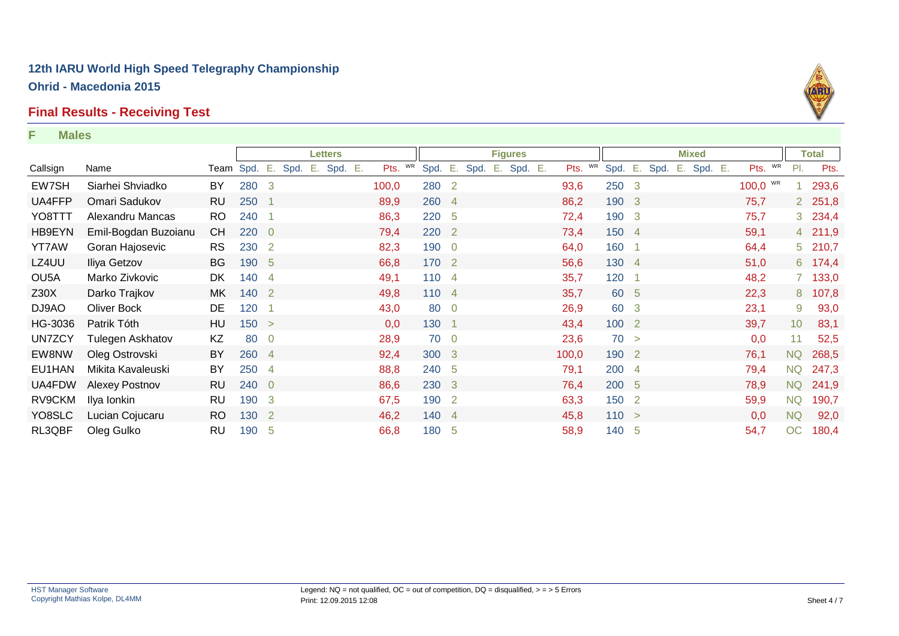## 12th IARU World High Speed Telegraphy Championship

**Ohrid - Macedonia 2015**

### Final Results - Receiving Test

**F Males**

| | | | Letters | | | | | | | | Figures | | | | | | | | Mixed | | | | | | | | Total | |
|---|---|---|---|---|---|---|---|---|---|---|---|---|---|---|---|---|---|---|---|---|---|---|---|---|---|---|---|---|
| Callsign | Name | Team | Spd. | E. | Spd. | E. | Spd. | E. | Pts. | WR | Spd. | E. | Spd. | E. | Spd. | E. | Pts. | WR | Spd. | E. | Spd. | E. | Spd. | E. | Pts. | WR | Pl. | Pts. |
| EW7SH | Siarhei Shviadko | BY | 280 | 3 | | | | | 100,0 | | 280 | 2 | | | | | 93,6 | | 250 | 3 | | | | | 100,0 | WR | 1 | 293,6 |
| UA4FFP | Omari Sadukov | RU | 250 | 1 | | | | | 89,9 | | 260 | 4 | | | | | 86,2 | | 190 | 3 | | | | | 75,7 | | 2 | 251,8 |
| YO8TTT | Alexandru Mancas | RO | 240 | 1 | | | | | 86,3 | | 220 | 5 | | | | | 72,4 | | 190 | 3 | | | | | 75,7 | | 3 | 234,4 |
| HB9EYN | Emil-Bogdan Buzoianu | CH | 220 | 0 | | | | | 79,4 | | 220 | 2 | | | | | 73,4 | | 150 | 4 | | | | | 59,1 | | 4 | 211,9 |
| YT7AW | Goran Hajosevic | RS | 230 | 2 | | | | | 82,3 | | 190 | 0 | | | | | 64,0 | | 160 | 1 | | | | | 64,4 | | 5 | 210,7 |
| LZ4UU | Iliya Getzov | BG | 190 | 5 | | | | | 66,8 | | 170 | 2 | | | | | 56,6 | | 130 | 4 | | | | | 51,0 | | 6 | 174,4 |
| OU5A | Marko Zivkovic | DK | 140 | 4 | | | | | 49,1 | | 110 | 4 | | | | | 35,7 | | 120 | 1 | | | | | 48,2 | | 7 | 133,0 |
| Z30X | Darko Trajkov | MK | 140 | 2 | | | | | 49,8 | | 110 | 4 | | | | | 35,7 | | 60 | 5 | | | | | 22,3 | | 8 | 107,8 |
| DJ9AO | Oliver Bock | DE | 120 | 1 | | | | | 43,0 | | 80 | 0 | | | | | 26,9 | | 60 | 3 | | | | | 23,1 | | 9 | 93,0 |
| HG-3036 | Patrik Tóth | HU | 150 | > | | | | | 0,0 | | 130 | 1 | | | | | 43,4 | | 100 | 2 | | | | | 39,7 | | 10 | 83,1 |
| UN7ZCY | Tulegen Askhatov | KZ | 80 | 0 | | | | | 28,9 | | 70 | 0 | | | | | 23,6 | | 70 | > | | | | | 0,0 | | 11 | 52,5 |
| EW8NW | Oleg Ostrovski | BY | 260 | 4 | | | | | 92,4 | | 300 | 3 | | | | | 100,0 | | 190 | 2 | | | | | 76,1 | | NQ | 268,5 |
| EU1HAN | Mikita Kavaleuski | BY | 250 | 4 | | | | | 88,8 | | 240 | 5 | | | | | 79,1 | | 200 | 4 | | | | | 79,4 | | NQ | 247,3 |
| UA4FDW | Alexey Postnov | RU | 240 | 0 | | | | | 86,6 | | 230 | 3 | | | | | 76,4 | | 200 | 5 | | | | | 78,9 | | NQ | 241,9 |
| RV9CKM | Ilya Ionkin | RU | 190 | 3 | | | | | 67,5 | | 190 | 2 | | | | | 63,3 | | 150 | 2 | | | | | 59,9 | | NQ | 190,7 |
| YO8SLC | Lucian Cojucaru | RO | 130 | 2 | | | | | 46,2 | | 140 | 4 | | | | | 45,8 | | 110 | > | | | | | 0,0 | | NQ | 92,0 |
| RL3QBF | Oleg Gulko | RU | 190 | 5 | | | | | 66,8 | | 180 | 5 | | | | | 58,9 | | 140 | 5 | | | | | 54,7 | | OC | 180,4 |

HST Manager Software
Copyright Mathias Kolpe, DL4MM

Legend: NQ = not qualified, OC = out of competition, DQ = disqualified, > = > 5 Errors
Print: 12.09.2015 12:08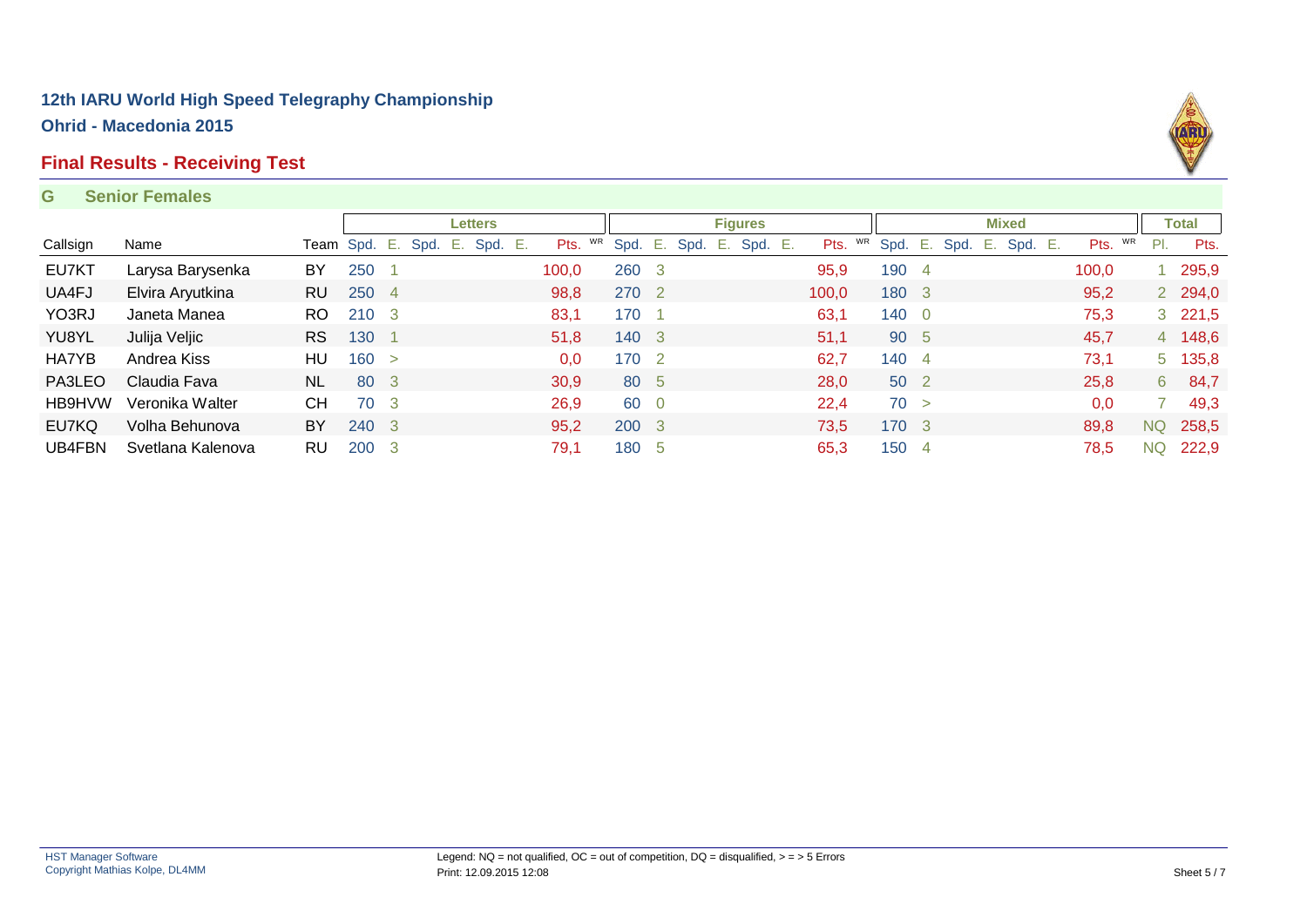## 12th IARU World High Speed Telegraphy Championship

### Ohrid - Macedonia 2015

## Final Results - Receiving Test

### G Senior Females

| | | | Letters | | | | | | | | Figures | | | | | | | | Mixed | | | | | | | | Total | |
|---|---|---|---|---|---|---|---|---|---|---|---|---|---|---|---|---|---|---|---|---|---|---|---|---|---|---|---|---|
| Callsign | Name | Team | Spd. | E. | Spd. | E. | Spd. | E. | Pts. | WR | Spd. | E. | Spd. | E. | Spd. | E. | Pts. | WR | Spd. | E. | Spd. | E. | Spd. | E. | Pts. | WR | Pl. | Pts. |
| EU7KT | Larysa Barysenka | BY | 250 | 1 | | | | | 100,0 | | 260 | 3 | | | | | 95,9 | | 190 | 4 | | | | | 100,0 | | 1 | 295,9 |
| UA4FJ | Elvira Aryutkina | RU | 250 | 4 | | | | | 98,8 | | 270 | 2 | | | | | 100,0 | | 180 | 3 | | | | | 95,2 | | 2 | 294,0 |
| YO3RJ | Janeta Manea | RO | 210 | 3 | | | | | 83,1 | | 170 | 1 | | | | | 63,1 | | 140 | 0 | | | | | 75,3 | | 3 | 221,5 |
| YU8YL | Julija Veljic | RS | 130 | 1 | | | | | 51,8 | | 140 | 3 | | | | | 51,1 | | 90 | 5 | | | | | 45,7 | | 4 | 148,6 |
| HA7YB | Andrea Kiss | HU | 160 | > | | | | | 0,0 | | 170 | 2 | | | | | 62,7 | | 140 | 4 | | | | | 73,1 | | 5 | 135,8 |
| PA3LEO | Claudia Fava | NL | 80 | 3 | | | | | 30,9 | | 80 | 5 | | | | | 28,0 | | 50 | 2 | | | | | 25,8 | | 6 | 84,7 |
| HB9HVW | Veronika Walter | CH | 70 | 3 | | | | | 26,9 | | 60 | 0 | | | | | 22,4 | | 70 | > | | | | | 0,0 | | 7 | 49,3 |
| EU7KQ | Volha Behunova | BY | 240 | 3 | | | | | 95,2 | | 200 | 3 | | | | | 73,5 | | 170 | 3 | | | | | 89,8 | | NQ | 258,5 |
| UB4FBN | Svetlana Kalenova | RU | 200 | 3 | | | | | 79,1 | | 180 | 5 | | | | | 65,3 | | 150 | 4 | | | | | 78,5 | | NQ | 222,9 |

HST Manager Software
Copyright Mathias Kolpe, DL4MM

Legend: NQ = not qualified, OC = out of competition, DQ = disqualified, > = > 5 Errors
Print: 12.09.2015 12:08

Sheet 5 / 7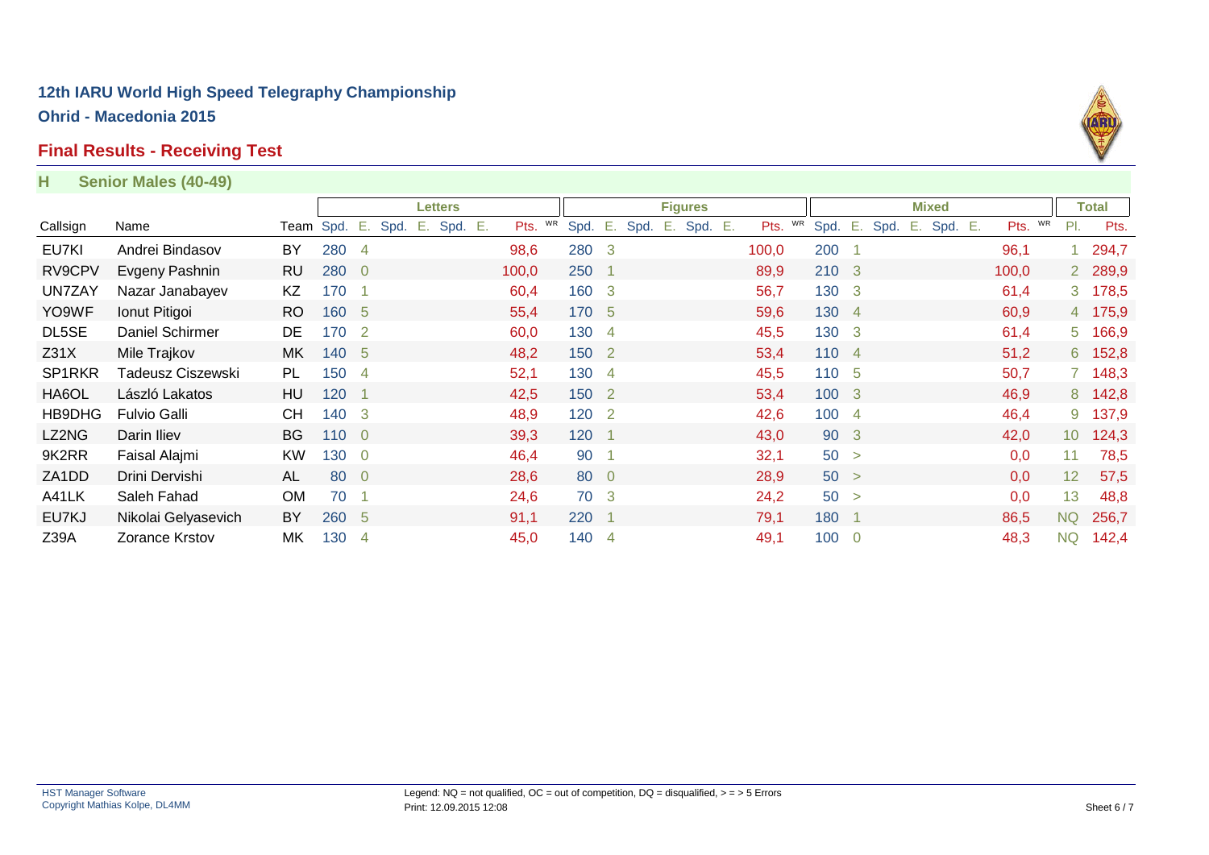# 12th IARU World High Speed Telegraphy Championship

**Ohrid - Macedonia 2015**

## Final Results - Receiving Test

### H Senior Males (40-49)

| | | | Letters | | | | | | | | Figures | | | | | | | | Mixed | | | | | | | | Total | |
|---|---|---|---|---|---|---|---|---|---|---|---|---|---|---|---|---|---|---|---|---|---|---|---|---|---|---|---|---|
| Callsign | Name | Team | Spd. | E. | Spd. | E. | Spd. | E. | Pts. | WR | Spd. | E. | Spd. | E. | Spd. | E. | Pts. | WR | Spd. | E. | Spd. | E. | Spd. | E. | Pts. | WR | Pl. | Pts. |
| EU7KI | Andrei Bindasov | BY | 280 | 4 | | | | | 98,6 | | 280 | 3 | | | | | 100,0 | | 200 | 1 | | | | | 96,1 | | 1 | 294,7 |
| RV9CPV | Evgeny Pashnin | RU | 280 | 0 | | | | | 100,0 | | 250 | 1 | | | | | 89,9 | | 210 | 3 | | | | | 100,0 | | 2 | 289,9 |
| UN7ZAY | Nazar Janabayev | KZ | 170 | 1 | | | | | 60,4 | | 160 | 3 | | | | | 56,7 | | 130 | 3 | | | | | 61,4 | | 3 | 178,5 |
| YO9WF | Ionut Pitigoi | RO | 160 | 5 | | | | | 55,4 | | 170 | 5 | | | | | 59,6 | | 130 | 4 | | | | | 60,9 | | 4 | 175,9 |
| DL5SE | Daniel Schirmer | DE | 170 | 2 | | | | | 60,0 | | 130 | 4 | | | | | 45,5 | | 130 | 3 | | | | | 61,4 | | 5 | 166,9 |
| Z31X | Mile Trajkov | MK | 140 | 5 | | | | | 48,2 | | 150 | 2 | | | | | 53,4 | | 110 | 4 | | | | | 51,2 | | 6 | 152,8 |
| SP1RKR | Tadeusz Ciszewski | PL | 150 | 4 | | | | | 52,1 | | 130 | 4 | | | | | 45,5 | | 110 | 5 | | | | | 50,7 | | 7 | 148,3 |
| HA6OL | László Lakatos | HU | 120 | 1 | | | | | 42,5 | | 150 | 2 | | | | | 53,4 | | 100 | 3 | | | | | 46,9 | | 8 | 142,8 |
| HB9DHG | Fulvio Galli | CH | 140 | 3 | | | | | 48,9 | | 120 | 2 | | | | | 42,6 | | 100 | 4 | | | | | 46,4 | | 9 | 137,9 |
| LZ2NG | Darin Iliev | BG | 110 | 0 | | | | | 39,3 | | 120 | 1 | | | | | 43,0 | | 90 | 3 | | | | | 42,0 | | 10 | 124,3 |
| 9K2RR | Faisal Alajmi | KW | 130 | 0 | | | | | 46,4 | | 90 | 1 | | | | | 32,1 | | 50 | > | | | | | 0,0 | | 11 | 78,5 |
| ZA1DD | Drini Dervishi | AL | 80 | 0 | | | | | 28,6 | | 80 | 0 | | | | | 28,9 | | 50 | > | | | | | 0,0 | | 12 | 57,5 |
| A41LK | Saleh Fahad | OM | 70 | 1 | | | | | 24,6 | | 70 | 3 | | | | | 24,2 | | 50 | > | | | | | 0,0 | | 13 | 48,8 |
| EU7KJ | Nikolai Gelyasevich | BY | 260 | 5 | | | | | 91,1 | | 220 | 1 | | | | | 79,1 | | 180 | 1 | | | | | 86,5 | | NQ | 256,7 |
| Z39A | Zorance Krstov | MK | 130 | 4 | | | | | 45,0 | | 140 | 4 | | | | | 49,1 | | 100 | 0 | | | | | 48,3 | | NQ | 142,4 |

HST Manager Software
Copyright Mathias Kolpe, DL4MM

Legend: NQ = not qualified, OC = out of competition, DQ = disqualified, > = > 5 Errors
Print: 12.09.2015 12:08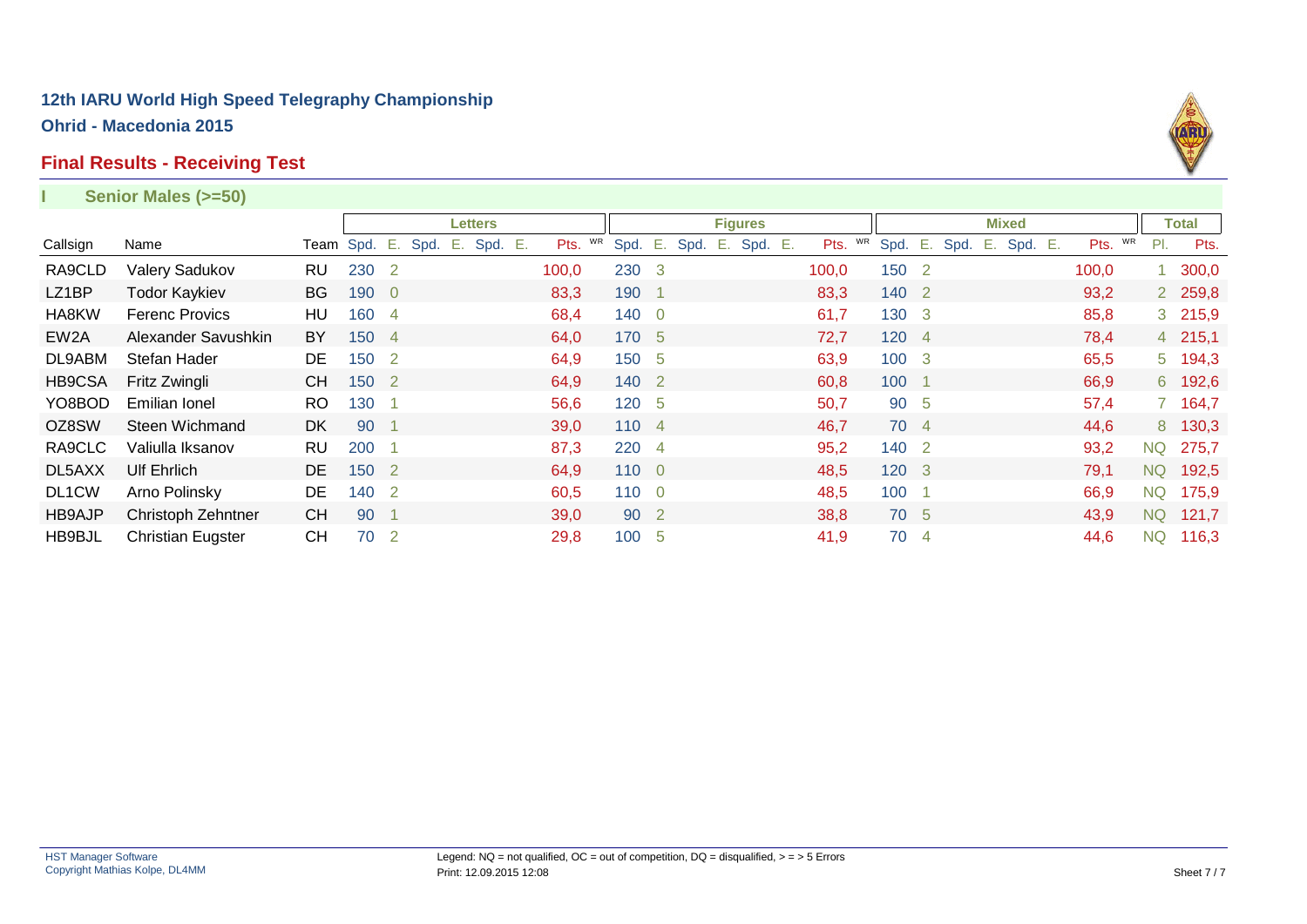# 12th IARU World High Speed Telegraphy Championship

## Ohrid - Macedonia 2015

## Final Results - Receiving Test

### I Senior Males (>=50)

| | | | Letters | | | | | | | | Figures | | | | | | | | Mixed | | | | | | | | Total | |
|---|---|---|---|---|---|---|---|---|---|---|---|---|---|---|---|---|---|---|---|---|---|---|---|---|---|---|---|---|
| Callsign | Name | Team | Spd. | E. | Spd. | E. | Spd. | E. | Pts. | WR | Spd. | E. | Spd. | E. | Spd. | E. | Pts. | WR | Spd. | E. | Spd. | E. | Spd. | E. | Pts. | WR | Pl. | Pts. |
| RA9CLD | Valery Sadukov | RU | 230 | 2 | | | | | 100,0 | | 230 | 3 | | | | | 100,0 | | 150 | 2 | | | | | 100,0 | | 1 | 300,0 |
| LZ1BP | Todor Kaykiev | BG | 190 | 0 | | | | | 83,3 | | 190 | 1 | | | | | 83,3 | | 140 | 2 | | | | | 93,2 | | 2 | 259,8 |
| HA8KW | Ferenc Provics | HU | 160 | 4 | | | | | 68,4 | | 140 | 0 | | | | | 61,7 | | 130 | 3 | | | | | 85,8 | | 3 | 215,9 |
| EW2A | Alexander Savushkin | BY | 150 | 4 | | | | | 64,0 | | 170 | 5 | | | | | 72,7 | | 120 | 4 | | | | | 78,4 | | 4 | 215,1 |
| DL9ABM | Stefan Hader | DE | 150 | 2 | | | | | 64,9 | | 150 | 5 | | | | | 63,9 | | 100 | 3 | | | | | 65,5 | | 5 | 194,3 |
| HB9CSA | Fritz Zwingli | CH | 150 | 2 | | | | | 64,9 | | 140 | 2 | | | | | 60,8 | | 100 | 1 | | | | | 66,9 | | 6 | 192,6 |
| YO8BOD | Emilian Ionel | RO | 130 | 1 | | | | | 56,6 | | 120 | 5 | | | | | 50,7 | | 90 | 5 | | | | | 57,4 | | 7 | 164,7 |
| OZ8SW | Steen Wichmand | DK | 90 | 1 | | | | | 39,0 | | 110 | 4 | | | | | 46,7 | | 70 | 4 | | | | | 44,6 | | 8 | 130,3 |
| RA9CLC | Valiulla Iksanov | RU | 200 | 1 | | | | | 87,3 | | 220 | 4 | | | | | 95,2 | | 140 | 2 | | | | | 93,2 | | NQ | 275,7 |
| DL5AXX | Ulf Ehrlich | DE | 150 | 2 | | | | | 64,9 | | 110 | 0 | | | | | 48,5 | | 120 | 3 | | | | | 79,1 | | NQ | 192,5 |
| DL1CW | Arno Polinsky | DE | 140 | 2 | | | | | 60,5 | | 110 | 0 | | | | | 48,5 | | 100 | 1 | | | | | 66,9 | | NQ | 175,9 |
| HB9AJP | Christoph Zehntner | CH | 90 | 1 | | | | | 39,0 | | 90 | 2 | | | | | 38,8 | | 70 | 5 | | | | | 43,9 | | NQ | 121,7 |
| HB9BJL | Christian Eugster | CH | 70 | 2 | | | | | 29,8 | | 100 | 5 | | | | | 41,9 | | 70 | 4 | | | | | 44,6 | | NQ | 116,3 |

HST Manager Software
Copyright Mathias Kolpe, DL4MM

Legend: NQ = not qualified, OC = out of competition, DQ = disqualified, > = > 5 Errors
Print: 12.09.2015 12:08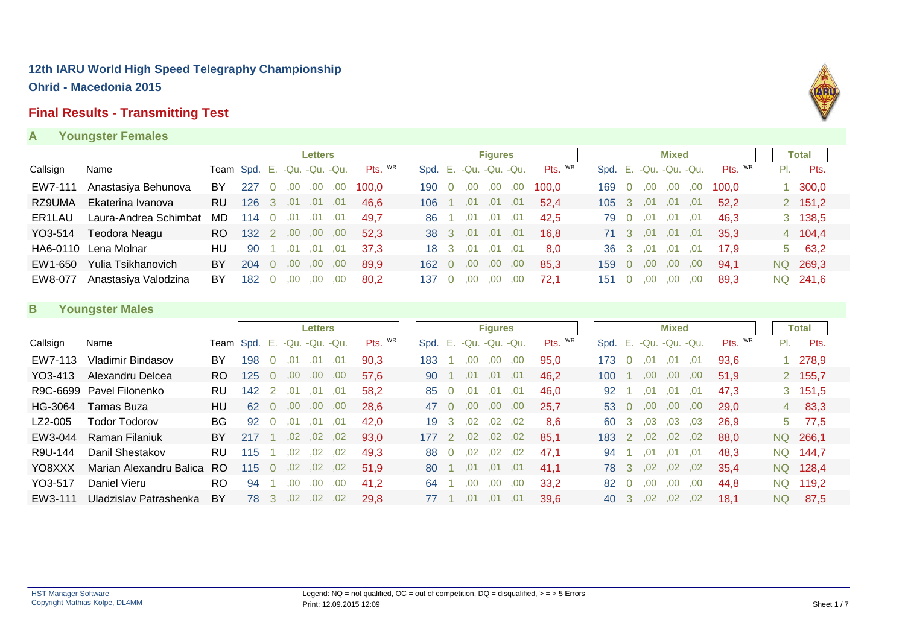## 12th IARU World High Speed Telegraphy Championship

**Ohrid - Macedonia 2015**

### Final Results - Transmitting Test

#### A Youngster Females

| | | | Letters | | | | | | Figures | | | | | | Mixed | | | | | | Total | |
|---|---|---|---|---|---|---|---|---|---|---|---|---|---|---|---|---|---|---|---|---|---|---|
| Callsign | Name | Team | Spd. | E. | -Qu. | -Qu. | -Qu. | Pts. WR | Spd. | E. | -Qu. | -Qu. | -Qu. | Pts. WR | Spd. | E. | -Qu. | -Qu. | -Qu. | Pts. WR | Pl. | Pts. |
| EW7-111 | Anastasiya Behunova | BY | 227 | 0 | ,00 | ,00 | ,00 | 100,0 | 190 | 0 | ,00 | ,00 | ,00 | 100,0 | 169 | 0 | ,00 | ,00 | ,00 | 100,0 | 1 | 300,0 |
| RZ9UMA | Ekaterina Ivanova | RU | 126 | 3 | ,01 | ,01 | ,01 | 46,6 | 106 | 1 | ,01 | ,01 | ,01 | 52,4 | 105 | 3 | ,01 | ,01 | ,01 | 52,2 | 2 | 151,2 |
| ER1LAU | Laura-Andrea Schimbat | MD | 114 | 0 | ,01 | ,01 | ,01 | 49,7 | 86 | 1 | ,01 | ,01 | ,01 | 42,5 | 79 | 0 | ,01 | ,01 | ,01 | 46,3 | 3 | 138,5 |
| YO3-514 | Teodora Neagu | RO | 132 | 2 | ,00 | ,00 | ,00 | 52,3 | 38 | 3 | ,01 | ,01 | ,01 | 16,8 | 71 | 3 | ,01 | ,01 | ,01 | 35,3 | 4 | 104,4 |
| HA6-0110 | Lena Molnar | HU | 90 | 1 | ,01 | ,01 | ,01 | 37,3 | 18 | 3 | ,01 | ,01 | ,01 | 8,0 | 36 | 3 | ,01 | ,01 | ,01 | 17,9 | 5 | 63,2 |
| EW1-650 | Yulia Tsikhanovich | BY | 204 | 0 | ,00 | ,00 | ,00 | 89,9 | 162 | 0 | ,00 | ,00 | ,00 | 85,3 | 159 | 0 | ,00 | ,00 | ,00 | 94,1 | NQ | 269,3 |
| EW8-077 | Anastasiya Valodzina | BY | 182 | 0 | ,00 | ,00 | ,00 | 80,2 | 137 | 0 | ,00 | ,00 | ,00 | 72,1 | 151 | 0 | ,00 | ,00 | ,00 | 89,3 | NQ | 241,6 |

#### B Youngster Males

| | | | Letters | | | | | | Figures | | | | | | Mixed | | | | | | Total | |
|---|---|---|---|---|---|---|---|---|---|---|---|---|---|---|---|---|---|---|---|---|---|---|
| Callsign | Name | Team | Spd. | E. | -Qu. | -Qu. | -Qu. | Pts. WR | Spd. | E. | -Qu. | -Qu. | -Qu. | Pts. WR | Spd. | E. | -Qu. | -Qu. | -Qu. | Pts. WR | Pl. | Pts. |
| EW7-113 | Vladimir Bindasov | BY | 198 | 0 | ,01 | ,01 | ,01 | 90,3 | 183 | 1 | ,00 | ,00 | ,00 | 95,0 | 173 | 0 | ,01 | ,01 | ,01 | 93,6 | 1 | 278,9 |
| YO3-413 | Alexandru Delcea | RO | 125 | 0 | ,00 | ,00 | ,00 | 57,6 | 90 | 1 | ,01 | ,01 | ,01 | 46,2 | 100 | 1 | ,00 | ,00 | ,00 | 51,9 | 2 | 155,7 |
| R9C-6699 | Pavel Filonenko | RU | 142 | 2 | ,01 | ,01 | ,01 | 58,2 | 85 | 0 | ,01 | ,01 | ,01 | 46,0 | 92 | 1 | ,01 | ,01 | ,01 | 47,3 | 3 | 151,5 |
| HG-3064 | Tamas Buza | HU | 62 | 0 | ,00 | ,00 | ,00 | 28,6 | 47 | 0 | ,00 | ,00 | ,00 | 25,7 | 53 | 0 | ,00 | ,00 | ,00 | 29,0 | 4 | 83,3 |
| LZ2-005 | Todor Todorov | BG | 92 | 0 | ,01 | ,01 | ,01 | 42,0 | 19 | 3 | ,02 | ,02 | ,02 | 8,6 | 60 | 3 | ,03 | ,03 | ,03 | 26,9 | 5 | 77,5 |
| EW3-044 | Raman Filaniuk | BY | 217 | 1 | ,02 | ,02 | ,02 | 93,0 | 177 | 2 | ,02 | ,02 | ,02 | 85,1 | 183 | 2 | ,02 | ,02 | ,02 | 88,0 | NQ | 266,1 |
| R9U-144 | Danil Shestakov | RU | 115 | 1 | ,02 | ,02 | ,02 | 49,3 | 88 | 0 | ,02 | ,02 | ,02 | 47,1 | 94 | 1 | ,01 | ,01 | ,01 | 48,3 | NQ | 144,7 |
| YO8XXX | Marian Alexandru Balica | RO | 115 | 0 | ,02 | ,02 | ,02 | 51,9 | 80 | 1 | ,01 | ,01 | ,01 | 41,1 | 78 | 3 | ,02 | ,02 | ,02 | 35,4 | NQ | 128,4 |
| YO3-517 | Daniel Vieru | RO | 94 | 1 | ,00 | ,00 | ,00 | 41,2 | 64 | 1 | ,00 | ,00 | ,00 | 33,2 | 82 | 0 | ,00 | ,00 | ,00 | 44,8 | NQ | 119,2 |
| EW3-111 | Uladzislav Patrashenka | BY | 78 | 3 | ,02 | ,02 | ,02 | 29,8 | 77 | 1 | ,01 | ,01 | ,01 | 39,6 | 40 | 3 | ,02 | ,02 | ,02 | 18,1 | NQ | 87,5 |

HST Manager Software
Copyright Mathias Kolpe, DL4MM

Legend: NQ = not qualified, OC = out of competition, DQ = disqualified, > = > 5 Errors
Print: 12.09.2015 12:09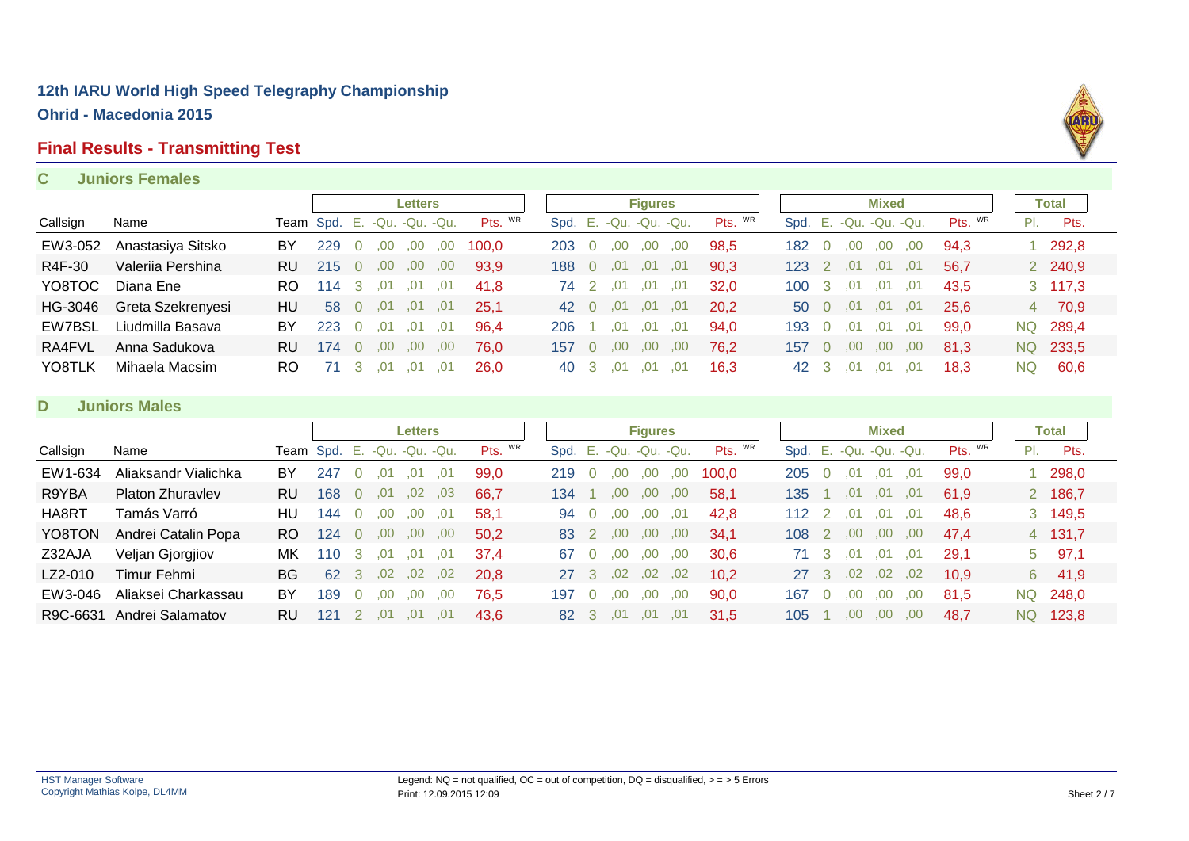# 12th IARU World High Speed Telegraphy Championship

## Ohrid - Macedonia 2015

## Final Results - Transmitting Test

### C Juniors Females

| | | | Letters | | | | | | Figures | | | | | | Mixed | | | | | | Total | |
|---|---|---|---|---|---|---|---|---|---|---|---|---|---|---|---|---|---|---|---|---|---|---|
| Callsign | Name | Team | Spd. | E. | -Qu. | -Qu. | -Qu. | Pts. WR | Spd. | E. | -Qu. | -Qu. | -Qu. | Pts. WR | Spd. | E. | -Qu. | -Qu. | -Qu. | Pts. WR | Pl. | Pts. |
| EW3-052 | Anastasiya Sitsko | BY | 229 | 0 | ,00 | ,00 | ,00 | 100,0 | 203 | 0 | ,00 | ,00 | ,00 | 98,5 | 182 | 0 | ,00 | ,00 | ,00 | 94,3 | 1 | 292,8 |
| R4F-30 | Valeriia Pershina | RU | 215 | 0 | ,00 | ,00 | ,00 | 93,9 | 188 | 0 | ,01 | ,01 | ,01 | 90,3 | 123 | 2 | ,01 | ,01 | ,01 | 56,7 | 2 | 240,9 |
| YO8TOC | Diana Ene | RO | 114 | 3 | ,01 | ,01 | ,01 | 41,8 | 74 | 2 | ,01 | ,01 | ,01 | 32,0 | 100 | 3 | ,01 | ,01 | ,01 | 43,5 | 3 | 117,3 |
| HG-3046 | Greta Szekrenyesi | HU | 58 | 0 | ,01 | ,01 | ,01 | 25,1 | 42 | 0 | ,01 | ,01 | ,01 | 20,2 | 50 | 0 | ,01 | ,01 | ,01 | 25,6 | 4 | 70,9 |
| EW7BSL | Liudmilla Basava | BY | 223 | 0 | ,01 | ,01 | ,01 | 96,4 | 206 | 1 | ,01 | ,01 | ,01 | 94,0 | 193 | 0 | ,01 | ,01 | ,01 | 99,0 | NQ | 289,4 |
| RA4FVL | Anna Sadukova | RU | 174 | 0 | ,00 | ,00 | ,00 | 76,0 | 157 | 0 | ,00 | ,00 | ,00 | 76,2 | 157 | 0 | ,00 | ,00 | ,00 | 81,3 | NQ | 233,5 |
| YO8TLK | Mihaela Macsim | RO | 71 | 3 | ,01 | ,01 | ,01 | 26,0 | 40 | 3 | ,01 | ,01 | ,01 | 16,3 | 42 | 3 | ,01 | ,01 | ,01 | 18,3 | NQ | 60,6 |

### D Juniors Males

| | | | Letters | | | | | | Figures | | | | | | Mixed | | | | | | Total | |
|---|---|---|---|---|---|---|---|---|---|---|---|---|---|---|---|---|---|---|---|---|---|---|
| Callsign | Name | Team | Spd. | E. | -Qu. | -Qu. | -Qu. | Pts. WR | Spd. | E. | -Qu. | -Qu. | -Qu. | Pts. WR | Spd. | E. | -Qu. | -Qu. | -Qu. | Pts. WR | Pl. | Pts. |
| EW1-634 | Aliaksandr Vialichka | BY | 247 | 0 | ,01 | ,01 | ,01 | 99,0 | 219 | 0 | ,00 | ,00 | ,00 | 100,0 | 205 | 0 | ,01 | ,01 | ,01 | 99,0 | 1 | 298,0 |
| R9YBA | Platon Zhuravlev | RU | 168 | 0 | ,01 | ,02 | ,03 | 66,7 | 134 | 1 | ,00 | ,00 | ,00 | 58,1 | 135 | 1 | ,01 | ,01 | ,01 | 61,9 | 2 | 186,7 |
| HA8RT | Tamás Varró | HU | 144 | 0 | ,00 | ,00 | ,01 | 58,1 | 94 | 0 | ,00 | ,00 | ,01 | 42,8 | 112 | 2 | ,01 | ,01 | ,01 | 48,6 | 3 | 149,5 |
| YO8TON | Andrei Catalin Popa | RO | 124 | 0 | ,00 | ,00 | ,00 | 50,2 | 83 | 2 | ,00 | ,00 | ,00 | 34,1 | 108 | 2 | ,00 | ,00 | ,00 | 47,4 | 4 | 131,7 |
| Z32AJA | Veljan Gjorgjiov | MK | 110 | 3 | ,01 | ,01 | ,01 | 37,4 | 67 | 0 | ,00 | ,00 | ,00 | 30,6 | 71 | 3 | ,01 | ,01 | ,01 | 29,1 | 5 | 97,1 |
| LZ2-010 | Timur Fehmi | BG | 62 | 3 | ,02 | ,02 | ,02 | 20,8 | 27 | 3 | ,02 | ,02 | ,02 | 10,2 | 27 | 3 | ,02 | ,02 | ,02 | 10,9 | 6 | 41,9 |
| EW3-046 | Aliaksei Charkassau | BY | 189 | 0 | ,00 | ,00 | ,00 | 76,5 | 197 | 0 | ,00 | ,00 | ,00 | 90,0 | 167 | 0 | ,00 | ,00 | ,00 | 81,5 | NQ | 248,0 |
| R9C-6631 | Andrei Salamatov | RU | 121 | 2 | ,01 | ,01 | ,01 | 43,6 | 82 | 3 | ,01 | ,01 | ,01 | 31,5 | 105 | 1 | ,00 | ,00 | ,00 | 48,7 | NQ | 123,8 |

HST Manager Software
Copyright Mathias Kolpe, DL4MM

Legend: NQ = not qualified, OC = out of competition, DQ = disqualified, > = > 5 Errors
Print: 12.09.2015 12:09

Sheet 2 / 7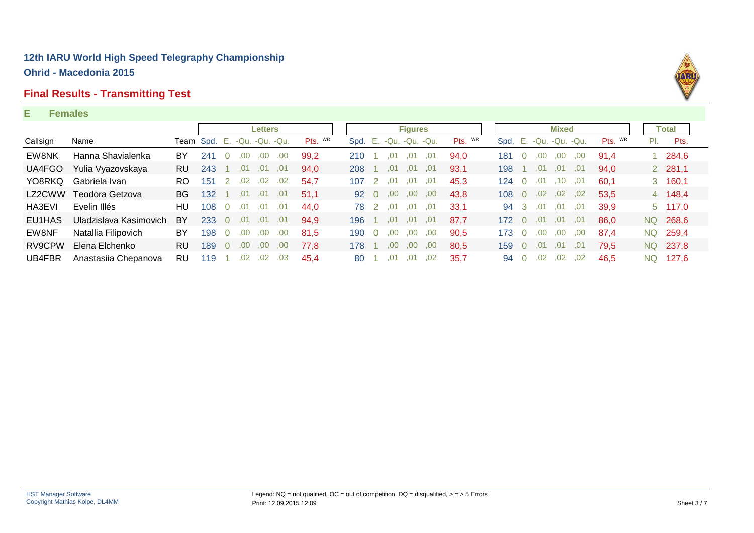## 12th IARU World High Speed Telegraphy Championship

**Ohrid - Macedonia 2015**

## Final Results - Transmitting Test

### E Females

| | | | Letters | | | | | | Figures | | | | | | Mixed | | | | | | Total | |
|---|---|---|---|---|---|---|---|---|---|---|---|---|---|---|---|---|---|---|---|---|---|---|
| Callsign | Name | Team | Spd. | E. | -Qu. | -Qu. | -Qu. | Pts. WR | Spd. | E. | -Qu. | -Qu. | -Qu. | Pts. WR | Spd. | E. | -Qu. | -Qu. | -Qu. | Pts. WR | Pl. | Pts. |
| EW8NK | Hanna Shavialenka | BY | 241 | 0 | ,00 | ,00 | ,00 | 99,2 | 210 | 1 | ,01 | ,01 | ,01 | 94,0 | 181 | 0 | ,00 | ,00 | ,00 | 91,4 | 1 | 284,6 |
| UA4FGO | Yulia Vyazovskaya | RU | 243 | 1 | ,01 | ,01 | ,01 | 94,0 | 208 | 1 | ,01 | ,01 | ,01 | 93,1 | 198 | 1 | ,01 | ,01 | ,01 | 94,0 | 2 | 281,1 |
| YO8RKQ | Gabriela Ivan | RO | 151 | 2 | ,02 | ,02 | ,02 | 54,7 | 107 | 2 | ,01 | ,01 | ,01 | 45,3 | 124 | 0 | ,01 | ,10 | ,01 | 60,1 | 3 | 160,1 |
| LZ2CWW | Teodora Getzova | BG | 132 | 1 | ,01 | ,01 | ,01 | 51,1 | 92 | 0 | ,00 | ,00 | ,00 | 43,8 | 108 | 0 | ,02 | ,02 | ,02 | 53,5 | 4 | 148,4 |
| HA3EVI | Evelin Illés | HU | 108 | 0 | ,01 | ,01 | ,01 | 44,0 | 78 | 2 | ,01 | ,01 | ,01 | 33,1 | 94 | 3 | ,01 | ,01 | ,01 | 39,9 | 5 | 117,0 |
| EU1HAS | Uladzislava Kasimovich | BY | 233 | 0 | ,01 | ,01 | ,01 | 94,9 | 196 | 1 | ,01 | ,01 | ,01 | 87,7 | 172 | 0 | ,01 | ,01 | ,01 | 86,0 | NQ | 268,6 |
| EW8NF | Natallia Filipovich | BY | 198 | 0 | ,00 | ,00 | ,00 | 81,5 | 190 | 0 | ,00 | ,00 | ,00 | 90,5 | 173 | 0 | ,00 | ,00 | ,00 | 87,4 | NQ | 259,4 |
| RV9CPW | Elena Elchenko | RU | 189 | 0 | ,00 | ,00 | ,00 | 77,8 | 178 | 1 | ,00 | ,00 | ,00 | 80,5 | 159 | 0 | ,01 | ,01 | ,01 | 79,5 | NQ | 237,8 |
| UB4FBR | Anastasiia Chepanova | RU | 119 | 1 | ,02 | ,02 | ,03 | 45,4 | 80 | 1 | ,01 | ,01 | ,02 | 35,7 | 94 | 0 | ,02 | ,02 | ,02 | 46,5 | NQ | 127,6 |

HST Manager Software
Copyright Mathias Kolpe, DL4MM

Legend: NQ = not qualified, OC = out of competition, DQ = disqualified, > = > 5 Errors
Print: 12.09.2015 12:09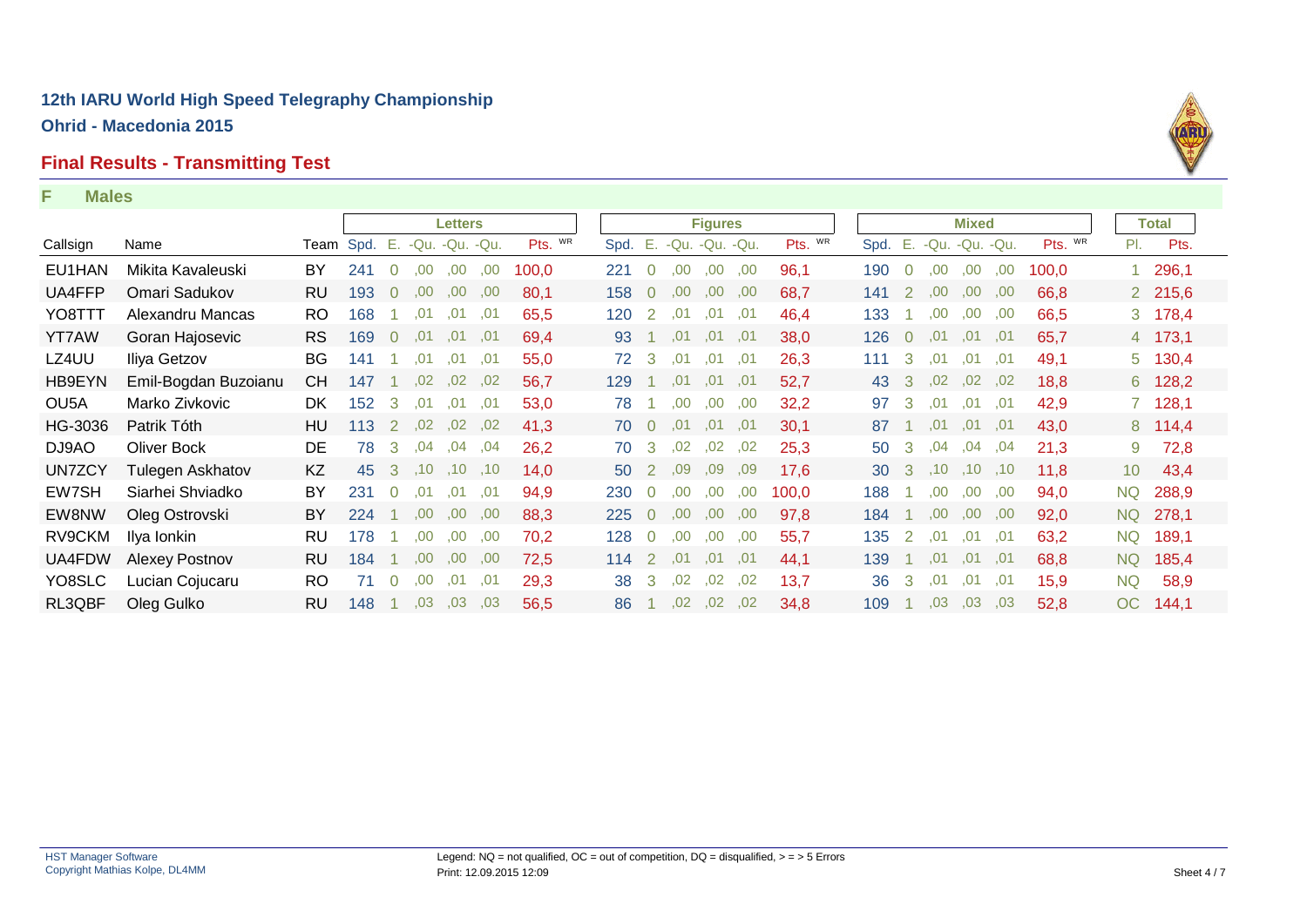# 12th IARU World High Speed Telegraphy Championship

**Ohrid - Macedonia 2015**

## Final Results - Transmitting Test

### F Males

| | | | Letters | | | | | | Figures | | | | | | Mixed | | | | | | Total | |
|---|---|---|---|---|---|---|---|---|---|---|---|---|---|---|---|---|---|---|---|---|---|---|
| Callsign | Name | Team | Spd. | E. | -Qu. | -Qu. | -Qu. | Pts. WR | Spd. | E. | -Qu. | -Qu. | -Qu. | Pts. WR | Spd. | E. | -Qu. | -Qu. | -Qu. | Pts. WR | Pl. | Pts. |
| EU1HAN | Mikita Kavaleuski | BY | 241 | 0 | ,00 | ,00 | ,00 | 100,0 | 221 | 0 | ,00 | ,00 | ,00 | 96,1 | 190 | 0 | ,00 | ,00 | ,00 | 100,0 | 1 | 296,1 |
| UA4FFP | Omari Sadukov | RU | 193 | 0 | ,00 | ,00 | ,00 | 80,1 | 158 | 0 | ,00 | ,00 | ,00 | 68,7 | 141 | 2 | ,00 | ,00 | ,00 | 66,8 | 2 | 215,6 |
| YO8TTT | Alexandru Mancas | RO | 168 | 1 | ,01 | ,01 | ,01 | 65,5 | 120 | 2 | ,01 | ,01 | ,01 | 46,4 | 133 | 1 | ,00 | ,00 | ,00 | 66,5 | 3 | 178,4 |
| YT7AW | Goran Hajosevic | RS | 169 | 0 | ,01 | ,01 | ,01 | 69,4 | 93 | 1 | ,01 | ,01 | ,01 | 38,0 | 126 | 0 | ,01 | ,01 | ,01 | 65,7 | 4 | 173,1 |
| LZ4UU | Iliya Getzov | BG | 141 | 1 | ,01 | ,01 | ,01 | 55,0 | 72 | 3 | ,01 | ,01 | ,01 | 26,3 | 111 | 3 | ,01 | ,01 | ,01 | 49,1 | 5 | 130,4 |
| HB9EYN | Emil-Bogdan Buzoianu | CH | 147 | 1 | ,02 | ,02 | ,02 | 56,7 | 129 | 1 | ,01 | ,01 | ,01 | 52,7 | 43 | 3 | ,02 | ,02 | ,02 | 18,8 | 6 | 128,2 |
| OU5A | Marko Zivkovic | DK | 152 | 3 | ,01 | ,01 | ,01 | 53,0 | 78 | 1 | ,00 | ,00 | ,00 | 32,2 | 97 | 3 | ,01 | ,01 | ,01 | 42,9 | 7 | 128,1 |
| HG-3036 | Patrik Tóth | HU | 113 | 2 | ,02 | ,02 | ,02 | 41,3 | 70 | 0 | ,01 | ,01 | ,01 | 30,1 | 87 | 1 | ,01 | ,01 | ,01 | 43,0 | 8 | 114,4 |
| DJ9AO | Oliver Bock | DE | 78 | 3 | ,04 | ,04 | ,04 | 26,2 | 70 | 3 | ,02 | ,02 | ,02 | 25,3 | 50 | 3 | ,04 | ,04 | ,04 | 21,3 | 9 | 72,8 |
| UN7ZCY | Tulegen Askhatov | KZ | 45 | 3 | ,10 | ,10 | ,10 | 14,0 | 50 | 2 | ,09 | ,09 | ,09 | 17,6 | 30 | 3 | ,10 | ,10 | ,10 | 11,8 | 10 | 43,4 |
| EW7SH | Siarhei Shviadko | BY | 231 | 0 | ,01 | ,01 | ,01 | 94,9 | 230 | 0 | ,00 | ,00 | ,00 | 100,0 | 188 | 1 | ,00 | ,00 | ,00 | 94,0 | NQ | 288,9 |
| EW8NW | Oleg Ostrovski | BY | 224 | 1 | ,00 | ,00 | ,00 | 88,3 | 225 | 0 | ,00 | ,00 | ,00 | 97,8 | 184 | 1 | ,00 | ,00 | ,00 | 92,0 | NQ | 278,1 |
| RV9CKM | Ilya Ionkin | RU | 178 | 1 | ,00 | ,00 | ,00 | 70,2 | 128 | 0 | ,00 | ,00 | ,00 | 55,7 | 135 | 2 | ,01 | ,01 | ,01 | 63,2 | NQ | 189,1 |
| UA4FDW | Alexey Postnov | RU | 184 | 1 | ,00 | ,00 | ,00 | 72,5 | 114 | 2 | ,01 | ,01 | ,01 | 44,1 | 139 | 1 | ,01 | ,01 | ,01 | 68,8 | NQ | 185,4 |
| YO8SLC | Lucian Cojucaru | RO | 71 | 0 | ,00 | ,01 | ,01 | 29,3 | 38 | 3 | ,02 | ,02 | ,02 | 13,7 | 36 | 3 | ,01 | ,01 | ,01 | 15,9 | NQ | 58,9 |
| RL3QBF | Oleg Gulko | RU | 148 | 1 | ,03 | ,03 | ,03 | 56,5 | 86 | 1 | ,02 | ,02 | ,02 | 34,8 | 109 | 1 | ,03 | ,03 | ,03 | 52,8 | OC | 144,1 |

HST Manager Software
Copyright Mathias Kolpe, DL4MM

Legend: NQ = not qualified, OC = out of competition, DQ = disqualified, > = > 5 Errors
Print: 12.09.2015 12:09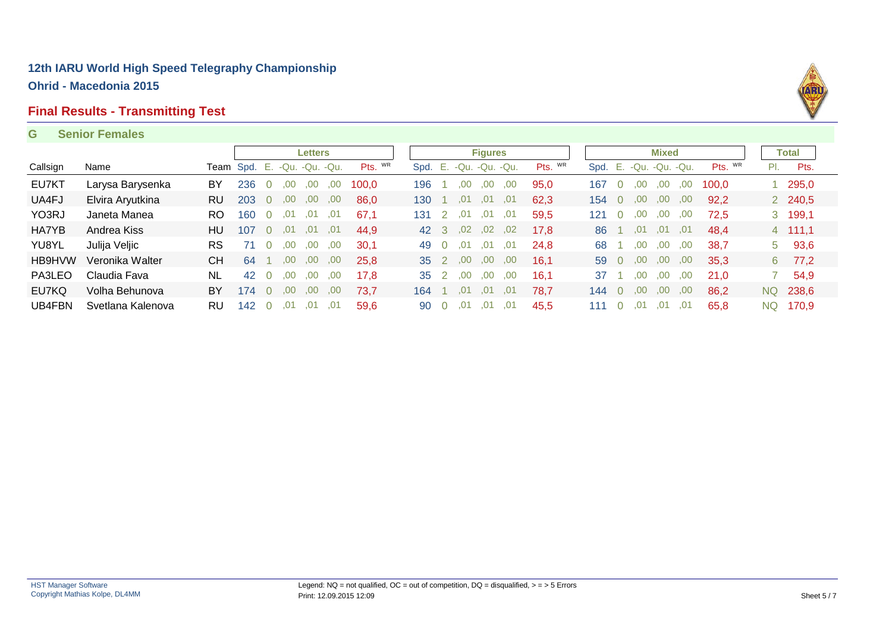## 12th IARU World High Speed Telegraphy Championship

**Ohrid - Macedonia 2015**

## Final Results - Transmitting Test

### G Senior Females

| | | | Letters | | | | | | Figures | | | | | | Mixed | | | | | | Total | |
|---|---|---|---|---|---|---|---|---|---|---|---|---|---|---|---|---|---|---|---|---|---|---|
| Callsign | Name | Team | Spd. | E. | -Qu. | -Qu. | -Qu. | Pts. WR | Spd. | E. | -Qu. | -Qu. | -Qu. | Pts. WR | Spd. | E. | -Qu. | -Qu. | -Qu. | Pts. WR | Pl. | Pts. |
| EU7KT | Larysa Barysenka | BY | 236 | 0 | ,00 | ,00 | ,00 | 100,0 | 196 | 1 | ,00 | ,00 | ,00 | 95,0 | 167 | 0 | ,00 | ,00 | ,00 | 100,0 | 1 | 295,0 |
| UA4FJ | Elvira Aryutkina | RU | 203 | 0 | ,00 | ,00 | ,00 | 86,0 | 130 | 1 | ,01 | ,01 | ,01 | 62,3 | 154 | 0 | ,00 | ,00 | ,00 | 92,2 | 2 | 240,5 |
| YO3RJ | Janeta Manea | RO | 160 | 0 | ,01 | ,01 | ,01 | 67,1 | 131 | 2 | ,01 | ,01 | ,01 | 59,5 | 121 | 0 | ,00 | ,00 | ,00 | 72,5 | 3 | 199,1 |
| HA7YB | Andrea Kiss | HU | 107 | 0 | ,01 | ,01 | ,01 | 44,9 | 42 | 3 | ,02 | ,02 | ,02 | 17,8 | 86 | 1 | ,01 | ,01 | ,01 | 48,4 | 4 | 111,1 |
| YU8YL | Julija Veljic | RS | 71 | 0 | ,00 | ,00 | ,00 | 30,1 | 49 | 0 | ,01 | ,01 | ,01 | 24,8 | 68 | 1 | ,00 | ,00 | ,00 | 38,7 | 5 | 93,6 |
| HB9HVW | Veronika Walter | CH | 64 | 1 | ,00 | ,00 | ,00 | 25,8 | 35 | 2 | ,00 | ,00 | ,00 | 16,1 | 59 | 0 | ,00 | ,00 | ,00 | 35,3 | 6 | 77,2 |
| PA3LEO | Claudia Fava | NL | 42 | 0 | ,00 | ,00 | ,00 | 17,8 | 35 | 2 | ,00 | ,00 | ,00 | 16,1 | 37 | 1 | ,00 | ,00 | ,00 | 21,0 | 7 | 54,9 |
| EU7KQ | Volha Behunova | BY | 174 | 0 | ,00 | ,00 | ,00 | 73,7 | 164 | 1 | ,01 | ,01 | ,01 | 78,7 | 144 | 0 | ,00 | ,00 | ,00 | 86,2 | NQ | 238,6 |
| UB4FBN | Svetlana Kalenova | RU | 142 | 0 | ,01 | ,01 | ,01 | 59,6 | 90 | 0 | ,01 | ,01 | ,01 | 45,5 | 111 | 0 | ,01 | ,01 | ,01 | 65,8 | NQ | 170,9 |

HST Manager Software
Copyright Mathias Kolpe, DL4MM

Legend: NQ = not qualified, OC = out of competition, DQ = disqualified, > = > 5 Errors
Print: 12.09.2015 12:09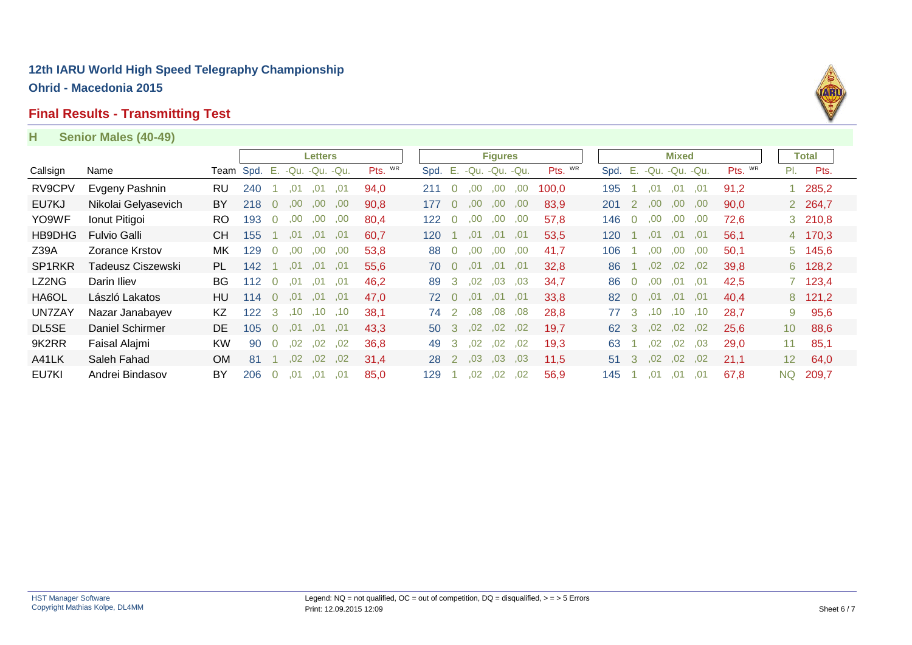# 12th IARU World High Speed Telegraphy Championship

## Ohrid - Macedonia 2015

## Final Results - Transmitting Test

### H Senior Males (40-49)

| | | | Letters | | | | | | Figures | | | | | | Mixed | | | | | | Total | |
|---|---|---|---|---|---|---|---|---|---|---|---|---|---|---|---|---|---|---|---|---|---|---|
| Callsign | Name | Team | Spd. | E. | -Qu. | -Qu. | -Qu. | Pts. WR | Spd. | E. | -Qu. | -Qu. | -Qu. | Pts. WR | Spd. | E. | -Qu. | -Qu. | -Qu. | Pts. WR | Pl. | Pts. |
| RV9CPV | Evgeny Pashnin | RU | 240 | 1 | ,01 | ,01 | ,01 | 94,0 | 211 | 0 | ,00 | ,00 | ,00 | 100,0 | 195 | 1 | ,01 | ,01 | ,01 | 91,2 | 1 | 285,2 |
| EU7KJ | Nikolai Gelyasevich | BY | 218 | 0 | ,00 | ,00 | ,00 | 90,8 | 177 | 0 | ,00 | ,00 | ,00 | 83,9 | 201 | 2 | ,00 | ,00 | ,00 | 90,0 | 2 | 264,7 |
| YO9WF | Ionut Pitigoi | RO | 193 | 0 | ,00 | ,00 | ,00 | 80,4 | 122 | 0 | ,00 | ,00 | ,00 | 57,8 | 146 | 0 | ,00 | ,00 | ,00 | 72,6 | 3 | 210,8 |
| HB9DHG | Fulvio Galli | CH | 155 | 1 | ,01 | ,01 | ,01 | 60,7 | 120 | 1 | ,01 | ,01 | ,01 | 53,5 | 120 | 1 | ,01 | ,01 | ,01 | 56,1 | 4 | 170,3 |
| Z39A | Zorance Krstov | MK | 129 | 0 | ,00 | ,00 | ,00 | 53,8 | 88 | 0 | ,00 | ,00 | ,00 | 41,7 | 106 | 1 | ,00 | ,00 | ,00 | 50,1 | 5 | 145,6 |
| SP1RKR | Tadeusz Ciszewski | PL | 142 | 1 | ,01 | ,01 | ,01 | 55,6 | 70 | 0 | ,01 | ,01 | ,01 | 32,8 | 86 | 1 | ,02 | ,02 | ,02 | 39,8 | 6 | 128,2 |
| LZ2NG | Darin Iliev | BG | 112 | 0 | ,01 | ,01 | ,01 | 46,2 | 89 | 3 | ,02 | ,03 | ,03 | 34,7 | 86 | 0 | ,00 | ,01 | ,01 | 42,5 | 7 | 123,4 |
| HA6OL | László Lakatos | HU | 114 | 0 | ,01 | ,01 | ,01 | 47,0 | 72 | 0 | ,01 | ,01 | ,01 | 33,8 | 82 | 0 | ,01 | ,01 | ,01 | 40,4 | 8 | 121,2 |
| UN7ZAY | Nazar Janabayev | KZ | 122 | 3 | ,10 | ,10 | ,10 | 38,1 | 74 | 2 | ,08 | ,08 | ,08 | 28,8 | 77 | 3 | ,10 | ,10 | ,10 | 28,7 | 9 | 95,6 |
| DL5SE | Daniel Schirmer | DE | 105 | 0 | ,01 | ,01 | ,01 | 43,3 | 50 | 3 | ,02 | ,02 | ,02 | 19,7 | 62 | 3 | ,02 | ,02 | ,02 | 25,6 | 10 | 88,6 |
| 9K2RR | Faisal Alajmi | KW | 90 | 0 | ,02 | ,02 | ,02 | 36,8 | 49 | 3 | ,02 | ,02 | ,02 | 19,3 | 63 | 1 | ,02 | ,02 | ,03 | 29,0 | 11 | 85,1 |
| A41LK | Saleh Fahad | OM | 81 | 1 | ,02 | ,02 | ,02 | 31,4 | 28 | 2 | ,03 | ,03 | ,03 | 11,5 | 51 | 3 | ,02 | ,02 | ,02 | 21,1 | 12 | 64,0 |
| EU7KI | Andrei Bindasov | BY | 206 | 0 | ,01 | ,01 | ,01 | 85,0 | 129 | 1 | ,02 | ,02 | ,02 | 56,9 | 145 | 1 | ,01 | ,01 | ,01 | 67,8 | NQ | 209,7 |

HST Manager Software
Copyright Mathias Kolpe, DL4MM

Legend: NQ = not qualified, OC = out of competition, DQ = disqualified, > = > 5 Errors
Print: 12.09.2015 12:09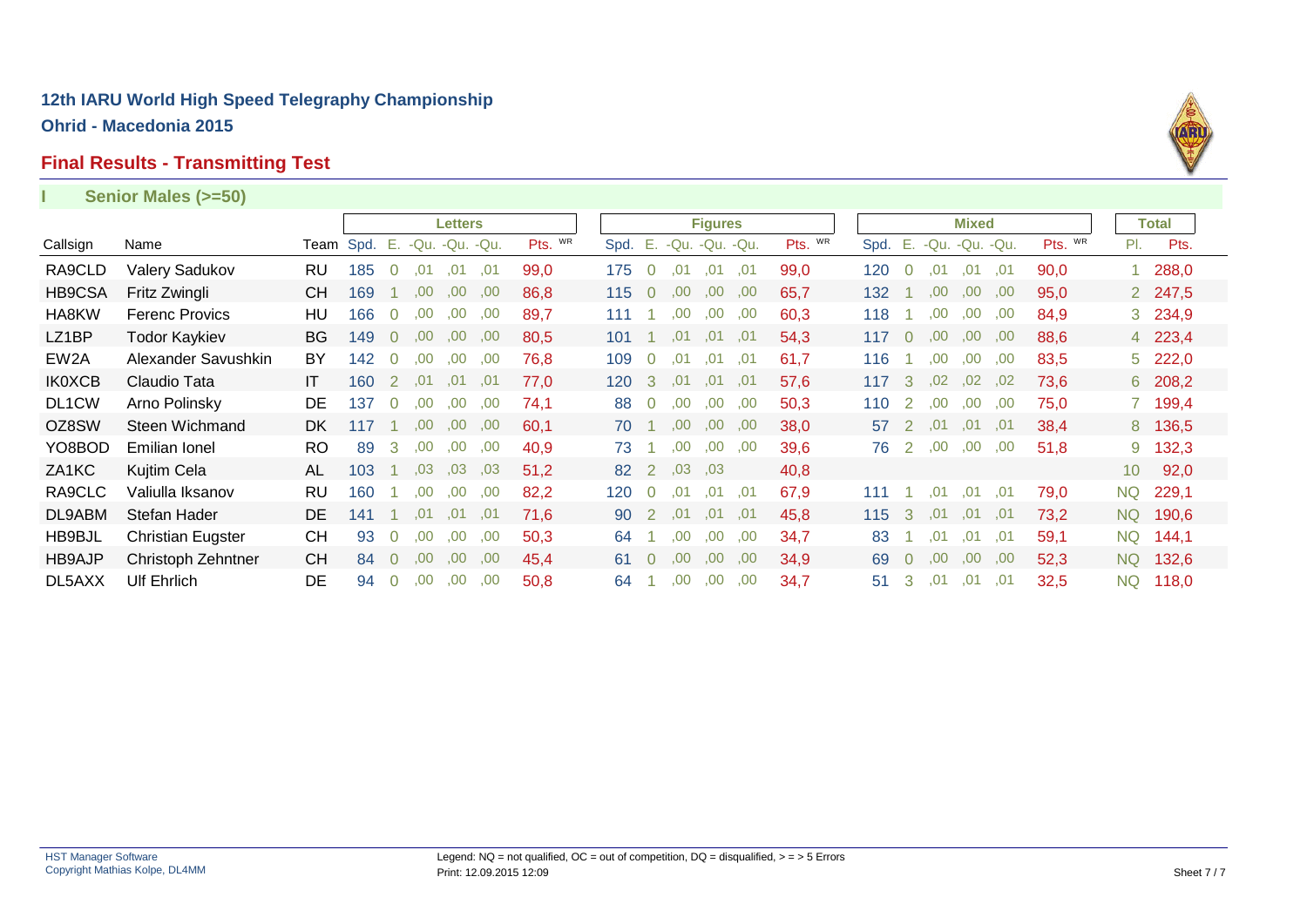## 12th IARU World High Speed Telegraphy Championship

**Ohrid - Macedonia 2015**

## Final Results - Transmitting Test

### I Senior Males (>=50)

| | | | Letters | | | | | | Figures | | | | | | Mixed | | | | | | Total | |
|---|---|---|---|---|---|---|---|---|---|---|---|---|---|---|---|---|---|---|---|---|---|---|
| Callsign | Name | Team | Spd. | E. | -Qu. | -Qu. | -Qu. | Pts. WR | Spd. | E. | -Qu. | -Qu. | -Qu. | Pts. WR | Spd. | E. | -Qu. | -Qu. | -Qu. | Pts. WR | Pl. | Pts. |
| RA9CLD | Valery Sadukov | RU | 185 | 0 | ,01 | ,01 | ,01 | 99,0 | 175 | 0 | ,01 | ,01 | ,01 | 99,0 | 120 | 0 | ,01 | ,01 | ,01 | 90,0 | 1 | 288,0 |
| HB9CSA | Fritz Zwingli | CH | 169 | 1 | ,00 | ,00 | ,00 | 86,8 | 115 | 0 | ,00 | ,00 | ,00 | 65,7 | 132 | 1 | ,00 | ,00 | ,00 | 95,0 | 2 | 247,5 |
| HA8KW | Ferenc Provics | HU | 166 | 0 | ,00 | ,00 | ,00 | 89,7 | 111 | 1 | ,00 | ,00 | ,00 | 60,3 | 118 | 1 | ,00 | ,00 | ,00 | 84,9 | 3 | 234,9 |
| LZ1BP | Todor Kaykiev | BG | 149 | 0 | ,00 | ,00 | ,00 | 80,5 | 101 | 1 | ,01 | ,01 | ,01 | 54,3 | 117 | 0 | ,00 | ,00 | ,00 | 88,6 | 4 | 223,4 |
| EW2A | Alexander Savushkin | BY | 142 | 0 | ,00 | ,00 | ,00 | 76,8 | 109 | 0 | ,01 | ,01 | ,01 | 61,7 | 116 | 1 | ,00 | ,00 | ,00 | 83,5 | 5 | 222,0 |
| IK0XCB | Claudio Tata | IT | 160 | 2 | ,01 | ,01 | ,01 | 77,0 | 120 | 3 | ,01 | ,01 | ,01 | 57,6 | 117 | 3 | ,02 | ,02 | ,02 | 73,6 | 6 | 208,2 |
| DL1CW | Arno Polinsky | DE | 137 | 0 | ,00 | ,00 | ,00 | 74,1 | 88 | 0 | ,00 | ,00 | ,00 | 50,3 | 110 | 2 | ,00 | ,00 | ,00 | 75,0 | 7 | 199,4 |
| OZ8SW | Steen Wichmand | DK | 117 | 1 | ,00 | ,00 | ,00 | 60,1 | 70 | 1 | ,00 | ,00 | ,00 | 38,0 | 57 | 2 | ,01 | ,01 | ,01 | 38,4 | 8 | 136,5 |
| YO8BOD | Emilian Ionel | RO | 89 | 3 | ,00 | ,00 | ,00 | 40,9 | 73 | 1 | ,00 | ,00 | ,00 | 39,6 | 76 | 2 | ,00 | ,00 | ,00 | 51,8 | 9 | 132,3 |
| ZA1KC | Kujtim Cela | AL | 103 | 1 | ,03 | ,03 | ,03 | 51,2 | 82 | 2 | ,03 | ,03 | | 40,8 | | | | | | | 10 | 92,0 |
| RA9CLC | Valiulla Iksanov | RU | 160 | 1 | ,00 | ,00 | ,00 | 82,2 | 120 | 0 | ,01 | ,01 | ,01 | 67,9 | 111 | 1 | ,01 | ,01 | ,01 | 79,0 | NQ | 229,1 |
| DL9ABM | Stefan Hader | DE | 141 | 1 | ,01 | ,01 | ,01 | 71,6 | 90 | 2 | ,01 | ,01 | ,01 | 45,8 | 115 | 3 | ,01 | ,01 | ,01 | 73,2 | NQ | 190,6 |
| HB9BJL | Christian Eugster | CH | 93 | 0 | ,00 | ,00 | ,00 | 50,3 | 64 | 1 | ,00 | ,00 | ,00 | 34,7 | 83 | 1 | ,01 | ,01 | ,01 | 59,1 | NQ | 144,1 |
| HB9AJP | Christoph Zehntner | CH | 84 | 0 | ,00 | ,00 | ,00 | 45,4 | 61 | 0 | ,00 | ,00 | ,00 | 34,9 | 69 | 0 | ,00 | ,00 | ,00 | 52,3 | NQ | 132,6 |
| DL5AXX | Ulf Ehrlich | DE | 94 | 0 | ,00 | ,00 | ,00 | 50,8 | 64 | 1 | ,00 | ,00 | ,00 | 34,7 | 51 | 3 | ,01 | ,01 | ,01 | 32,5 | NQ | 118,0 |

HST Manager Software
Copyright Mathias Kolpe, DL4MM

Legend: NQ = not qualified, OC = out of competition, DQ = disqualified, > = > 5 Errors
Print: 12.09.2015 12:09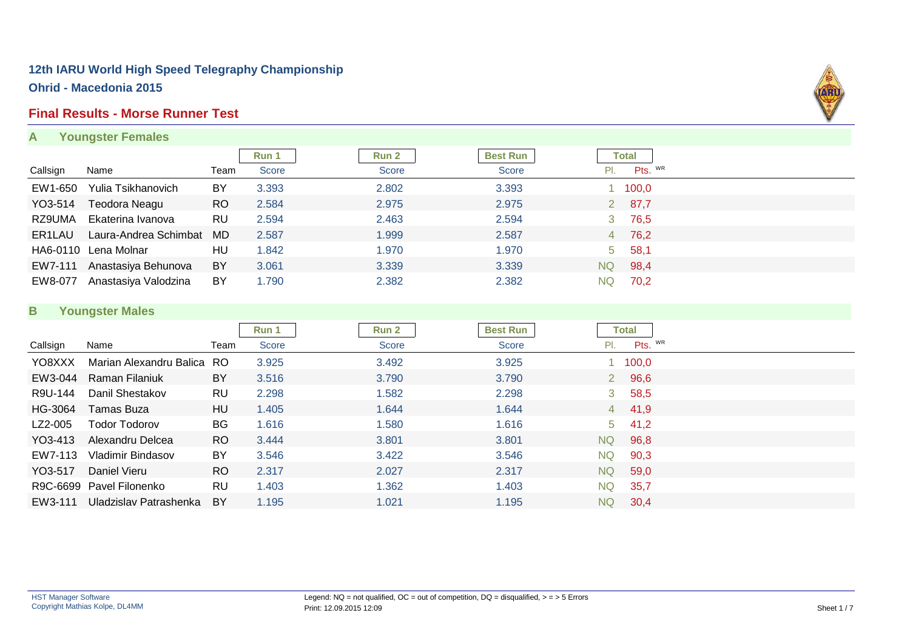# 12th IARU World High Speed Telegraphy Championship

## Ohrid - Macedonia 2015

## Final Results - Morse Runner Test

### A Youngster Females

| Callsign | Name | Team | Run 1 Score | Run 2 Score | Best Run Score | Total Pl. | Total Pts. WR |
|---|---|---|---|---|---|---|---|
| EW1-650 | Yulia Tsikhanovich | BY | 3.393 | 2.802 | 3.393 | 1 | 100,0 |
| YO3-514 | Teodora Neagu | RO | 2.584 | 2.975 | 2.975 | 2 | 87,7 |
| RZ9UMA | Ekaterina Ivanova | RU | 2.594 | 2.463 | 2.594 | 3 | 76,5 |
| ER1LAU | Laura-Andrea Schimbat | MD | 2.587 | 1.999 | 2.587 | 4 | 76,2 |
| HA6-0110 | Lena Molnar | HU | 1.842 | 1.970 | 1.970 | 5 | 58,1 |
| EW7-111 | Anastasiya Behunova | BY | 3.061 | 3.339 | 3.339 | NQ | 98,4 |
| EW8-077 | Anastasiya Valodzina | BY | 1.790 | 2.382 | 2.382 | NQ | 70,2 |

### B Youngster Males

| Callsign | Name | Team | Run 1 Score | Run 2 Score | Best Run Score | Total Pl. | Total Pts. WR |
|---|---|---|---|---|---|---|---|
| YO8XXX | Marian Alexandru Balica | RO | 3.925 | 3.492 | 3.925 | 1 | 100,0 |
| EW3-044 | Raman Filaniuk | BY | 3.516 | 3.790 | 3.790 | 2 | 96,6 |
| R9U-144 | Danil Shestakov | RU | 2.298 | 1.582 | 2.298 | 3 | 58,5 |
| HG-3064 | Tamas Buza | HU | 1.405 | 1.644 | 1.644 | 4 | 41,9 |
| LZ2-005 | Todor Todorov | BG | 1.616 | 1.580 | 1.616 | 5 | 41,2 |
| YO3-413 | Alexandru Delcea | RO | 3.444 | 3.801 | 3.801 | NQ | 96,8 |
| EW7-113 | Vladimir Bindasov | BY | 3.546 | 3.422 | 3.546 | NQ | 90,3 |
| YO3-517 | Daniel Vieru | RO | 2.317 | 2.027 | 2.317 | NQ | 59,0 |
| R9C-6699 | Pavel Filonenko | RU | 1.403 | 1.362 | 1.403 | NQ | 35,7 |
| EW3-111 | Uladzislav Patrashenka | BY | 1.195 | 1.021 | 1.195 | NQ | 30,4 |

HST Manager Software
Copyright Mathias Kolpe, DL4MM

Legend: NQ = not qualified, OC = out of competition, DQ = disqualified, > = > 5 Errors
Print: 12.09.2015 12:09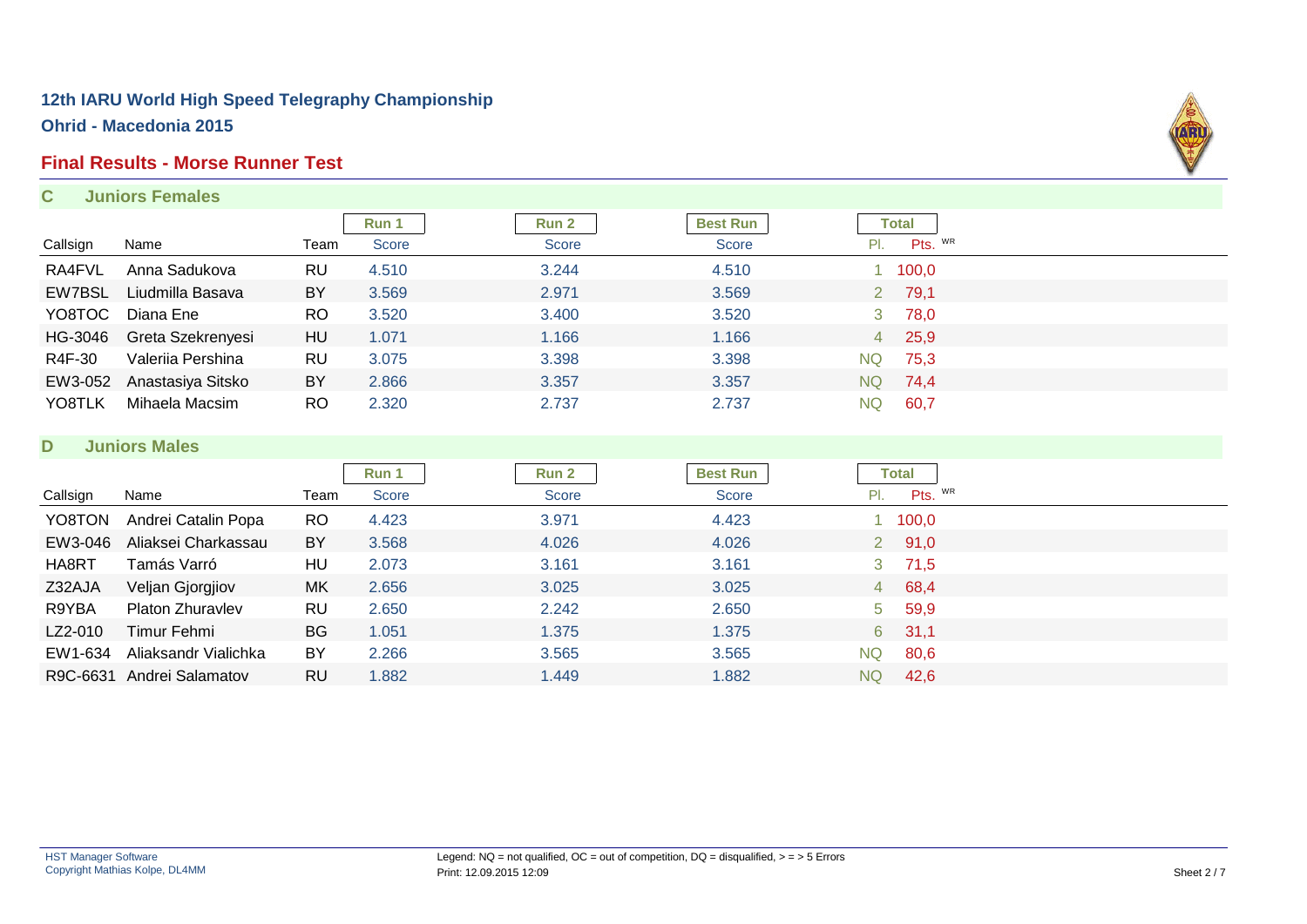## 12th IARU World High Speed Telegraphy Championship

### Ohrid - Macedonia 2015

### Final Results - Morse Runner Test

#### C Juniors Females

| Callsign | Name | Team | Run 1 Score | Run 2 Score | Best Run Score | Total Pl. | Total Pts. WR |
|---|---|---|---|---|---|---|---|
| RA4FVL | Anna Sadukova | RU | 4.510 | 3.244 | 4.510 | 1 | 100,0 |
| EW7BSL | Liudmilla Basava | BY | 3.569 | 2.971 | 3.569 | 2 | 79,1 |
| YO8TOC | Diana Ene | RO | 3.520 | 3.400 | 3.520 | 3 | 78,0 |
| HG-3046 | Greta Szekrenyesi | HU | 1.071 | 1.166 | 1.166 | 4 | 25,9 |
| R4F-30 | Valeriia Pershina | RU | 3.075 | 3.398 | 3.398 | NQ | 75,3 |
| EW3-052 | Anastasiya Sitsko | BY | 2.866 | 3.357 | 3.357 | NQ | 74,4 |
| YO8TLK | Mihaela Macsim | RO | 2.320 | 2.737 | 2.737 | NQ | 60,7 |

#### D Juniors Males

| Callsign | Name | Team | Run 1 Score | Run 2 Score | Best Run Score | Total Pl. | Total Pts. WR |
|---|---|---|---|---|---|---|---|
| YO8TON | Andrei Catalin Popa | RO | 4.423 | 3.971 | 4.423 | 1 | 100,0 |
| EW3-046 | Aliaksei Charkassau | BY | 3.568 | 4.026 | 4.026 | 2 | 91,0 |
| HA8RT | Tamás Varró | HU | 2.073 | 3.161 | 3.161 | 3 | 71,5 |
| Z32AJA | Veljan Gjorgjiov | MK | 2.656 | 3.025 | 3.025 | 4 | 68,4 |
| R9YBA | Platon Zhuravlev | RU | 2.650 | 2.242 | 2.650 | 5 | 59,9 |
| LZ2-010 | Timur Fehmi | BG | 1.051 | 1.375 | 1.375 | 6 | 31,1 |
| EW1-634 | Aliaksandr Vialichka | BY | 2.266 | 3.565 | 3.565 | NQ | 80,6 |
| R9C-6631 | Andrei Salamatov | RU | 1.882 | 1.449 | 1.882 | NQ | 42,6 |

HST Manager Software
Copyright Mathias Kolpe, DL4MM

Legend: NQ = not qualified, OC = out of competition, DQ = disqualified, > = > 5 Errors
Print: 12.09.2015 12:09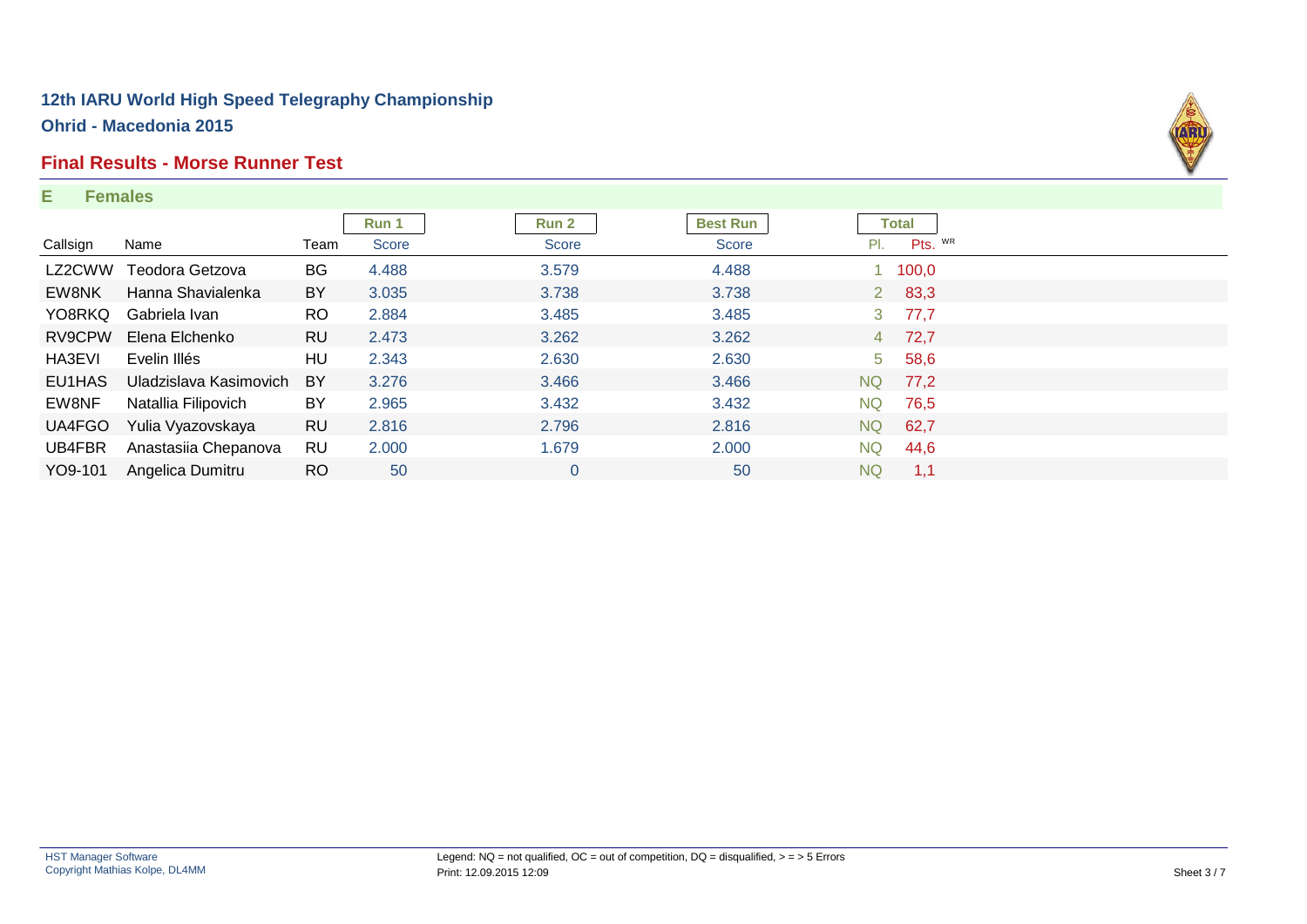## 12th IARU World High Speed Telegraphy Championship

### Ohrid - Macedonia 2015

### Final Results - Morse Runner Test

**E Females**

| | | | Run 1 | Run 2 | Best Run | Total | |
|---|---|---|---|---|---|---|---|
| Callsign | Name | Team | Score | Score | Score | Pl. | Pts. WR |
| LZ2CWW | Teodora Getzova | BG | 4.488 | 3.579 | 4.488 | 1 | 100,0 |
| EW8NK | Hanna Shavialenka | BY | 3.035 | 3.738 | 3.738 | 2 | 83,3 |
| YO8RKQ | Gabriela Ivan | RO | 2.884 | 3.485 | 3.485 | 3 | 77,7 |
| RV9CPW | Elena Elchenko | RU | 2.473 | 3.262 | 3.262 | 4 | 72,7 |
| HA3EVI | Evelin Illés | HU | 2.343 | 2.630 | 2.630 | 5 | 58,6 |
| EU1HAS | Uladzislava Kasimovich | BY | 3.276 | 3.466 | 3.466 | NQ | 77,2 |
| EW8NF | Natallia Filipovich | BY | 2.965 | 3.432 | 3.432 | NQ | 76,5 |
| UA4FGO | Yulia Vyazovskaya | RU | 2.816 | 2.796 | 2.816 | NQ | 62,7 |
| UB4FBR | Anastasiia Chepanova | RU | 2.000 | 1.679 | 2.000 | NQ | 44,6 |
| YO9-101 | Angelica Dumitru | RO | 50 | 0 | 50 | NQ | 1,1 |

HST Manager Software
Copyright Mathias Kolpe, DL4MM

Legend: NQ = not qualified, OC = out of competition, DQ = disqualified, > = > 5 Errors
Print: 12.09.2015 12:09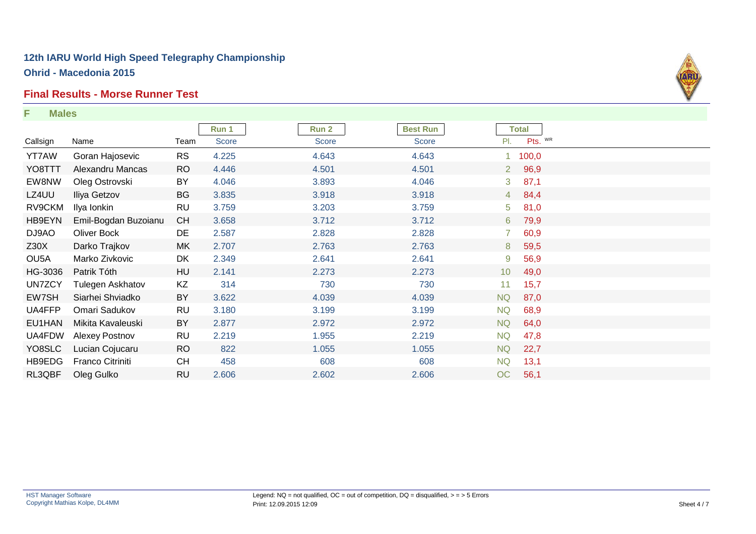## 12th IARU World High Speed Telegraphy Championship

## Ohrid - Macedonia 2015

### Final Results - Morse Runner Test

**F Males**

| Callsign | Name | Team | Run 1 Score | Run 2 Score | Best Run Score | Total Pl. | Total Pts. WR |
|---|---|---|---|---|---|---|---|
| YT7AW | Goran Hajosevic | RS | 4.225 | 4.643 | 4.643 | 1 | 100,0 |
| YO8TTT | Alexandru Mancas | RO | 4.446 | 4.501 | 4.501 | 2 | 96,9 |
| EW8NW | Oleg Ostrovski | BY | 4.046 | 3.893 | 4.046 | 3 | 87,1 |
| LZ4UU | Iliya Getzov | BG | 3.835 | 3.918 | 3.918 | 4 | 84,4 |
| RV9CKM | Ilya Ionkin | RU | 3.759 | 3.203 | 3.759 | 5 | 81,0 |
| HB9EYN | Emil-Bogdan Buzoianu | CH | 3.658 | 3.712 | 3.712 | 6 | 79,9 |
| DJ9AO | Oliver Bock | DE | 2.587 | 2.828 | 2.828 | 7 | 60,9 |
| Z30X | Darko Trajkov | MK | 2.707 | 2.763 | 2.763 | 8 | 59,5 |
| OU5A | Marko Zivkovic | DK | 2.349 | 2.641 | 2.641 | 9 | 56,9 |
| HG-3036 | Patrik Tóth | HU | 2.141 | 2.273 | 2.273 | 10 | 49,0 |
| UN7ZCY | Tulegen Askhatov | KZ | 314 | 730 | 730 | 11 | 15,7 |
| EW7SH | Siarhei Shviadko | BY | 3.622 | 4.039 | 4.039 | NQ | 87,0 |
| UA4FFP | Omari Sadukov | RU | 3.180 | 3.199 | 3.199 | NQ | 68,9 |
| EU1HAN | Mikita Kavaleuski | BY | 2.877 | 2.972 | 2.972 | NQ | 64,0 |
| UA4FDW | Alexey Postnov | RU | 2.219 | 1.955 | 2.219 | NQ | 47,8 |
| YO8SLC | Lucian Cojucaru | RO | 822 | 1.055 | 1.055 | NQ | 22,7 |
| HB9EDG | Franco Citriniti | CH | 458 | 608 | 608 | NQ | 13,1 |
| RL3QBF | Oleg Gulko | RU | 2.606 | 2.602 | 2.606 | OC | 56,1 |

HST Manager Software
Copyright Mathias Kolpe, DL4MM

Legend: NQ = not qualified, OC = out of competition, DQ = disqualified, > = > 5 Errors
Print: 12.09.2015 12:09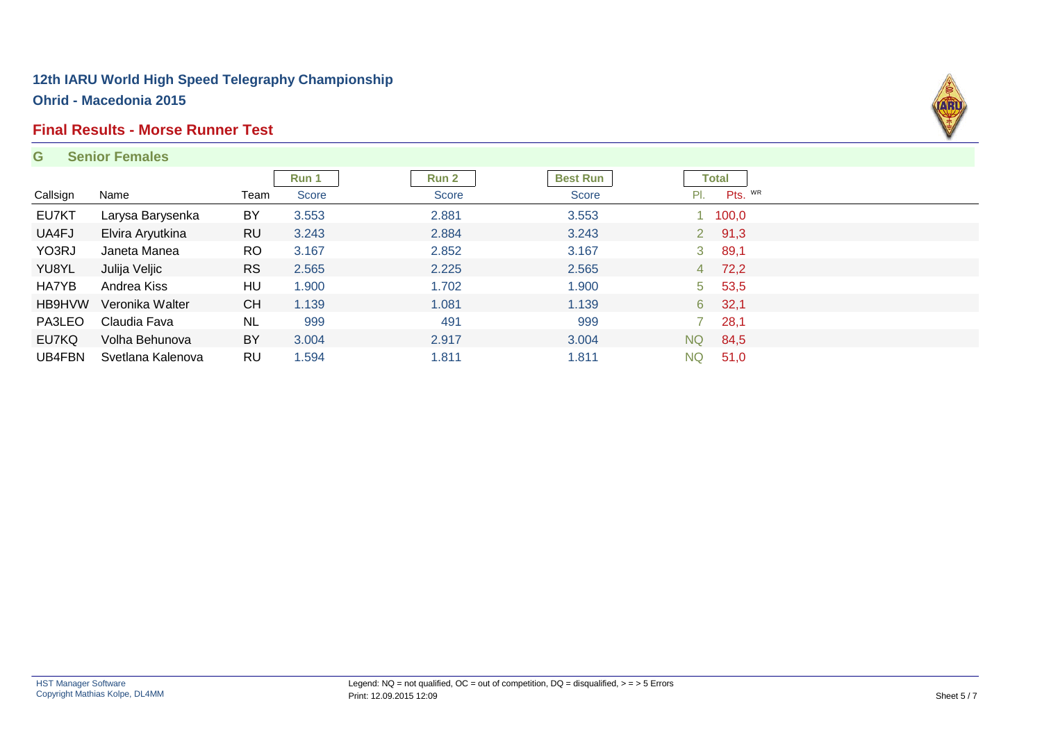# 12th IARU World High Speed Telegraphy Championship

## Ohrid - Macedonia 2015

## Final Results - Morse Runner Test

### G Senior Females

| Callsign | Name | Team | Run 1 Score | Run 2 Score | Best Run Score | Total Pl. | Total Pts. WR |
|---|---|---|---|---|---|---|---|
| EU7KT | Larysa Barysenka | BY | 3.553 | 2.881 | 3.553 | 1 | 100,0 |
| UA4FJ | Elvira Aryutkina | RU | 3.243 | 2.884 | 3.243 | 2 | 91,3 |
| YO3RJ | Janeta Manea | RO | 3.167 | 2.852 | 3.167 | 3 | 89,1 |
| YU8YL | Julija Veljic | RS | 2.565 | 2.225 | 2.565 | 4 | 72,2 |
| HA7YB | Andrea Kiss | HU | 1.900 | 1.702 | 1.900 | 5 | 53,5 |
| HB9HVW | Veronika Walter | CH | 1.139 | 1.081 | 1.139 | 6 | 32,1 |
| PA3LEO | Claudia Fava | NL | 999 | 491 | 999 | 7 | 28,1 |
| EU7KQ | Volha Behunova | BY | 3.004 | 2.917 | 3.004 | NQ | 84,5 |
| UB4FBN | Svetlana Kalenova | RU | 1.594 | 1.811 | 1.811 | NQ | 51,0 |

HST Manager Software
Copyright Mathias Kolpe, DL4MM

Legend: NQ = not qualified, OC = out of competition, DQ = disqualified, > = > 5 Errors
Print: 12.09.2015 12:09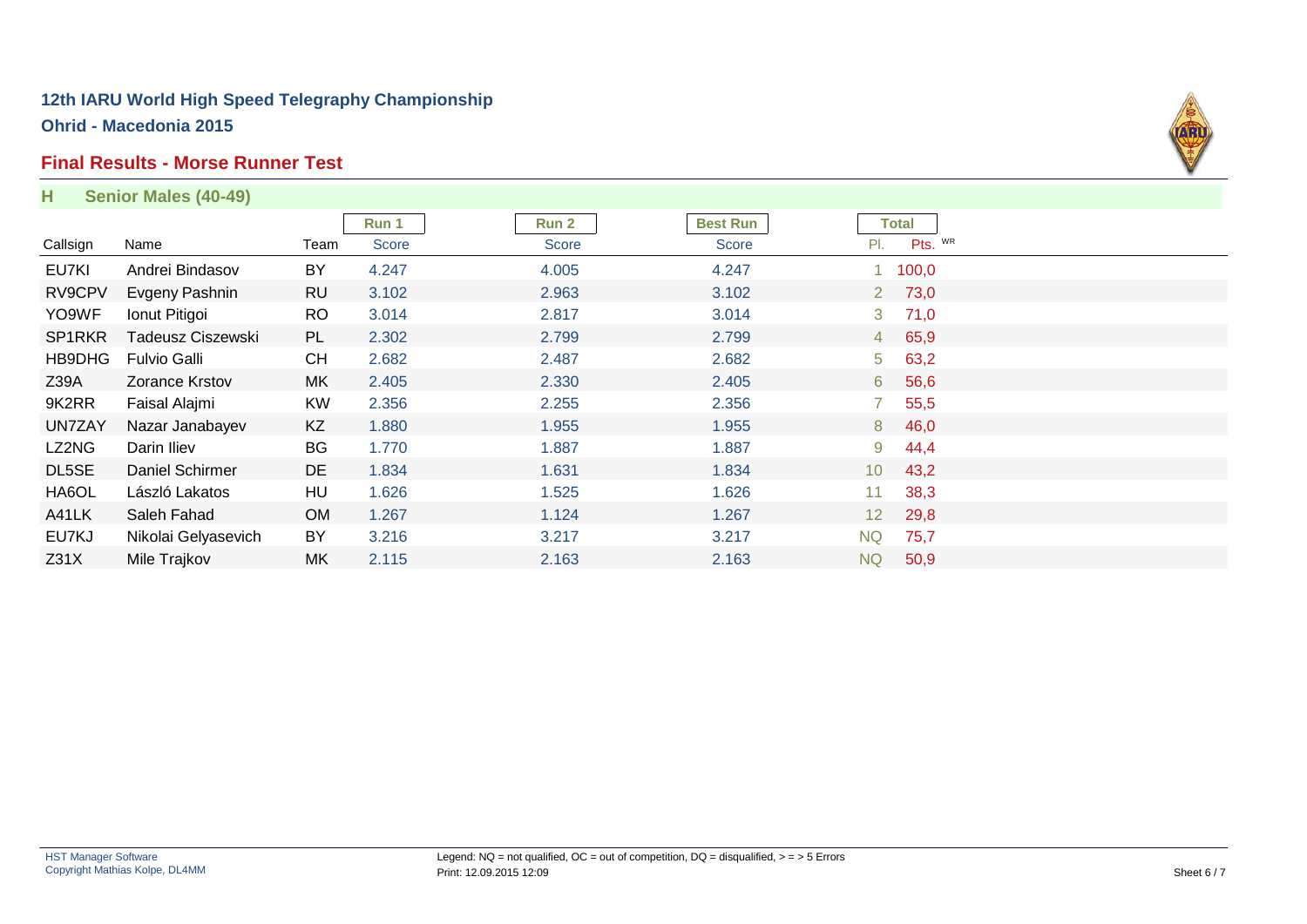## 12th IARU World High Speed Telegraphy Championship

**Ohrid - Macedonia 2015**

### Final Results - Morse Runner Test

**H Senior Males (40-49)**

| | | | Run 1 | Run 2 | Best Run | Total | |
|---|---|---|---|---|---|---|---|
| Callsign | Name | Team | Score | Score | Score | Pl. | Pts. WR |
| EU7KI | Andrei Bindasov | BY | 4.247 | 4.005 | 4.247 | 1 | 100,0 |
| RV9CPV | Evgeny Pashnin | RU | 3.102 | 2.963 | 3.102 | 2 | 73,0 |
| YO9WF | Ionut Pitigoi | RO | 3.014 | 2.817 | 3.014 | 3 | 71,0 |
| SP1RKR | Tadeusz Ciszewski | PL | 2.302 | 2.799 | 2.799 | 4 | 65,9 |
| HB9DHG | Fulvio Galli | CH | 2.682 | 2.487 | 2.682 | 5 | 63,2 |
| Z39A | Zorance Krstov | MK | 2.405 | 2.330 | 2.405 | 6 | 56,6 |
| 9K2RR | Faisal Alajmi | KW | 2.356 | 2.255 | 2.356 | 7 | 55,5 |
| UN7ZAY | Nazar Janabayev | KZ | 1.880 | 1.955 | 1.955 | 8 | 46,0 |
| LZ2NG | Darin Iliev | BG | 1.770 | 1.887 | 1.887 | 9 | 44,4 |
| DL5SE | Daniel Schirmer | DE | 1.834 | 1.631 | 1.834 | 10 | 43,2 |
| HA6OL | László Lakatos | HU | 1.626 | 1.525 | 1.626 | 11 | 38,3 |
| A41LK | Saleh Fahad | OM | 1.267 | 1.124 | 1.267 | 12 | 29,8 |
| EU7KJ | Nikolai Gelyasevich | BY | 3.216 | 3.217 | 3.217 | NQ | 75,7 |
| Z31X | Mile Trajkov | MK | 2.115 | 2.163 | 2.163 | NQ | 50,9 |

HST Manager Software
Copyright Mathias Kolpe, DL4MM

Legend: NQ = not qualified, OC = out of competition, DQ = disqualified, > = > 5 Errors
Print: 12.09.2015 12:09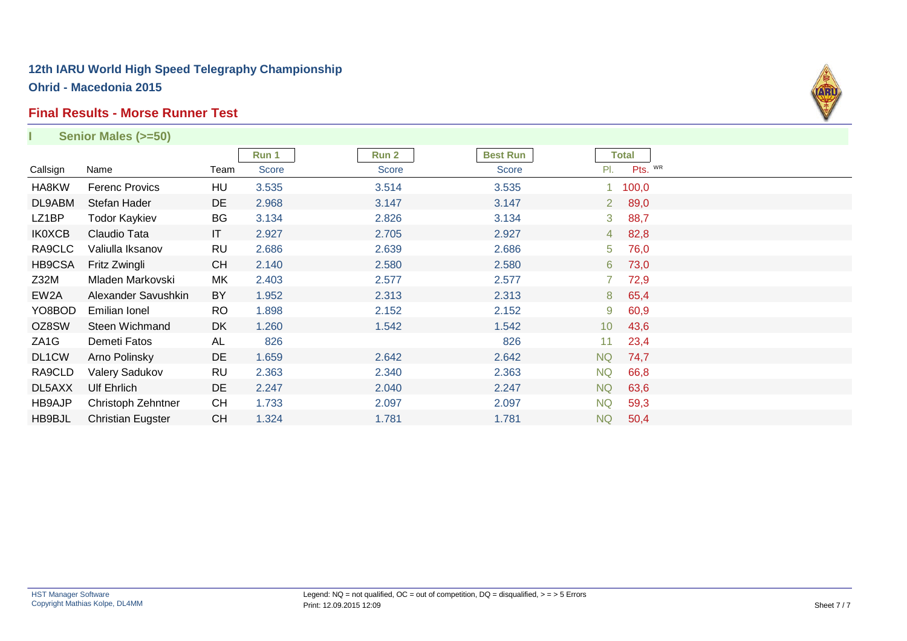# 12th IARU World High Speed Telegraphy Championship

## Ohrid - Macedonia 2015

## Final Results - Morse Runner Test

### I Senior Males (>=50)

| Callsign | Name | Team | Run 1 Score | Run 2 Score | Best Run Score | Total Pl. | Total Pts. WR |
|---|---|---|---|---|---|---|---|
| HA8KW | Ferenc Provics | HU | 3.535 | 3.514 | 3.535 | 1 | 100,0 |
| DL9ABM | Stefan Hader | DE | 2.968 | 3.147 | 3.147 | 2 | 89,0 |
| LZ1BP | Todor Kaykiev | BG | 3.134 | 2.826 | 3.134 | 3 | 88,7 |
| IK0XCB | Claudio Tata | IT | 2.927 | 2.705 | 2.927 | 4 | 82,8 |
| RA9CLC | Valiulla Iksanov | RU | 2.686 | 2.639 | 2.686 | 5 | 76,0 |
| HB9CSA | Fritz Zwingli | CH | 2.140 | 2.580 | 2.580 | 6 | 73,0 |
| Z32M | Mladen Markovski | MK | 2.403 | 2.577 | 2.577 | 7 | 72,9 |
| EW2A | Alexander Savushkin | BY | 1.952 | 2.313 | 2.313 | 8 | 65,4 |
| YO8BOD | Emilian Ionel | RO | 1.898 | 2.152 | 2.152 | 9 | 60,9 |
| OZ8SW | Steen Wichmand | DK | 1.260 | 1.542 | 1.542 | 10 | 43,6 |
| ZA1G | Demeti Fatos | AL | 826 | | 826 | 11 | 23,4 |
| DL1CW | Arno Polinsky | DE | 1.659 | 2.642 | 2.642 | NQ | 74,7 |
| RA9CLD | Valery Sadukov | RU | 2.363 | 2.340 | 2.363 | NQ | 66,8 |
| DL5AXX | Ulf Ehrlich | DE | 2.247 | 2.040 | 2.247 | NQ | 63,6 |
| HB9AJP | Christoph Zehntner | CH | 1.733 | 2.097 | 2.097 | NQ | 59,3 |
| HB9BJL | Christian Eugster | CH | 1.324 | 1.781 | 1.781 | NQ | 50,4 |

HST Manager Software
Copyright Mathias Kolpe, DL4MM

Legend: NQ = not qualified, OC = out of competition, DQ = disqualified, > = > 5 Errors
Print: 12.09.2015 12:09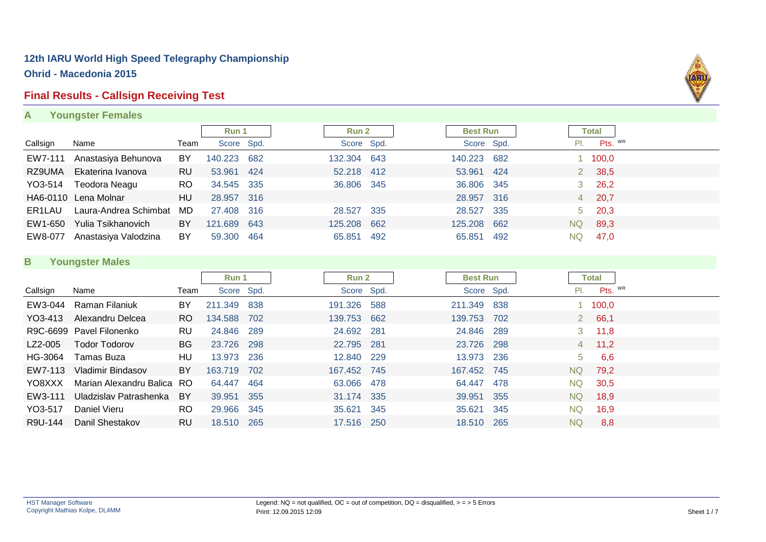# 12th IARU World High Speed Telegraphy Championship

## Ohrid - Macedonia 2015

## Final Results - Callsign Receiving Test

### A Youngster Females

| Callsign | Name | Team | Run 1 Score | Run 1 Spd. | Run 2 Score | Run 2 Spd. | Best Run Score | Best Run Spd. | Total Pl. | Total Pts. WR |
|---|---|---|---|---|---|---|---|---|---|---|
| EW7-111 | Anastasiya Behunova | BY | 140.223 | 682 | 132.304 | 643 | 140.223 | 682 | 1 | 100,0 |
| RZ9UMA | Ekaterina Ivanova | RU | 53.961 | 424 | 52.218 | 412 | 53.961 | 424 | 2 | 38,5 |
| YO3-514 | Teodora Neagu | RO | 34.545 | 335 | 36.806 | 345 | 36.806 | 345 | 3 | 26,2 |
| HA6-0110 | Lena Molnar | HU | 28.957 | 316 | | | 28.957 | 316 | 4 | 20,7 |
| ER1LAU | Laura-Andrea Schimbat | MD | 27.408 | 316 | 28.527 | 335 | 28.527 | 335 | 5 | 20,3 |
| EW1-650 | Yulia Tsikhanovich | BY | 121.689 | 643 | 125.208 | 662 | 125.208 | 662 | NQ | 89,3 |
| EW8-077 | Anastasiya Valodzina | BY | 59.300 | 464 | 65.851 | 492 | 65.851 | 492 | NQ | 47,0 |

### B Youngster Males

| Callsign | Name | Team | Run 1 Score | Run 1 Spd. | Run 2 Score | Run 2 Spd. | Best Run Score | Best Run Spd. | Total Pl. | Total Pts. WR |
|---|---|---|---|---|---|---|---|---|---|---|
| EW3-044 | Raman Filaniuk | BY | 211.349 | 838 | 191.326 | 588 | 211.349 | 838 | 1 | 100,0 |
| YO3-413 | Alexandru Delcea | RO | 134.588 | 702 | 139.753 | 662 | 139.753 | 702 | 2 | 66,1 |
| R9C-6699 | Pavel Filonenko | RU | 24.846 | 289 | 24.692 | 281 | 24.846 | 289 | 3 | 11,8 |
| LZ2-005 | Todor Todorov | BG | 23.726 | 298 | 22.795 | 281 | 23.726 | 298 | 4 | 11,2 |
| HG-3064 | Tamas Buza | HU | 13.973 | 236 | 12.840 | 229 | 13.973 | 236 | 5 | 6,6 |
| EW7-113 | Vladimir Bindasov | BY | 163.719 | 702 | 167.452 | 745 | 167.452 | 745 | NQ | 79,2 |
| YO8XXX | Marian Alexandru Balica | RO | 64.447 | 464 | 63.066 | 478 | 64.447 | 478 | NQ | 30,5 |
| EW3-111 | Uladzislav Patrashenka | BY | 39.951 | 355 | 31.174 | 335 | 39.951 | 355 | NQ | 18,9 |
| YO3-517 | Daniel Vieru | RO | 29.966 | 345 | 35.621 | 345 | 35.621 | 345 | NQ | 16,9 |
| R9U-144 | Danil Shestakov | RU | 18.510 | 265 | 17.516 | 250 | 18.510 | 265 | NQ | 8,8 |

HST Manager Software
Copyright Mathias Kolpe, DL4MM

Legend: NQ = not qualified, OC = out of competition, DQ = disqualified, > = > 5 Errors
Print: 12.09.2015 12:09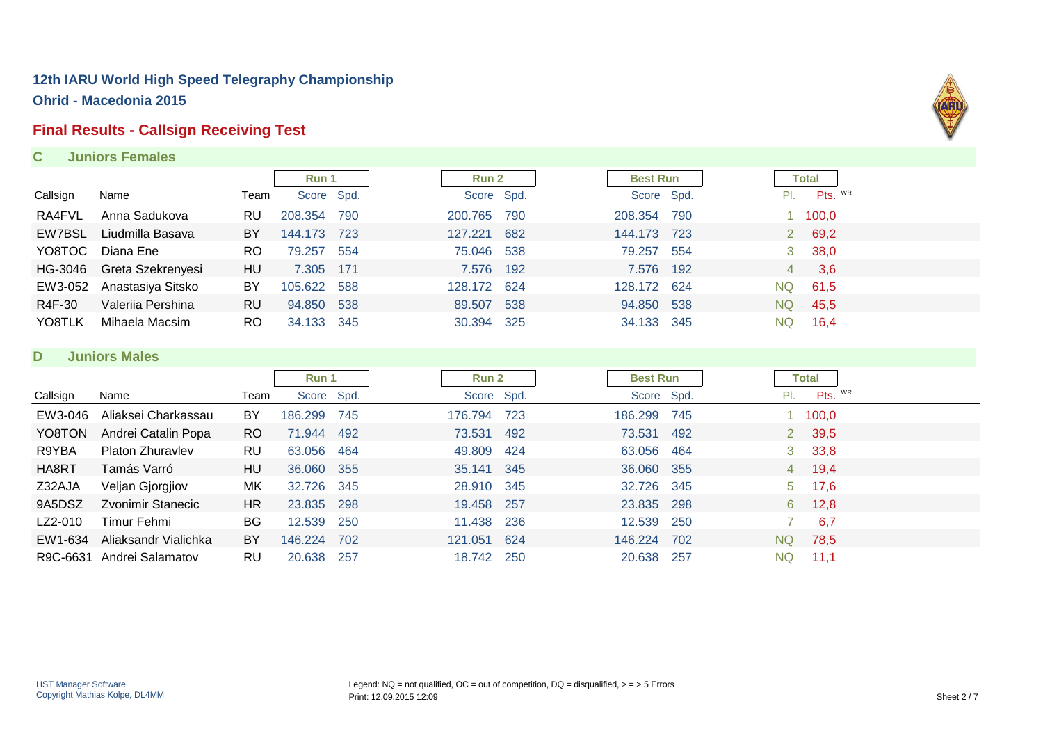# 12th IARU World High Speed Telegraphy Championship

**Ohrid - Macedonia 2015**

## Final Results - Callsign Receiving Test

### C Juniors Females

| Callsign | Name | Team | Run 1 Score | Run 1 Spd. | Run 2 Score | Run 2 Spd. | Best Run Score | Best Run Spd. | Total Pl. | Total Pts. WR |
|---|---|---|---|---|---|---|---|---|---|---|
| RA4FVL | Anna Sadukova | RU | 208.354 | 790 | 200.765 | 790 | 208.354 | 790 | 1 | 100,0 |
| EW7BSL | Liudmilla Basava | BY | 144.173 | 723 | 127.221 | 682 | 144.173 | 723 | 2 | 69,2 |
| YO8TOC | Diana Ene | RO | 79.257 | 554 | 75.046 | 538 | 79.257 | 554 | 3 | 38,0 |
| HG-3046 | Greta Szekrenyesi | HU | 7.305 | 171 | 7.576 | 192 | 7.576 | 192 | 4 | 3,6 |
| EW3-052 | Anastasiya Sitsko | BY | 105.622 | 588 | 128.172 | 624 | 128.172 | 624 | NQ | 61,5 |
| R4F-30 | Valeriia Pershina | RU | 94.850 | 538 | 89.507 | 538 | 94.850 | 538 | NQ | 45,5 |
| YO8TLK | Mihaela Macsim | RO | 34.133 | 345 | 30.394 | 325 | 34.133 | 345 | NQ | 16,4 |

### D Juniors Males

| Callsign | Name | Team | Run 1 Score | Run 1 Spd. | Run 2 Score | Run 2 Spd. | Best Run Score | Best Run Spd. | Total Pl. | Total Pts. WR |
|---|---|---|---|---|---|---|---|---|---|---|
| EW3-046 | Aliaksei Charkassau | BY | 186.299 | 745 | 176.794 | 723 | 186.299 | 745 | 1 | 100,0 |
| YO8TON | Andrei Catalin Popa | RO | 71.944 | 492 | 73.531 | 492 | 73.531 | 492 | 2 | 39,5 |
| R9YBA | Platon Zhuravlev | RU | 63.056 | 464 | 49.809 | 424 | 63.056 | 464 | 3 | 33,8 |
| HA8RT | Tamás Varró | HU | 36.060 | 355 | 35.141 | 345 | 36.060 | 355 | 4 | 19,4 |
| Z32AJA | Veljan Gjorgjiov | MK | 32.726 | 345 | 28.910 | 345 | 32.726 | 345 | 5 | 17,6 |
| 9A5DSZ | Zvonimir Stanecic | HR | 23.835 | 298 | 19.458 | 257 | 23.835 | 298 | 6 | 12,8 |
| LZ2-010 | Timur Fehmi | BG | 12.539 | 250 | 11.438 | 236 | 12.539 | 250 | 7 | 6,7 |
| EW1-634 | Aliaksandr Vialichka | BY | 146.224 | 702 | 121.051 | 624 | 146.224 | 702 | NQ | 78,5 |
| R9C-6631 | Andrei Salamatov | RU | 20.638 | 257 | 18.742 | 250 | 20.638 | 257 | NQ | 11,1 |

HST Manager Software
Copyright Mathias Kolpe, DL4MM

Legend: NQ = not qualified, OC = out of competition, DQ = disqualified, > = > 5 Errors
Print: 12.09.2015 12:09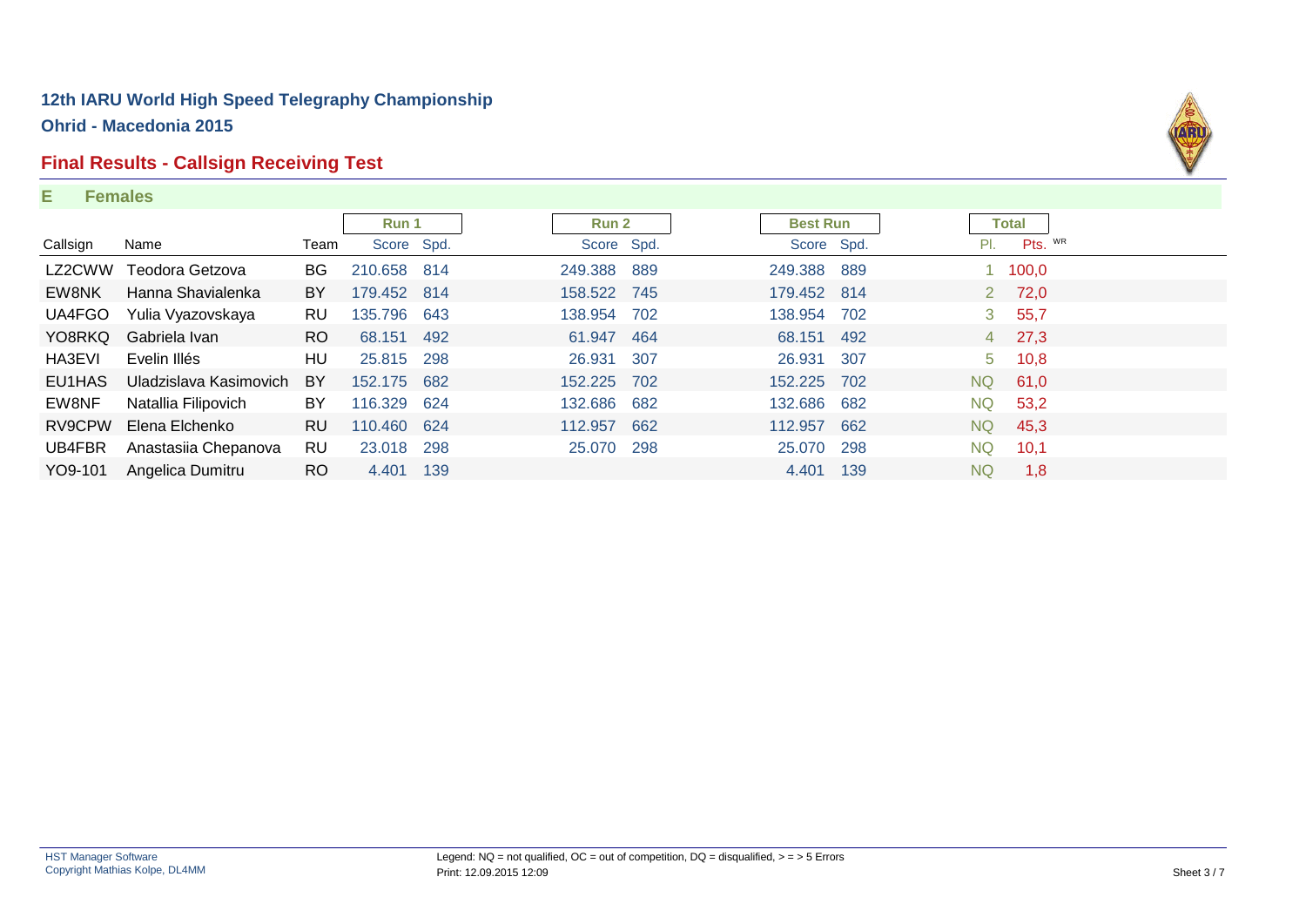## 12th IARU World High Speed Telegraphy Championship

**Ohrid - Macedonia 2015**

## Final Results - Callsign Receiving Test

**E Females**

| Callsign | Name | Team | Run 1 Score | Run 1 Spd. | Run 2 Score | Run 2 Spd. | Best Run Score | Best Run Spd. | Total Pl. | Total Pts. WR |
|---|---|---|---|---|---|---|---|---|---|---|
| LZ2CWW | Teodora Getzova | BG | 210.658 | 814 | 249.388 | 889 | 249.388 | 889 | 1 | 100,0 |
| EW8NK | Hanna Shavialenka | BY | 179.452 | 814 | 158.522 | 745 | 179.452 | 814 | 2 | 72,0 |
| UA4FGO | Yulia Vyazovskaya | RU | 135.796 | 643 | 138.954 | 702 | 138.954 | 702 | 3 | 55,7 |
| YO8RKQ | Gabriela Ivan | RO | 68.151 | 492 | 61.947 | 464 | 68.151 | 492 | 4 | 27,3 |
| HA3EVI | Evelin Illés | HU | 25.815 | 298 | 26.931 | 307 | 26.931 | 307 | 5 | 10,8 |
| EU1HAS | Uladzislava Kasimovich | BY | 152.175 | 682 | 152.225 | 702 | 152.225 | 702 | NQ | 61,0 |
| EW8NF | Natallia Filipovich | BY | 116.329 | 624 | 132.686 | 682 | 132.686 | 682 | NQ | 53,2 |
| RV9CPW | Elena Elchenko | RU | 110.460 | 624 | 112.957 | 662 | 112.957 | 662 | NQ | 45,3 |
| UB4FBR | Anastasiia Chepanova | RU | 23.018 | 298 | 25.070 | 298 | 25.070 | 298 | NQ | 10,1 |
| YO9-101 | Angelica Dumitru | RO | 4.401 | 139 | | | 4.401 | 139 | NQ | 1,8 |

HST Manager Software
Copyright Mathias Kolpe, DL4MM

Legend: NQ = not qualified, OC = out of competition, DQ = disqualified, > = > 5 Errors
Print: 12.09.2015 12:09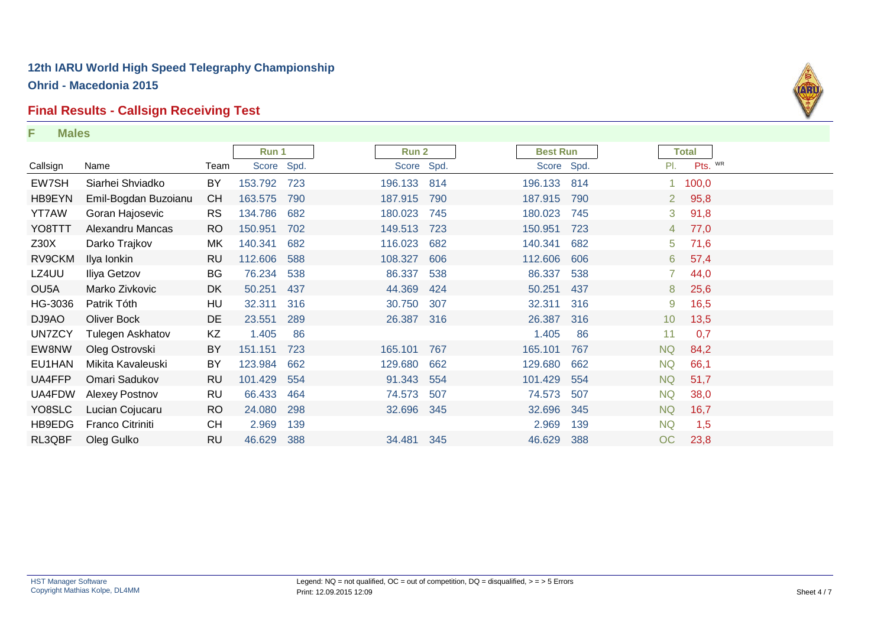# 12th IARU World High Speed Telegraphy Championship

## Ohrid - Macedonia 2015

## Final Results - Callsign Receiving Test

### F Males

| | | | Run 1 | | Run 2 | | Best Run | | Total | |
|---|---|---|---|---|---|---|---|---|---|---|
| Callsign | Name | Team | Score | Spd. | Score | Spd. | Score | Spd. | Pl. | Pts. WR |
| EW7SH | Siarhei Shviadko | BY | 153.792 | 723 | 196.133 | 814 | 196.133 | 814 | 1 | 100,0 |
| HB9EYN | Emil-Bogdan Buzoianu | CH | 163.575 | 790 | 187.915 | 790 | 187.915 | 790 | 2 | 95,8 |
| YT7AW | Goran Hajosevic | RS | 134.786 | 682 | 180.023 | 745 | 180.023 | 745 | 3 | 91,8 |
| YO8TTT | Alexandru Mancas | RO | 150.951 | 702 | 149.513 | 723 | 150.951 | 723 | 4 | 77,0 |
| Z30X | Darko Trajkov | MK | 140.341 | 682 | 116.023 | 682 | 140.341 | 682 | 5 | 71,6 |
| RV9CKM | Ilya Ionkin | RU | 112.606 | 588 | 108.327 | 606 | 112.606 | 606 | 6 | 57,4 |
| LZ4UU | Iliya Getzov | BG | 76.234 | 538 | 86.337 | 538 | 86.337 | 538 | 7 | 44,0 |
| OU5A | Marko Zivkovic | DK | 50.251 | 437 | 44.369 | 424 | 50.251 | 437 | 8 | 25,6 |
| HG-3036 | Patrik Tóth | HU | 32.311 | 316 | 30.750 | 307 | 32.311 | 316 | 9 | 16,5 |
| DJ9AO | Oliver Bock | DE | 23.551 | 289 | 26.387 | 316 | 26.387 | 316 | 10 | 13,5 |
| UN7ZCY | Tulegen Askhatov | KZ | 1.405 | 86 | | | 1.405 | 86 | 11 | 0,7 |
| EW8NW | Oleg Ostrovski | BY | 151.151 | 723 | 165.101 | 767 | 165.101 | 767 | NQ | 84,2 |
| EU1HAN | Mikita Kavaleuski | BY | 123.984 | 662 | 129.680 | 662 | 129.680 | 662 | NQ | 66,1 |
| UA4FFP | Omari Sadukov | RU | 101.429 | 554 | 91.343 | 554 | 101.429 | 554 | NQ | 51,7 |
| UA4FDW | Alexey Postnov | RU | 66.433 | 464 | 74.573 | 507 | 74.573 | 507 | NQ | 38,0 |
| YO8SLC | Lucian Cojucaru | RO | 24.080 | 298 | 32.696 | 345 | 32.696 | 345 | NQ | 16,7 |
| HB9EDG | Franco Citriniti | CH | 2.969 | 139 | | | 2.969 | 139 | NQ | 1,5 |
| RL3QBF | Oleg Gulko | RU | 46.629 | 388 | 34.481 | 345 | 46.629 | 388 | OC | 23,8 |

HST Manager Software
Copyright Mathias Kolpe, DL4MM

Legend: NQ = not qualified, OC = out of competition, DQ = disqualified, > = > 5 Errors
Print: 12.09.2015 12:09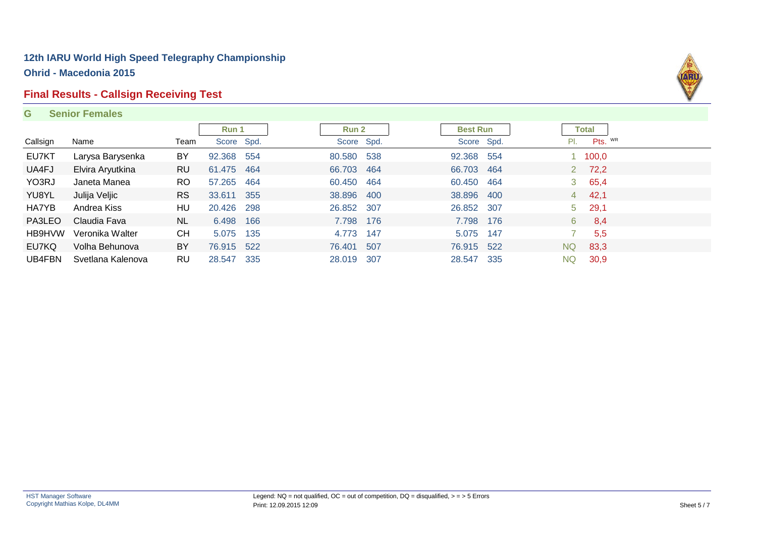## 12th IARU World High Speed Telegraphy Championship

**Ohrid - Macedonia 2015**

## Final Results - Callsign Receiving Test

### G Senior Females

| | | | Run 1 | | Run 2 | | Best Run | | Total | |
|---|---|---|---|---|---|---|---|---|---|---|
| Callsign | Name | Team | Score | Spd. | Score | Spd. | Score | Spd. | Pl. | Pts. WR |
| EU7KT | Larysa Barysenka | BY | 92.368 | 554 | 80.580 | 538 | 92.368 | 554 | 1 | 100,0 |
| UA4FJ | Elvira Aryutkina | RU | 61.475 | 464 | 66.703 | 464 | 66.703 | 464 | 2 | 72,2 |
| YO3RJ | Janeta Manea | RO | 57.265 | 464 | 60.450 | 464 | 60.450 | 464 | 3 | 65,4 |
| YU8YL | Julija Veljic | RS | 33.611 | 355 | 38.896 | 400 | 38.896 | 400 | 4 | 42,1 |
| HA7YB | Andrea Kiss | HU | 20.426 | 298 | 26.852 | 307 | 26.852 | 307 | 5 | 29,1 |
| PA3LEO | Claudia Fava | NL | 6.498 | 166 | 7.798 | 176 | 7.798 | 176 | 6 | 8,4 |
| HB9HVW | Veronika Walter | CH | 5.075 | 135 | 4.773 | 147 | 5.075 | 147 | 7 | 5,5 |
| EU7KQ | Volha Behunova | BY | 76.915 | 522 | 76.401 | 507 | 76.915 | 522 | NQ | 83,3 |
| UB4FBN | Svetlana Kalenova | RU | 28.547 | 335 | 28.019 | 307 | 28.547 | 335 | NQ | 30,9 |

HST Manager Software
Copyright Mathias Kolpe, DL4MM

Legend: NQ = not qualified, OC = out of competition, DQ = disqualified, > = > 5 Errors
Print: 12.09.2015 12:09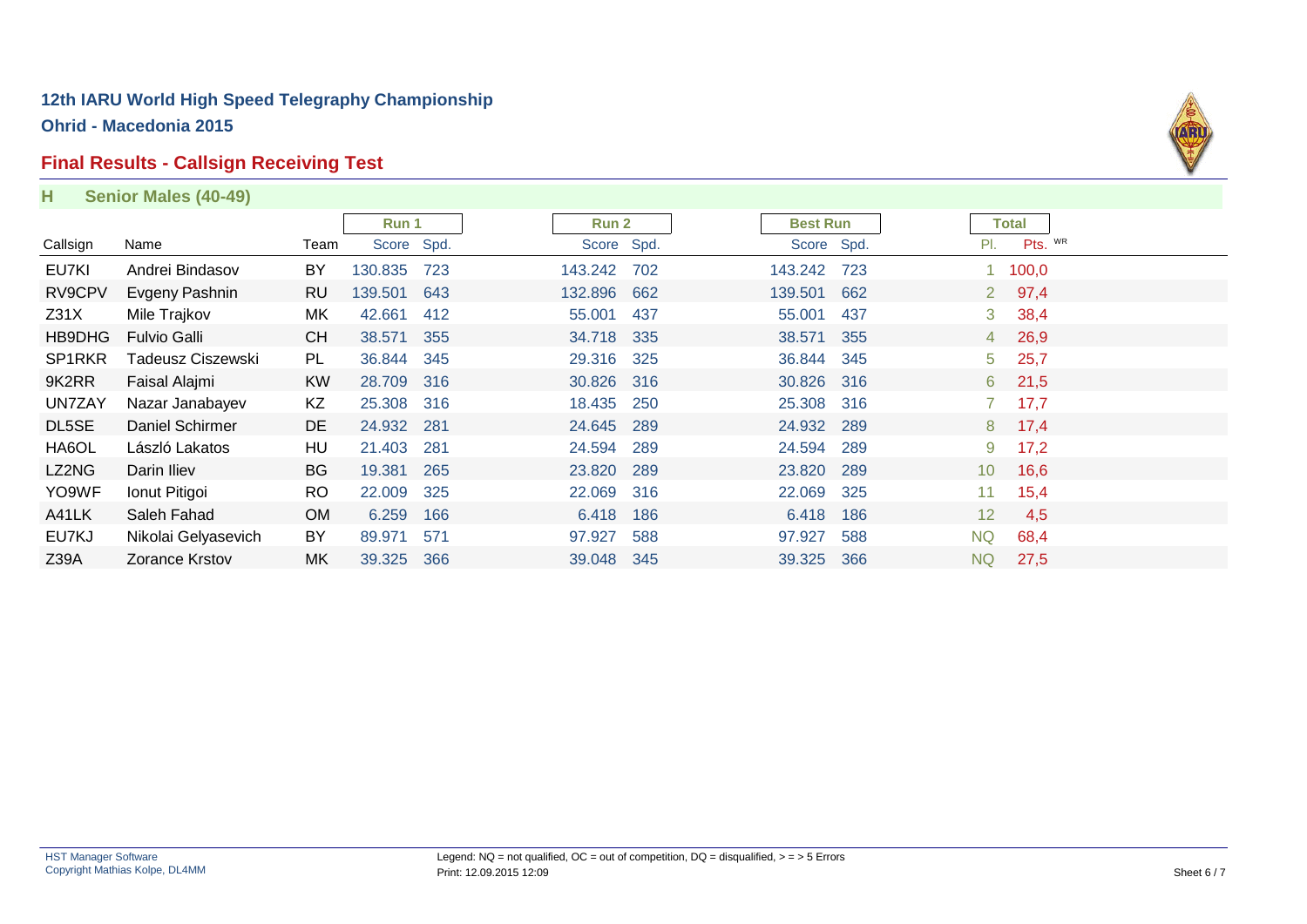# 12th IARU World High Speed Telegraphy Championship

## Ohrid - Macedonia 2015

## Final Results - Callsign Receiving Test

### H Senior Males (40-49)

| | | | Run 1 | | Run 2 | | Best Run | | Total | |
|---|---|---|---|---|---|---|---|---|---|---|
| Callsign | Name | Team | Score | Spd. | Score | Spd. | Score | Spd. | Pl. | Pts. WR |
| EU7KI | Andrei Bindasov | BY | 130.835 | 723 | 143.242 | 702 | 143.242 | 723 | 1 | 100,0 |
| RV9CPV | Evgeny Pashnin | RU | 139.501 | 643 | 132.896 | 662 | 139.501 | 662 | 2 | 97,4 |
| Z31X | Mile Trajkov | MK | 42.661 | 412 | 55.001 | 437 | 55.001 | 437 | 3 | 38,4 |
| HB9DHG | Fulvio Galli | CH | 38.571 | 355 | 34.718 | 335 | 38.571 | 355 | 4 | 26,9 |
| SP1RKR | Tadeusz Ciszewski | PL | 36.844 | 345 | 29.316 | 325 | 36.844 | 345 | 5 | 25,7 |
| 9K2RR | Faisal Alajmi | KW | 28.709 | 316 | 30.826 | 316 | 30.826 | 316 | 6 | 21,5 |
| UN7ZAY | Nazar Janabayev | KZ | 25.308 | 316 | 18.435 | 250 | 25.308 | 316 | 7 | 17,7 |
| DL5SE | Daniel Schirmer | DE | 24.932 | 281 | 24.645 | 289 | 24.932 | 289 | 8 | 17,4 |
| HA6OL | László Lakatos | HU | 21.403 | 281 | 24.594 | 289 | 24.594 | 289 | 9 | 17,2 |
| LZ2NG | Darin Iliev | BG | 19.381 | 265 | 23.820 | 289 | 23.820 | 289 | 10 | 16,6 |
| YO9WF | Ionut Pitigoi | RO | 22.009 | 325 | 22.069 | 316 | 22.069 | 325 | 11 | 15,4 |
| A41LK | Saleh Fahad | OM | 6.259 | 166 | 6.418 | 186 | 6.418 | 186 | 12 | 4,5 |
| EU7KJ | Nikolai Gelyasevich | BY | 89.971 | 571 | 97.927 | 588 | 97.927 | 588 | NQ | 68,4 |
| Z39A | Zorance Krstov | MK | 39.325 | 366 | 39.048 | 345 | 39.325 | 366 | NQ | 27,5 |

HST Manager Software
Copyright Mathias Kolpe, DL4MM

Legend: NQ = not qualified, OC = out of competition, DQ = disqualified, > = > 5 Errors
Print: 12.09.2015 12:09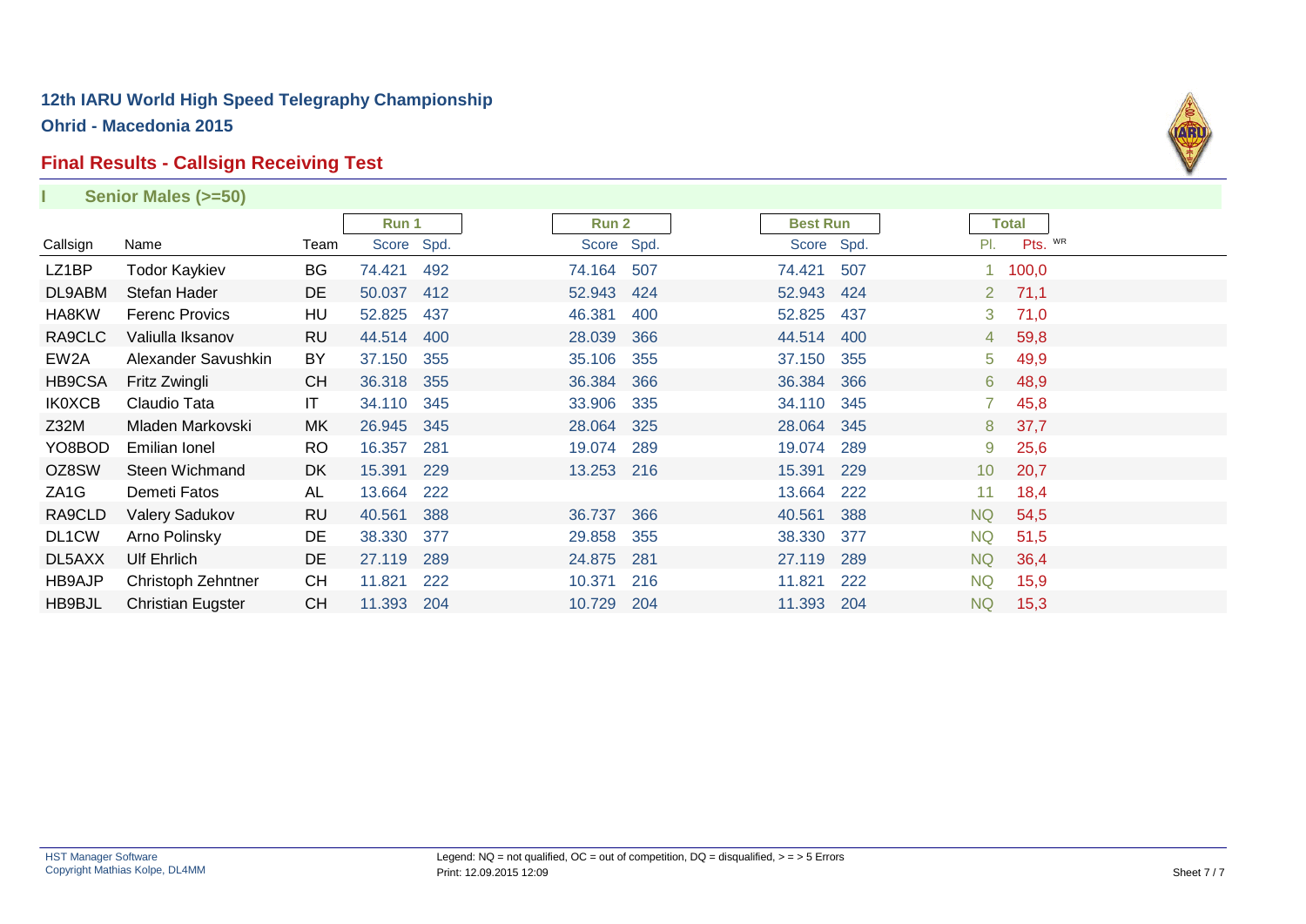# 12th IARU World High Speed Telegraphy Championship

## Ohrid - Macedonia 2015

## Final Results - Callsign Receiving Test

### I Senior Males (>=50)

| | | | Run 1 | | Run 2 | | Best Run | | Total | |
|---|---|---|---|---|---|---|---|---|---|---|
| Callsign | Name | Team | Score | Spd. | Score | Spd. | Score | Spd. | Pl. | Pts. WR |
| LZ1BP | Todor Kaykiev | BG | 74.421 | 492 | 74.164 | 507 | 74.421 | 507 | 1 | 100,0 |
| DL9ABM | Stefan Hader | DE | 50.037 | 412 | 52.943 | 424 | 52.943 | 424 | 2 | 71,1 |
| HA8KW | Ferenc Provics | HU | 52.825 | 437 | 46.381 | 400 | 52.825 | 437 | 3 | 71,0 |
| RA9CLC | Valiulla Iksanov | RU | 44.514 | 400 | 28.039 | 366 | 44.514 | 400 | 4 | 59,8 |
| EW2A | Alexander Savushkin | BY | 37.150 | 355 | 35.106 | 355 | 37.150 | 355 | 5 | 49,9 |
| HB9CSA | Fritz Zwingli | CH | 36.318 | 355 | 36.384 | 366 | 36.384 | 366 | 6 | 48,9 |
| IK0XCB | Claudio Tata | IT | 34.110 | 345 | 33.906 | 335 | 34.110 | 345 | 7 | 45,8 |
| Z32M | Mladen Markovski | MK | 26.945 | 345 | 28.064 | 325 | 28.064 | 345 | 8 | 37,7 |
| YO8BOD | Emilian Ionel | RO | 16.357 | 281 | 19.074 | 289 | 19.074 | 289 | 9 | 25,6 |
| OZ8SW | Steen Wichmand | DK | 15.391 | 229 | 13.253 | 216 | 15.391 | 229 | 10 | 20,7 |
| ZA1G | Demeti Fatos | AL | 13.664 | 222 | | | 13.664 | 222 | 11 | 18,4 |
| RA9CLD | Valery Sadukov | RU | 40.561 | 388 | 36.737 | 366 | 40.561 | 388 | NQ | 54,5 |
| DL1CW | Arno Polinsky | DE | 38.330 | 377 | 29.858 | 355 | 38.330 | 377 | NQ | 51,5 |
| DL5AXX | Ulf Ehrlich | DE | 27.119 | 289 | 24.875 | 281 | 27.119 | 289 | NQ | 36,4 |
| HB9AJP | Christoph Zehntner | CH | 11.821 | 222 | 10.371 | 216 | 11.821 | 222 | NQ | 15,9 |
| HB9BJL | Christian Eugster | CH | 11.393 | 204 | 10.729 | 204 | 11.393 | 204 | NQ | 15,3 |

Legend: NQ = not qualified, OC = out of competition, DQ = disqualified, > = > 5 Errors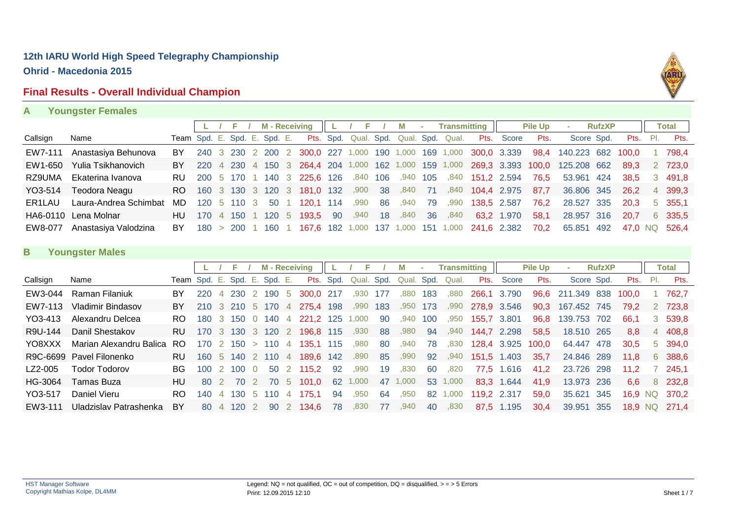## 12th IARU World High Speed Telegraphy Championship

**Ohrid - Macedonia 2015**

### Final Results - Overall Individual Champion

#### A Youngster Females

| | | | L | / | F | / | M - Receiving | | | L | / | F | / | M | - | Transmitting | | Pile Up | | - | RufzXP | | Total | |
|---|---|---|---|---|---|---|---|---|---|---|---|---|---|---|---|---|---|---|---|---|---|---|---|---|
| Callsign | Name | Team | Spd. | E. | Spd. | E. | Spd. | E. | Pts. | Spd. | Qual. | Spd. | Qual. | Spd. | Qual. | Pts. | Score | Pts. | Score | Spd. | Pts. | Pl. | Pts. |
| EW7-111 | Anastasiya Behunova | BY | 240 | 3 | 230 | 2 | 200 | 2 | 300,0 | 227 | 1,000 | 190 | 1,000 | 169 | 1,000 | 300,0 | 3.339 | 98,4 | 140.223 | 682 | 100,0 | 1 | 798,4 |
| EW1-650 | Yulia Tsikhanovich | BY | 220 | 4 | 230 | 4 | 150 | 3 | 264,4 | 204 | 1,000 | 162 | 1,000 | 159 | 1,000 | 269,3 | 3.393 | 100,0 | 125.208 | 662 | 89,3 | 2 | 723,0 |
| RZ9UMA | Ekaterina Ivanova | RU | 200 | 5 | 170 | 1 | 140 | 3 | 225,6 | 126 | ,840 | 106 | ,940 | 105 | ,840 | 151,2 | 2.594 | 76,5 | 53.961 | 424 | 38,5 | 3 | 491,8 |
| YO3-514 | Teodora Neagu | RO | 160 | 3 | 130 | 3 | 120 | 3 | 181,0 | 132 | ,900 | 38 | ,840 | 71 | ,840 | 104,4 | 2.975 | 87,7 | 36.806 | 345 | 26,2 | 4 | 399,3 |
| ER1LAU | Laura-Andrea Schimbat | MD | 120 | 5 | 110 | 3 | 50 | 1 | 120,1 | 114 | ,990 | 86 | ,940 | 79 | ,990 | 138,5 | 2.587 | 76,2 | 28.527 | 335 | 20,3 | 5 | 355,1 |
| HA6-0110 | Lena Molnar | HU | 170 | 4 | 150 | 1 | 120 | 5 | 193,5 | 90 | ,940 | 18 | ,840 | 36 | ,840 | 63,2 | 1.970 | 58,1 | 28.957 | 316 | 20,7 | 6 | 335,5 |
| EW8-077 | Anastasiya Valodzina | BY | 180 | > | 200 | 1 | 160 | 1 | 167,6 | 182 | 1,000 | 137 | 1,000 | 151 | 1,000 | 241,6 | 2.382 | 70,2 | 65.851 | 492 | 47,0 | NQ | 526,4 |

#### B Youngster Males

| | | | L | / | F | / | M - Receiving | | | L | / | F | / | M | - | Transmitting | | Pile Up | | - | RufzXP | | Total | |
|---|---|---|---|---|---|---|---|---|---|---|---|---|---|---|---|---|---|---|---|---|---|---|---|---|
| Callsign | Name | Team | Spd. | E. | Spd. | E. | Spd. | E. | Pts. | Spd. | Qual. | Spd. | Qual. | Spd. | Qual. | Pts. | Score | Pts. | Score | Spd. | Pts. | Pl. | Pts. |
| EW3-044 | Raman Filaniuk | BY | 220 | 4 | 230 | 2 | 190 | 5 | 300,0 | 217 | ,930 | 177 | ,880 | 183 | ,880 | 266,1 | 3.790 | 96,6 | 211.349 | 838 | 100,0 | 1 | 762,7 |
| EW7-113 | Vladimir Bindasov | BY | 210 | 3 | 210 | 5 | 170 | 4 | 275,4 | 198 | ,990 | 183 | ,950 | 173 | ,990 | 278,9 | 3.546 | 90,3 | 167.452 | 745 | 79,2 | 2 | 723,8 |
| YO3-413 | Alexandru Delcea | RO | 180 | 3 | 150 | 0 | 140 | 4 | 221,2 | 125 | 1,000 | 90 | ,940 | 100 | ,950 | 155,7 | 3.801 | 96,8 | 139.753 | 702 | 66,1 | 3 | 539,8 |
| R9U-144 | Danil Shestakov | RU | 170 | 3 | 130 | 3 | 120 | 2 | 196,8 | 115 | ,930 | 88 | ,980 | 94 | ,940 | 144,7 | 2.298 | 58,5 | 18.510 | 265 | 8,8 | 4 | 408,8 |
| YO8XXX | Marian Alexandru Balica | RO | 170 | 2 | 150 | > | 110 | 4 | 135,1 | 115 | ,980 | 80 | ,940 | 78 | ,830 | 128,4 | 3.925 | 100,0 | 64.447 | 478 | 30,5 | 5 | 394,0 |
| R9C-6699 | Pavel Filonenko | RU | 160 | 5 | 140 | 2 | 110 | 4 | 189,6 | 142 | ,890 | 85 | ,990 | 92 | ,940 | 151,5 | 1.403 | 35,7 | 24.846 | 289 | 11,8 | 6 | 388,6 |
| LZ2-005 | Todor Todorov | BG | 100 | 2 | 100 | 0 | 50 | 2 | 115,2 | 92 | ,990 | 19 | ,830 | 60 | ,820 | 77,5 | 1.616 | 41,2 | 23.726 | 298 | 11,2 | 7 | 245,1 |
| HG-3064 | Tamas Buza | HU | 80 | 2 | 70 | 2 | 70 | 5 | 101,0 | 62 | 1,000 | 47 | 1,000 | 53 | 1,000 | 83,3 | 1.644 | 41,9 | 13.973 | 236 | 6,6 | 8 | 232,8 |
| YO3-517 | Daniel Vieru | RO | 140 | 4 | 130 | 5 | 110 | 4 | 175,1 | 94 | ,950 | 64 | ,950 | 82 | 1,000 | 119,2 | 2.317 | 59,0 | 35.621 | 345 | 16,9 | NQ | 370,2 |
| EW3-111 | Uladzislav Patrashenka | BY | 80 | 4 | 120 | 2 | 90 | 2 | 134,6 | 78 | ,830 | 77 | ,940 | 40 | ,830 | 87,5 | 1.195 | 30,4 | 39.951 | 355 | 18,9 | NQ | 271,4 |

HST Manager Software
Copyright Mathias Kolpe, DL4MM

Legend: NQ = not qualified, OC = out of competition, DQ = disqualified, > = > 5 Errors
Print: 12.09.2015 12:10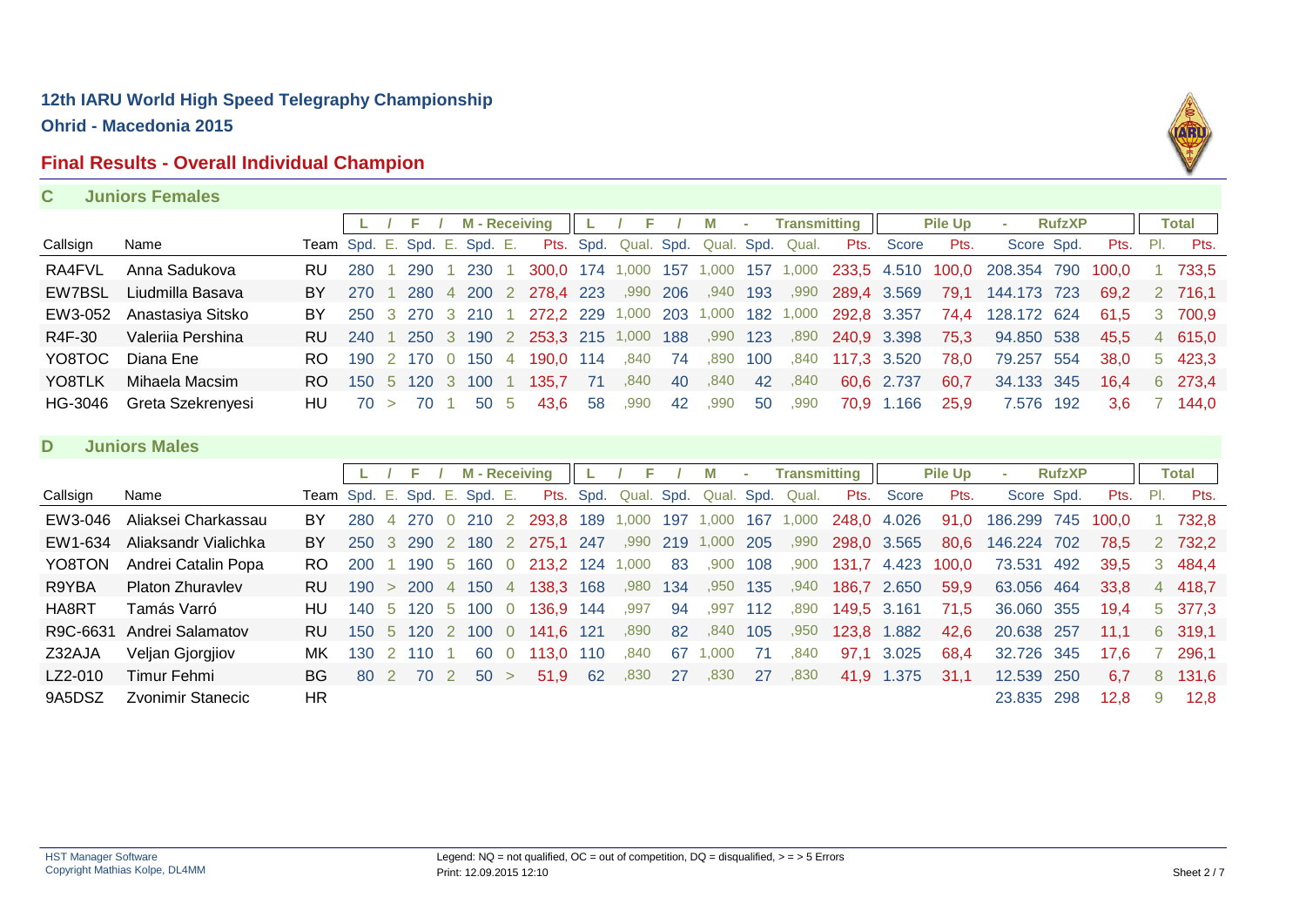## 12th IARU World High Speed Telegraphy Championship

**Ohrid - Macedonia 2015**

## Final Results - Overall Individual Champion

### C Juniors Females

| | | | L | / | F | / | M - Receiving | | | L | / | F | / | M | - | Transmitting | Pile Up | | - | RufzXP | | Total | |
|---|---|---|---|---|---|---|---|---|---|---|---|---|---|---|---|---|---|---|---|---|---|---|---|
| Callsign | Name | Team | Spd. | E. | Spd. | E. | Spd. | E. | Pts. | Spd. | Qual. | Spd. | Qual. | Spd. | Qual. | Pts. | Score | Pts. | Score | Spd. | Pts. | Pl. | Pts. |
| RA4FVL | Anna Sadukova | RU | 280 | 1 | 290 | 1 | 230 | 1 | 300,0 | 174 | 1,000 | 157 | 1,000 | 157 | 1,000 | 233,5 | 4.510 | 100,0 | 208.354 | 790 | 100,0 | 1 | 733,5 |
| EW7BSL | Liudmilla Basava | BY | 270 | 1 | 280 | 4 | 200 | 2 | 278,4 | 223 | ,990 | 206 | ,940 | 193 | ,990 | 289,4 | 3.569 | 79,1 | 144.173 | 723 | 69,2 | 2 | 716,1 |
| EW3-052 | Anastasiya Sitsko | BY | 250 | 3 | 270 | 3 | 210 | 1 | 272,2 | 229 | 1,000 | 203 | 1,000 | 182 | 1,000 | 292,8 | 3.357 | 74,4 | 128.172 | 624 | 61,5 | 3 | 700,9 |
| R4F-30 | Valeriia Pershina | RU | 240 | 1 | 250 | 3 | 190 | 2 | 253,3 | 215 | 1,000 | 188 | ,990 | 123 | ,890 | 240,9 | 3.398 | 75,3 | 94.850 | 538 | 45,5 | 4 | 615,0 |
| YO8TOC | Diana Ene | RO | 190 | 2 | 170 | 0 | 150 | 4 | 190,0 | 114 | ,840 | 74 | ,890 | 100 | ,840 | 117,3 | 3.520 | 78,0 | 79.257 | 554 | 38,0 | 5 | 423,3 |
| YO8TLK | Mihaela Macsim | RO | 150 | 5 | 120 | 3 | 100 | 1 | 135,7 | 71 | ,840 | 40 | ,840 | 42 | ,840 | 60,6 | 2.737 | 60,7 | 34.133 | 345 | 16,4 | 6 | 273,4 |
| HG-3046 | Greta Szekrenyesi | HU | 70 | > | 70 | 1 | 50 | 5 | 43,6 | 58 | ,990 | 42 | ,990 | 50 | ,990 | 70,9 | 1.166 | 25,9 | 7.576 | 192 | 3,6 | 7 | 144,0 |

### D Juniors Males

| | | | L | / | F | / | M - Receiving | | | L | / | F | / | M | - | Transmitting | Pile Up | | - | RufzXP | | Total | |
|---|---|---|---|---|---|---|---|---|---|---|---|---|---|---|---|---|---|---|---|---|---|---|---|
| Callsign | Name | Team | Spd. | E. | Spd. | E. | Spd. | E. | Pts. | Spd. | Qual. | Spd. | Qual. | Spd. | Qual. | Pts. | Score | Pts. | Score | Spd. | Pts. | Pl. | Pts. |
| EW3-046 | Aliaksei Charkassau | BY | 280 | 4 | 270 | 0 | 210 | 2 | 293,8 | 189 | 1,000 | 197 | 1,000 | 167 | 1,000 | 248,0 | 4.026 | 91,0 | 186.299 | 745 | 100,0 | 1 | 732,8 |
| EW1-634 | Aliaksandr Vialichka | BY | 250 | 3 | 290 | 2 | 180 | 2 | 275,1 | 247 | ,990 | 219 | 1,000 | 205 | ,990 | 298,0 | 3.565 | 80,6 | 146.224 | 702 | 78,5 | 2 | 732,2 |
| YO8TON | Andrei Catalin Popa | RO | 200 | 1 | 190 | 5 | 160 | 0 | 213,2 | 124 | 1,000 | 83 | ,900 | 108 | ,900 | 131,7 | 4.423 | 100,0 | 73.531 | 492 | 39,5 | 3 | 484,4 |
| R9YBA | Platon Zhuravlev | RU | 190 | > | 200 | 4 | 150 | 4 | 138,3 | 168 | ,980 | 134 | ,950 | 135 | ,940 | 186,7 | 2.650 | 59,9 | 63.056 | 464 | 33,8 | 4 | 418,7 |
| HA8RT | Tamás Varró | HU | 140 | 5 | 120 | 5 | 100 | 0 | 136,9 | 144 | ,997 | 94 | ,997 | 112 | ,890 | 149,5 | 3.161 | 71,5 | 36.060 | 355 | 19,4 | 5 | 377,3 |
| R9C-6631 | Andrei Salamatov | RU | 150 | 5 | 120 | 2 | 100 | 0 | 141,6 | 121 | ,890 | 82 | ,840 | 105 | ,950 | 123,8 | 1.882 | 42,6 | 20.638 | 257 | 11,1 | 6 | 319,1 |
| Z32AJA | Veljan Gjorgjiov | MK | 130 | 2 | 110 | 1 | 60 | 0 | 113,0 | 110 | ,840 | 67 | 1,000 | 71 | ,840 | 97,1 | 3.025 | 68,4 | 32.726 | 345 | 17,6 | 7 | 296,1 |
| LZ2-010 | Timur Fehmi | BG | 80 | 2 | 70 | 2 | 50 | > | 51,9 | 62 | ,830 | 27 | ,830 | 27 | ,830 | 41,9 | 1.375 | 31,1 | 12.539 | 250 | 6,7 | 8 | 131,6 |
| 9A5DSZ | Zvonimir Stanecic | HR | | | | | | | | | | | | | | | | | 23.835 | 298 | 12,8 | 9 | 12,8 |

HST Manager Software
Copyright Mathias Kolpe, DL4MM

Legend: NQ = not qualified, OC = out of competition, DQ = disqualified, > = > 5 Errors
Print: 12.09.2015 12:10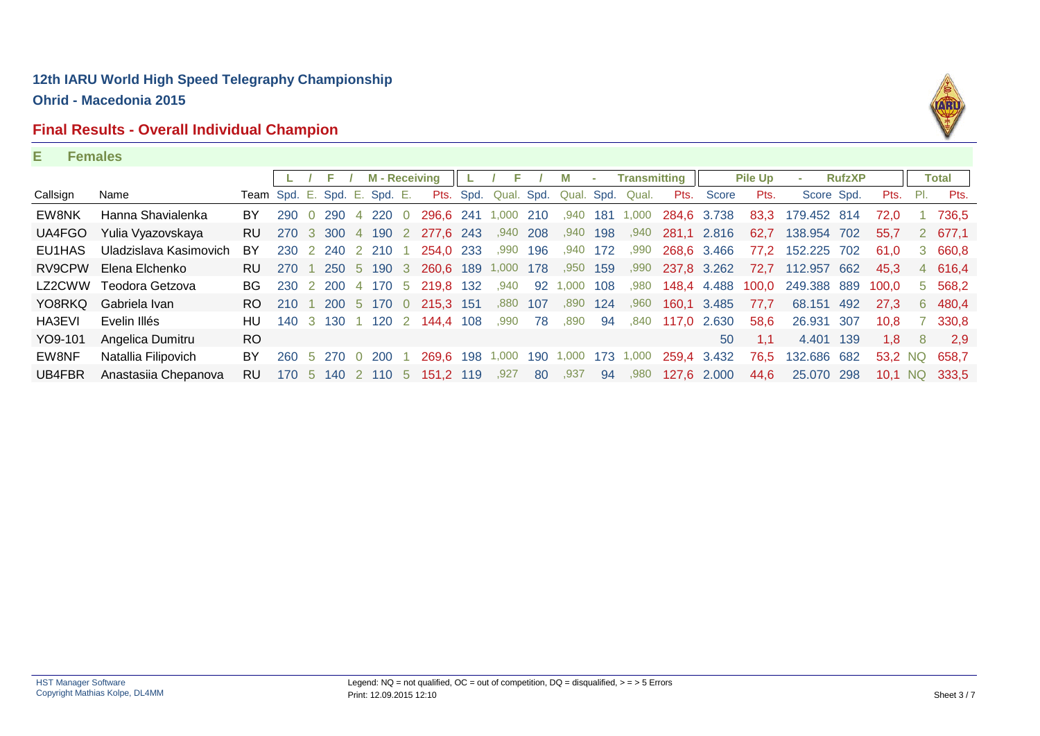## 12th IARU World High Speed Telegraphy Championship

**Ohrid - Macedonia 2015**

## Final Results - Overall Individual Champion

### E Females

| | | | L / F / M - Receiving | | | | | | | L / F / M - Transmitting | | | | | | | Pile Up - RufzXP | | | | | Total | |
|---|---|---|---|---|---|---|---|---|---|---|---|---|---|---|---|---|---|---|---|---|---|---|---|
| Callsign | Name | Team | Spd. | E. | Spd. | E. | Spd. | E. | Pts. | Spd. | Qual. | Spd. | Qual. | Spd. | Qual. | Pts. | Score | Pts. | Score | Spd. | Pts. | Pl. | Pts. |
| EW8NK | Hanna Shavialenka | BY | 290 | 0 | 290 | 4 | 220 | 0 | 296,6 | 241 | 1,000 | 210 | ,940 | 181 | 1,000 | 284,6 | 3.738 | 83,3 | 179.452 | 814 | 72,0 | 1 | 736,5 |
| UA4FGO | Yulia Vyazovskaya | RU | 270 | 3 | 300 | 4 | 190 | 2 | 277,6 | 243 | ,940 | 208 | ,940 | 198 | ,940 | 281,1 | 2.816 | 62,7 | 138.954 | 702 | 55,7 | 2 | 677,1 |
| EU1HAS | Uladzislava Kasimovich | BY | 230 | 2 | 240 | 2 | 210 | 1 | 254,0 | 233 | ,990 | 196 | ,940 | 172 | ,990 | 268,6 | 3.466 | 77,2 | 152.225 | 702 | 61,0 | 3 | 660,8 |
| RV9CPW | Elena Elchenko | RU | 270 | 1 | 250 | 5 | 190 | 3 | 260,6 | 189 | 1,000 | 178 | ,950 | 159 | ,990 | 237,8 | 3.262 | 72,7 | 112.957 | 662 | 45,3 | 4 | 616,4 |
| LZ2CWW | Teodora Getzova | BG | 230 | 2 | 200 | 4 | 170 | 5 | 219,8 | 132 | ,940 | 92 | 1,000 | 108 | ,980 | 148,4 | 4.488 | 100,0 | 249.388 | 889 | 100,0 | 5 | 568,2 |
| YO8RKQ | Gabriela Ivan | RO | 210 | 1 | 200 | 5 | 170 | 0 | 215,3 | 151 | ,880 | 107 | ,890 | 124 | ,960 | 160,1 | 3.485 | 77,7 | 68.151 | 492 | 27,3 | 6 | 480,4 |
| HA3EVI | Evelin Illés | HU | 140 | 3 | 130 | 1 | 120 | 2 | 144,4 | 108 | ,990 | 78 | ,890 | 94 | ,840 | 117,0 | 2.630 | 58,6 | 26.931 | 307 | 10,8 | 7 | 330,8 |
| YO9-101 | Angelica Dumitru | RO | | | | | | | | | | | | | | | 50 | 1,1 | 4.401 | 139 | 1,8 | 8 | 2,9 |
| EW8NF | Natallia Filipovich | BY | 260 | 5 | 270 | 0 | 200 | 1 | 269,6 | 198 | 1,000 | 190 | 1,000 | 173 | 1,000 | 259,4 | 3.432 | 76,5 | 132.686 | 682 | 53,2 | NQ | 658,7 |
| UB4FBR | Anastasiia Chepanova | RU | 170 | 5 | 140 | 2 | 110 | 5 | 151,2 | 119 | ,927 | 80 | ,937 | 94 | ,980 | 127,6 | 2.000 | 44,6 | 25.070 | 298 | 10,1 | NQ | 333,5 |

HST Manager Software
Copyright Mathias Kolpe, DL4MM

Legend: NQ = not qualified, OC = out of competition, DQ = disqualified, > = > 5 Errors
Print: 12.09.2015 12:10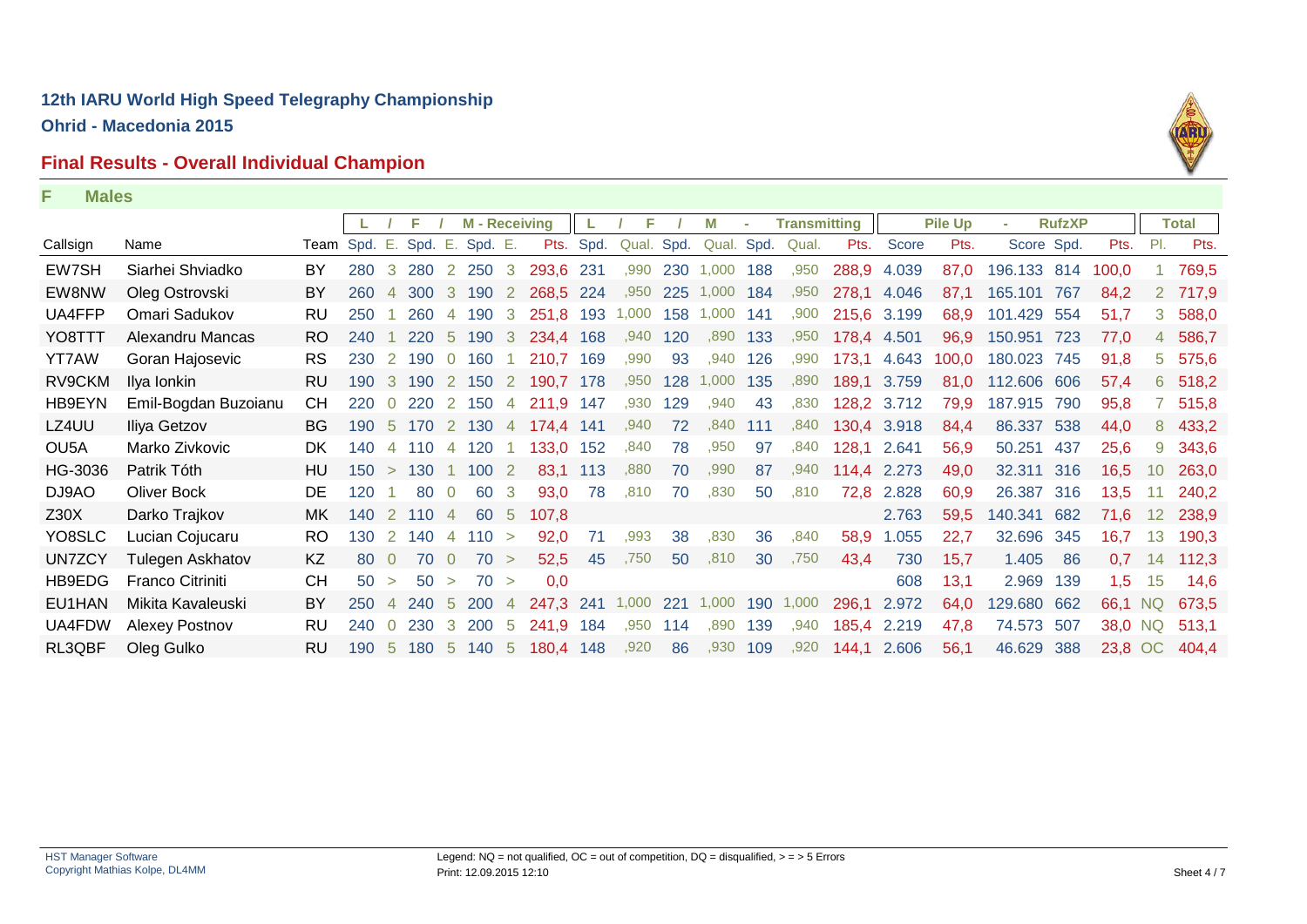# 12th IARU World High Speed Telegraphy Championship

## Ohrid - Macedonia 2015

## Final Results - Overall Individual Champion

### F Males

| | | | L | / | F | / | M - Receiving | | | L | / F | / | M | - | Transmitting | | | Pile Up | | - RufzXP | | | | Total |
|---|---|---|---|---|---|---|---|---|---|---|---|---|---|---|---|---|---|---|---|---|---|---|---|---|
| Callsign | Name | Team | Spd. | E. | Spd. | E. | Spd. | E. | Pts. | Spd. | Qual. | Spd. | Qual. | Spd. | Qual. | Pts. | Score | Pts. | Score | Spd. | Pts. | Pl. | Pts. |
| EW7SH | Siarhei Shviadko | BY | 280 | 3 | 280 | 2 | 250 | 3 | 293,6 | 231 | ,990 | 230 | 1,000 | 188 | ,950 | 288,9 | 4.039 | 87,0 | 196.133 | 814 | 100,0 | 1 | 769,5 |
| EW8NW | Oleg Ostrovski | BY | 260 | 4 | 300 | 3 | 190 | 2 | 268,5 | 224 | ,950 | 225 | 1,000 | 184 | ,950 | 278,1 | 4.046 | 87,1 | 165.101 | 767 | 84,2 | 2 | 717,9 |
| UA4FFP | Omari Sadukov | RU | 250 | 1 | 260 | 4 | 190 | 3 | 251,8 | 193 | 1,000 | 158 | 1,000 | 141 | ,900 | 215,6 | 3.199 | 68,9 | 101.429 | 554 | 51,7 | 3 | 588,0 |
| YO8TTT | Alexandru Mancas | RO | 240 | 1 | 220 | 5 | 190 | 3 | 234,4 | 168 | ,940 | 120 | ,890 | 133 | ,950 | 178,4 | 4.501 | 96,9 | 150.951 | 723 | 77,0 | 4 | 586,7 |
| YT7AW | Goran Hajosevic | RS | 230 | 2 | 190 | 0 | 160 | 1 | 210,7 | 169 | ,990 | 93 | ,940 | 126 | ,990 | 173,1 | 4.643 | 100,0 | 180.023 | 745 | 91,8 | 5 | 575,6 |
| RV9CKM | Ilya Ionkin | RU | 190 | 3 | 190 | 2 | 150 | 2 | 190,7 | 178 | ,950 | 128 | 1,000 | 135 | ,890 | 189,1 | 3.759 | 81,0 | 112.606 | 606 | 57,4 | 6 | 518,2 |
| HB9EYN | Emil-Bogdan Buzoianu | CH | 220 | 0 | 220 | 2 | 150 | 4 | 211,9 | 147 | ,930 | 129 | ,940 | 43 | ,830 | 128,2 | 3.712 | 79,9 | 187.915 | 790 | 95,8 | 7 | 515,8 |
| LZ4UU | Iliya Getzov | BG | 190 | 5 | 170 | 2 | 130 | 4 | 174,4 | 141 | ,940 | 72 | ,840 | 111 | ,840 | 130,4 | 3.918 | 84,4 | 86.337 | 538 | 44,0 | 8 | 433,2 |
| OU5A | Marko Zivkovic | DK | 140 | 4 | 110 | 4 | 120 | 1 | 133,0 | 152 | ,840 | 78 | ,950 | 97 | ,840 | 128,1 | 2.641 | 56,9 | 50.251 | 437 | 25,6 | 9 | 343,6 |
| HG-3036 | Patrik Tóth | HU | 150 | > | 130 | 1 | 100 | 2 | 83,1 | 113 | ,880 | 70 | ,990 | 87 | ,940 | 114,4 | 2.273 | 49,0 | 32.311 | 316 | 16,5 | 10 | 263,0 |
| DJ9AO | Oliver Bock | DE | 120 | 1 | 80 | 0 | 60 | 3 | 93,0 | 78 | ,810 | 70 | ,830 | 50 | ,810 | 72,8 | 2.828 | 60,9 | 26.387 | 316 | 13,5 | 11 | 240,2 |
| Z30X | Darko Trajkov | MK | 140 | 2 | 110 | 4 | 60 | 5 | 107,8 | | | | | | | | 2.763 | 59,5 | 140.341 | 682 | 71,6 | 12 | 238,9 |
| YO8SLC | Lucian Cojucaru | RO | 130 | 2 | 140 | 4 | 110 | > | 92,0 | 71 | ,993 | 38 | ,830 | 36 | ,840 | 58,9 | 1.055 | 22,7 | 32.696 | 345 | 16,7 | 13 | 190,3 |
| UN7ZCY | Tulegen Askhatov | KZ | 80 | 0 | 70 | 0 | 70 | > | 52,5 | 45 | ,750 | 50 | ,810 | 30 | ,750 | 43,4 | 730 | 15,7 | 1.405 | 86 | 0,7 | 14 | 112,3 |
| HB9EDG | Franco Citriniti | CH | 50 | > | 50 | > | 70 | > | 0,0 | | | | | | | | 608 | 13,1 | 2.969 | 139 | 1,5 | 15 | 14,6 |
| EU1HAN | Mikita Kavaleuski | BY | 250 | 4 | 240 | 5 | 200 | 4 | 247,3 | 241 | 1,000 | 221 | 1,000 | 190 | 1,000 | 296,1 | 2.972 | 64,0 | 129.680 | 662 | 66,1 | NQ | 673,5 |
| UA4FDW | Alexey Postnov | RU | 240 | 0 | 230 | 3 | 200 | 5 | 241,9 | 184 | ,950 | 114 | ,890 | 139 | ,940 | 185,4 | 2.219 | 47,8 | 74.573 | 507 | 38,0 | NQ | 513,1 |
| RL3QBF | Oleg Gulko | RU | 190 | 5 | 180 | 5 | 140 | 5 | 180,4 | 148 | ,920 | 86 | ,930 | 109 | ,920 | 144,1 | 2.606 | 56,1 | 46.629 | 388 | 23,8 | OC | 404,4 |

HST Manager Software
Copyright Mathias Kolpe, DL4MM

Legend: NQ = not qualified, OC = out of competition, DQ = disqualified, > = > 5 Errors
Print: 12.09.2015 12:10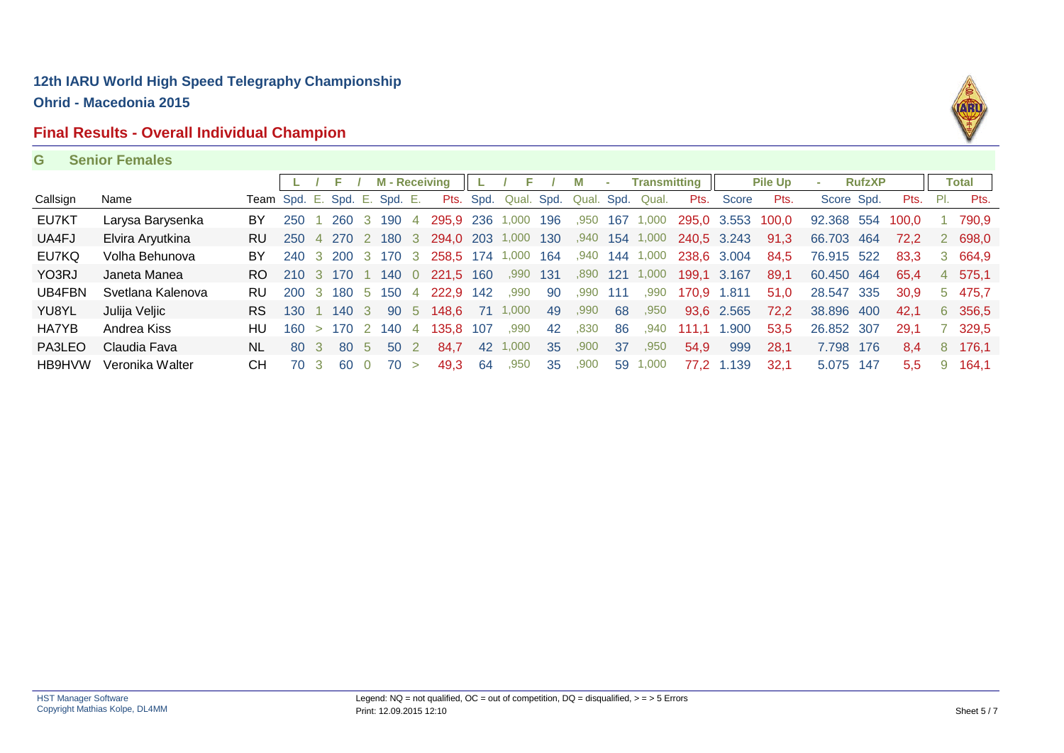**12th IARU World High Speed Telegraphy Championship**

**Ohrid - Macedonia 2015**

## Final Results - Overall Individual Champion

### G Senior Females

| | | | L | / | F | / | M - Receiving | | | L | / | F | / | M | - | Transmitting | | Pile Up | | - RufzXP | | | Total | |
|---|---|---|---|---|---|---|---|---|---|---|---|---|---|---|---|---|---|---|---|---|---|---|---|---|
| Callsign | Name | Team | Spd. | E. | Spd. | E. | Spd. | E. | Pts. | Spd. | Qual. | Spd. | Qual. | Spd. | Qual. | Pts. | Score | Pts. | Score | Spd. | Pts. | Pl. | Pts. |
| EU7KT | Larysa Barysenka | BY | 250 | 1 | 260 | 3 | 190 | 4 | 295,9 | 236 | 1,000 | 196 | ,950 | 167 | 1,000 | 295,0 | 3.553 | 100,0 | 92.368 | 554 | 100,0 | 1 | 790,9 |
| UA4FJ | Elvira Aryutkina | RU | 250 | 4 | 270 | 2 | 180 | 3 | 294,0 | 203 | 1,000 | 130 | ,940 | 154 | 1,000 | 240,5 | 3.243 | 91,3 | 66.703 | 464 | 72,2 | 2 | 698,0 |
| EU7KQ | Volha Behunova | BY | 240 | 3 | 200 | 3 | 170 | 3 | 258,5 | 174 | 1,000 | 164 | ,940 | 144 | 1,000 | 238,6 | 3.004 | 84,5 | 76.915 | 522 | 83,3 | 3 | 664,9 |
| YO3RJ | Janeta Manea | RO | 210 | 3 | 170 | 1 | 140 | 0 | 221,5 | 160 | ,990 | 131 | ,890 | 121 | 1,000 | 199,1 | 3.167 | 89,1 | 60.450 | 464 | 65,4 | 4 | 575,1 |
| UB4FBN | Svetlana Kalenova | RU | 200 | 3 | 180 | 5 | 150 | 4 | 222,9 | 142 | ,990 | 90 | ,990 | 111 | ,990 | 170,9 | 1.811 | 51,0 | 28.547 | 335 | 30,9 | 5 | 475,7 |
| YU8YL | Julija Veljic | RS | 130 | 1 | 140 | 3 | 90 | 5 | 148,6 | 71 | 1,000 | 49 | ,990 | 68 | ,950 | 93,6 | 2.565 | 72,2 | 38.896 | 400 | 42,1 | 6 | 356,5 |
| HA7YB | Andrea Kiss | HU | 160 | > | 170 | 2 | 140 | 4 | 135,8 | 107 | ,990 | 42 | ,830 | 86 | ,940 | 111,1 | 1.900 | 53,5 | 26.852 | 307 | 29,1 | 7 | 329,5 |
| PA3LEO | Claudia Fava | NL | 80 | 3 | 80 | 5 | 50 | 2 | 84,7 | 42 | 1,000 | 35 | ,900 | 37 | ,950 | 54,9 | 999 | 28,1 | 7.798 | 176 | 8,4 | 8 | 176,1 |
| HB9HVW | Veronika Walter | CH | 70 | 3 | 60 | 0 | 70 | > | 49,3 | 64 | ,950 | 35 | ,900 | 59 | 1,000 | 77,2 | 1.139 | 32,1 | 5.075 | 147 | 5,5 | 9 | 164,1 |

HST Manager Software
Copyright Mathias Kolpe, DL4MM

Legend: NQ = not qualified, OC = out of competition, DQ = disqualified, > = > 5 Errors
Print: 12.09.2015 12:10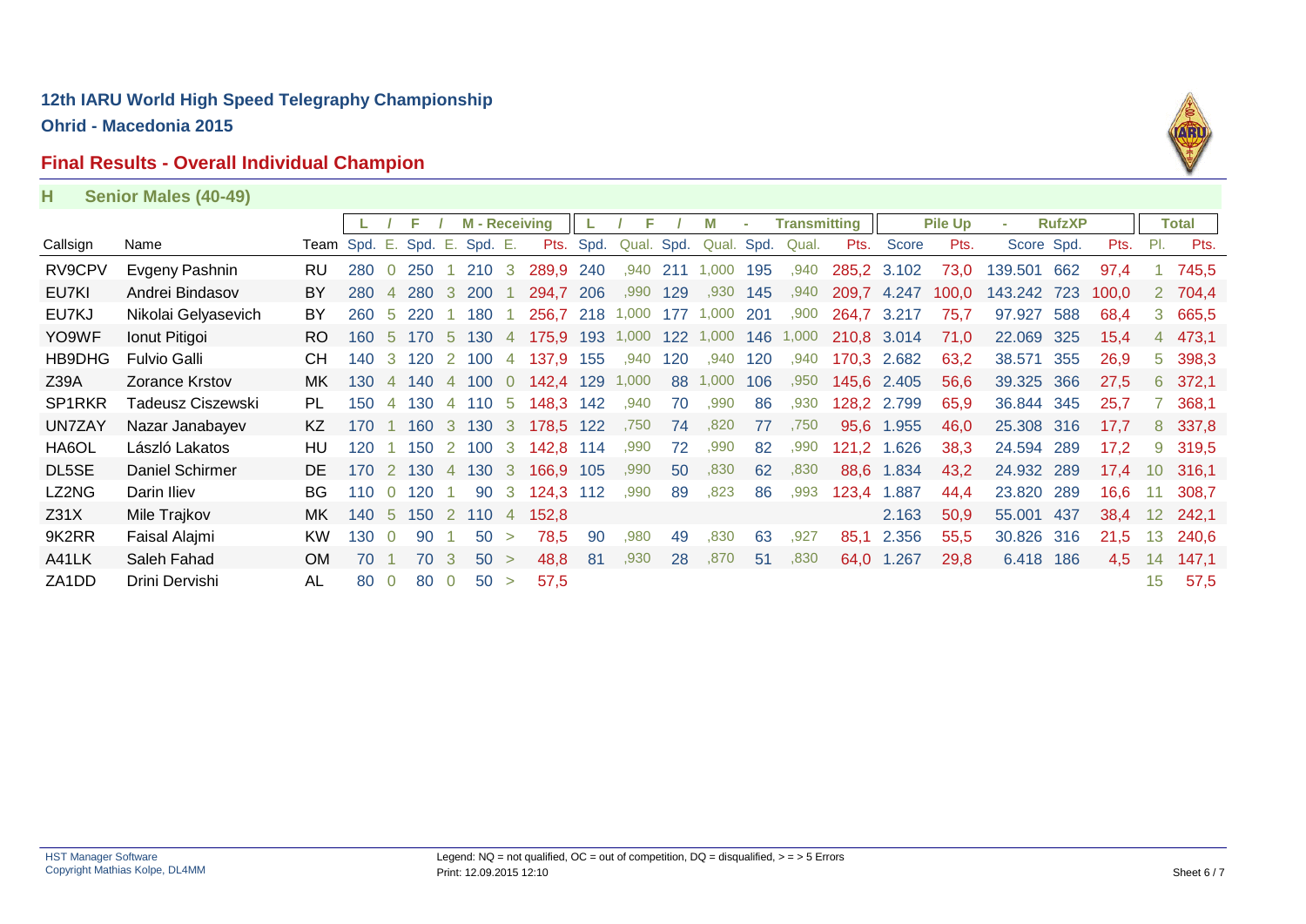## 12th IARU World High Speed Telegraphy Championship

**Ohrid - Macedonia 2015**

### Final Results - Overall Individual Champion

**H Senior Males (40-49)**

| | | | L | / | F | / | M - Receiving | | | L | / | F | / | M | - | Transmitting | | Pile Up | | - | RufzXP | | Total | |
|---|---|---|---|---|---|---|---|---|---|---|---|---|---|---|---|---|---|---|---|---|---|---|---|---|
| Callsign | Name | Team | Spd. | E. | Spd. | E. | Spd. | E. | Pts. | Spd. | Qual. | Spd. | Qual. | Spd. | Qual. | Pts. | Score | Pts. | Score | Spd. | Pts. | Pl. | Pts. |
| RV9CPV | Evgeny Pashnin | RU | 280 | 0 | 250 | 1 | 210 | 3 | 289,9 | 240 | ,940 | 211 | 1,000 | 195 | ,940 | 285,2 | 3.102 | 73,0 | 139.501 | 662 | 97,4 | 1 | 745,5 |
| EU7KI | Andrei Bindasov | BY | 280 | 4 | 280 | 3 | 200 | 1 | 294,7 | 206 | ,990 | 129 | ,930 | 145 | ,940 | 209,7 | 4.247 | 100,0 | 143.242 | 723 | 100,0 | 2 | 704,4 |
| EU7KJ | Nikolai Gelyasevich | BY | 260 | 5 | 220 | 1 | 180 | 1 | 256,7 | 218 | 1,000 | 177 | 1,000 | 201 | ,900 | 264,7 | 3.217 | 75,7 | 97.927 | 588 | 68,4 | 3 | 665,5 |
| YO9WF | Ionut Pitigoi | RO | 160 | 5 | 170 | 5 | 130 | 4 | 175,9 | 193 | 1,000 | 122 | 1,000 | 146 | 1,000 | 210,8 | 3.014 | 71,0 | 22.069 | 325 | 15,4 | 4 | 473,1 |
| HB9DHG | Fulvio Galli | CH | 140 | 3 | 120 | 2 | 100 | 4 | 137,9 | 155 | ,940 | 120 | ,940 | 120 | ,940 | 170,3 | 2.682 | 63,2 | 38.571 | 355 | 26,9 | 5 | 398,3 |
| Z39A | Zorance Krstov | MK | 130 | 4 | 140 | 4 | 100 | 0 | 142,4 | 129 | 1,000 | 88 | 1,000 | 106 | ,950 | 145,6 | 2.405 | 56,6 | 39.325 | 366 | 27,5 | 6 | 372,1 |
| SP1RKR | Tadeusz Ciszewski | PL | 150 | 4 | 130 | 4 | 110 | 5 | 148,3 | 142 | ,940 | 70 | ,990 | 86 | ,930 | 128,2 | 2.799 | 65,9 | 36.844 | 345 | 25,7 | 7 | 368,1 |
| UN7ZAY | Nazar Janabayev | KZ | 170 | 1 | 160 | 3 | 130 | 3 | 178,5 | 122 | ,750 | 74 | ,820 | 77 | ,750 | 95,6 | 1.955 | 46,0 | 25.308 | 316 | 17,7 | 8 | 337,8 |
| HA6OL | László Lakatos | HU | 120 | 1 | 150 | 2 | 100 | 3 | 142,8 | 114 | ,990 | 72 | ,990 | 82 | ,990 | 121,2 | 1.626 | 38,3 | 24.594 | 289 | 17,2 | 9 | 319,5 |
| DL5SE | Daniel Schirmer | DE | 170 | 2 | 130 | 4 | 130 | 3 | 166,9 | 105 | ,990 | 50 | ,830 | 62 | ,830 | 88,6 | 1.834 | 43,2 | 24.932 | 289 | 17,4 | 10 | 316,1 |
| LZ2NG | Darin Iliev | BG | 110 | 0 | 120 | 1 | 90 | 3 | 124,3 | 112 | ,990 | 89 | ,823 | 86 | ,993 | 123,4 | 1.887 | 44,4 | 23.820 | 289 | 16,6 | 11 | 308,7 |
| Z31X | Mile Trajkov | MK | 140 | 5 | 150 | 2 | 110 | 4 | 152,8 | | | | | | | | 2.163 | 50,9 | 55.001 | 437 | 38,4 | 12 | 242,1 |
| 9K2RR | Faisal Alajmi | KW | 130 | 0 | 90 | 1 | 50 | > | 78,5 | 90 | ,980 | 49 | ,830 | 63 | ,927 | 85,1 | 2.356 | 55,5 | 30.826 | 316 | 21,5 | 13 | 240,6 |
| A41LK | Saleh Fahad | OM | 70 | 1 | 70 | 3 | 50 | > | 48,8 | 81 | ,930 | 28 | ,870 | 51 | ,830 | 64,0 | 1.267 | 29,8 | 6.418 | 186 | 4,5 | 14 | 147,1 |
| ZA1DD | Drini Dervishi | AL | 80 | 0 | 80 | 0 | 50 | > | 57,5 | | | | | | | | | | | | | 15 | 57,5 |

HST Manager Software
Copyright Mathias Kolpe, DL4MM

Legend: NQ = not qualified, OC = out of competition, DQ = disqualified, > = > 5 Errors
Print: 12.09.2015 12:10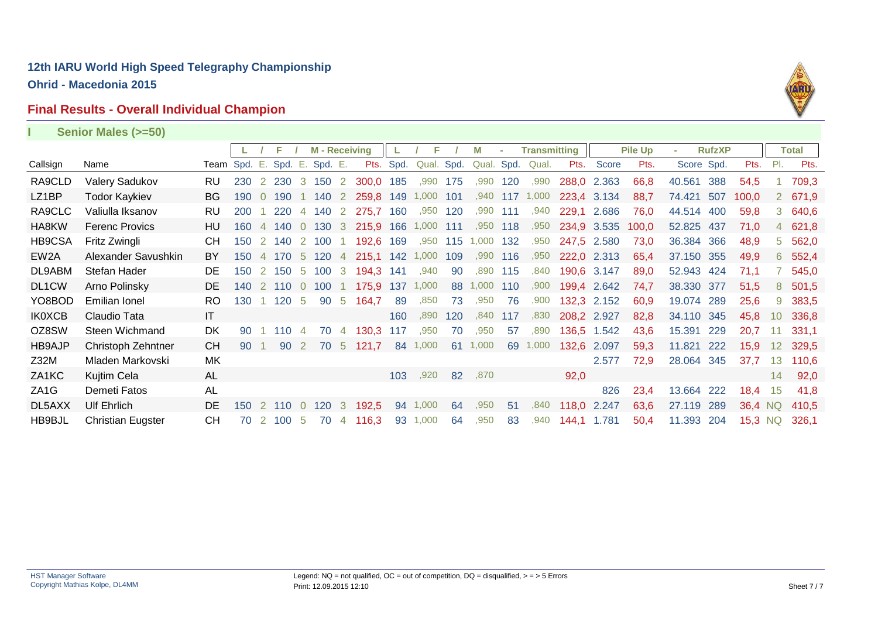## 12th IARU World High Speed Telegraphy Championship

**Ohrid - Macedonia 2015**

## Final Results - Overall Individual Champion

**I Senior Males (>=50)**

| | | | L / F / M - Receiving | | | | | | | L / F / M - Transmitting | | | | | | | Pile Up | | RufzXP | | | Total | |
|---|---|---|---|---|---|---|---|---|---|---|---|---|---|---|---|---|---|---|---|---|---|---|---|
| Callsign | Name | Team | Spd. | E. | Spd. | E. | Spd. | E. | Pts. | Spd. | Qual. | Spd. | Qual. | Spd. | Qual. | Pts. | Score | Pts. | Score | Spd. | Pts. | Pl. | Pts. |
| RA9CLD | Valery Sadukov | RU | 230 | 2 | 230 | 3 | 150 | 2 | 300,0 | 185 | ,990 | 175 | ,990 | 120 | ,990 | 288,0 | 2.363 | 66,8 | 40.561 | 388 | 54,5 | 1 | 709,3 |
| LZ1BP | Todor Kaykiev | BG | 190 | 0 | 190 | 1 | 140 | 2 | 259,8 | 149 | 1,000 | 101 | ,940 | 117 | 1,000 | 223,4 | 3.134 | 88,7 | 74.421 | 507 | 100,0 | 2 | 671,9 |
| RA9CLC | Valiulla Iksanov | RU | 200 | 1 | 220 | 4 | 140 | 2 | 275,7 | 160 | ,950 | 120 | ,990 | 111 | ,940 | 229,1 | 2.686 | 76,0 | 44.514 | 400 | 59,8 | 3 | 640,6 |
| HA8KW | Ferenc Provics | HU | 160 | 4 | 140 | 0 | 130 | 3 | 215,9 | 166 | 1,000 | 111 | ,950 | 118 | ,950 | 234,9 | 3.535 | 100,0 | 52.825 | 437 | 71,0 | 4 | 621,8 |
| HB9CSA | Fritz Zwingli | CH | 150 | 2 | 140 | 2 | 100 | 1 | 192,6 | 169 | ,950 | 115 | 1,000 | 132 | ,950 | 247,5 | 2.580 | 73,0 | 36.384 | 366 | 48,9 | 5 | 562,0 |
| EW2A | Alexander Savushkin | BY | 150 | 4 | 170 | 5 | 120 | 4 | 215,1 | 142 | 1,000 | 109 | ,990 | 116 | ,950 | 222,0 | 2.313 | 65,4 | 37.150 | 355 | 49,9 | 6 | 552,4 |
| DL9ABM | Stefan Hader | DE | 150 | 2 | 150 | 5 | 100 | 3 | 194,3 | 141 | ,940 | 90 | ,890 | 115 | ,840 | 190,6 | 3.147 | 89,0 | 52.943 | 424 | 71,1 | 7 | 545,0 |
| DL1CW | Arno Polinsky | DE | 140 | 2 | 110 | 0 | 100 | 1 | 175,9 | 137 | 1,000 | 88 | 1,000 | 110 | ,900 | 199,4 | 2.642 | 74,7 | 38.330 | 377 | 51,5 | 8 | 501,5 |
| YO8BOD | Emilian Ionel | RO | 130 | 1 | 120 | 5 | 90 | 5 | 164,7 | 89 | ,850 | 73 | ,950 | 76 | ,900 | 132,3 | 2.152 | 60,9 | 19.074 | 289 | 25,6 | 9 | 383,5 |
| IK0XCB | Claudio Tata | IT | | | | | | | | 160 | ,890 | 120 | ,840 | 117 | ,830 | 208,2 | 2.927 | 82,8 | 34.110 | 345 | 45,8 | 10 | 336,8 |
| OZ8SW | Steen Wichmand | DK | 90 | 1 | 110 | 4 | 70 | 4 | 130,3 | 117 | ,950 | 70 | ,950 | 57 | ,890 | 136,5 | 1.542 | 43,6 | 15.391 | 229 | 20,7 | 11 | 331,1 |
| HB9AJP | Christoph Zehntner | CH | 90 | 1 | 90 | 2 | 70 | 5 | 121,7 | 84 | 1,000 | 61 | 1,000 | 69 | 1,000 | 132,6 | 2.097 | 59,3 | 11.821 | 222 | 15,9 | 12 | 329,5 |
| Z32M | Mladen Markovski | MK | | | | | | | | | | | | | | | 2.577 | 72,9 | 28.064 | 345 | 37,7 | 13 | 110,6 |
| ZA1KC | Kujtim Cela | AL | | | | | | | | 103 | ,920 | 82 | ,870 | | | 92,0 | | | | | | 14 | 92,0 |
| ZA1G | Demeti Fatos | AL | | | | | | | | | | | | | | | 826 | 23,4 | 13.664 | 222 | 18,4 | 15 | 41,8 |
| DL5AXX | Ulf Ehrlich | DE | 150 | 2 | 110 | 0 | 120 | 3 | 192,5 | 94 | 1,000 | 64 | ,950 | 51 | ,840 | 118,0 | 2.247 | 63,6 | 27.119 | 289 | 36,4 | NQ | 410,5 |
| HB9BJL | Christian Eugster | CH | 70 | 2 | 100 | 5 | 70 | 4 | 116,3 | 93 | 1,000 | 64 | ,950 | 83 | ,940 | 144,1 | 1.781 | 50,4 | 11.393 | 204 | 15,3 | NQ | 326,1 |

HST Manager Software
Copyright Mathias Kolpe, DL4MM

Legend: NQ = not qualified, OC = out of competition, DQ = disqualified, > = > 5 Errors
Print: 12.09.2015 12:10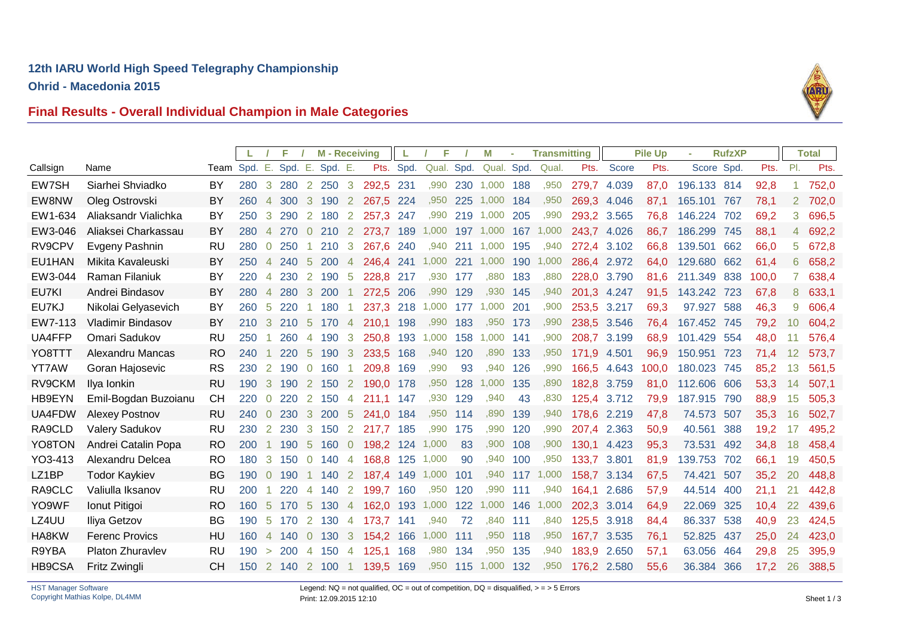# 12th IARU World High Speed Telegraphy Championship

## Ohrid - Macedonia 2015

## Final Results - Overall Individual Champion in Male Categories

| | | | L | / | F | / | M - Receiving | | | L | / | F | / | M | - | Transmitting | | Pile Up | | - | RufzXP | | Total | |
|---|---|---|---|---|---|---|---|---|---|---|---|---|---|---|---|---|---|---|---|---|---|---|---|---|
| Callsign | Name | Team | Spd. | E. | Spd. | E. | Spd. | E. | Pts. | Spd. | Qual. | Spd. | Qual. | Spd. | Qual. | Pts. | Score | Pts. | Score | Spd. | Pts. | Pl. | Pts. |
| EW7SH | Siarhei Shviadko | BY | 280 | 3 | 280 | 2 | 250 | 3 | 292,5 | 231 | ,990 | 230 | 1,000 | 188 | ,950 | 279,7 | 4.039 | 87,0 | 196.133 | 814 | 92,8 | 1 | 752,0 |
| EW8NW | Oleg Ostrovski | BY | 260 | 4 | 300 | 3 | 190 | 2 | 267,5 | 224 | ,950 | 225 | 1,000 | 184 | ,950 | 269,3 | 4.046 | 87,1 | 165.101 | 767 | 78,1 | 2 | 702,0 |
| EW1-634 | Aliaksandr Vialichka | BY | 250 | 3 | 290 | 2 | 180 | 2 | 257,3 | 247 | ,990 | 219 | 1,000 | 205 | ,990 | 293,2 | 3.565 | 76,8 | 146.224 | 702 | 69,2 | 3 | 696,5 |
| EW3-046 | Aliaksei Charkassau | BY | 280 | 4 | 270 | 0 | 210 | 2 | 273,7 | 189 | 1,000 | 197 | 1,000 | 167 | 1,000 | 243,7 | 4.026 | 86,7 | 186.299 | 745 | 88,1 | 4 | 692,2 |
| RV9CPV | Evgeny Pashnin | RU | 280 | 0 | 250 | 1 | 210 | 3 | 267,6 | 240 | ,940 | 211 | 1,000 | 195 | ,940 | 272,4 | 3.102 | 66,8 | 139.501 | 662 | 66,0 | 5 | 672,8 |
| EU1HAN | Mikita Kavaleuski | BY | 250 | 4 | 240 | 5 | 200 | 4 | 246,4 | 241 | 1,000 | 221 | 1,000 | 190 | 1,000 | 286,4 | 2.972 | 64,0 | 129.680 | 662 | 61,4 | 6 | 658,2 |
| EW3-044 | Raman Filaniuk | BY | 220 | 4 | 230 | 2 | 190 | 5 | 228,8 | 217 | ,930 | 177 | ,880 | 183 | ,880 | 228,0 | 3.790 | 81,6 | 211.349 | 838 | 100,0 | 7 | 638,4 |
| EU7KI | Andrei Bindasov | BY | 280 | 4 | 280 | 3 | 200 | 1 | 272,5 | 206 | ,990 | 129 | ,930 | 145 | ,940 | 201,3 | 4.247 | 91,5 | 143.242 | 723 | 67,8 | 8 | 633,1 |
| EU7KJ | Nikolai Gelyasevich | BY | 260 | 5 | 220 | 1 | 180 | 1 | 237,3 | 218 | 1,000 | 177 | 1,000 | 201 | ,900 | 253,5 | 3.217 | 69,3 | 97.927 | 588 | 46,3 | 9 | 606,4 |
| EW7-113 | Vladimir Bindasov | BY | 210 | 3 | 210 | 5 | 170 | 4 | 210,1 | 198 | ,990 | 183 | ,950 | 173 | ,990 | 238,5 | 3.546 | 76,4 | 167.452 | 745 | 79,2 | 10 | 604,2 |
| UA4FFP | Omari Sadukov | RU | 250 | 1 | 260 | 4 | 190 | 3 | 250,8 | 193 | 1,000 | 158 | 1,000 | 141 | ,900 | 208,7 | 3.199 | 68,9 | 101.429 | 554 | 48,0 | 11 | 576,4 |
| YO8TTT | Alexandru Mancas | RO | 240 | 1 | 220 | 5 | 190 | 3 | 233,5 | 168 | ,940 | 120 | ,890 | 133 | ,950 | 171,9 | 4.501 | 96,9 | 150.951 | 723 | 71,4 | 12 | 573,7 |
| YT7AW | Goran Hajosevic | RS | 230 | 2 | 190 | 0 | 160 | 1 | 209,8 | 169 | ,990 | 93 | ,940 | 126 | ,990 | 166,5 | 4.643 | 100,0 | 180.023 | 745 | 85,2 | 13 | 561,5 |
| RV9CKM | Ilya Ionkin | RU | 190 | 3 | 190 | 2 | 150 | 2 | 190,0 | 178 | ,950 | 128 | 1,000 | 135 | ,890 | 182,8 | 3.759 | 81,0 | 112.606 | 606 | 53,3 | 14 | 507,1 |
| HB9EYN | Emil-Bogdan Buzoianu | CH | 220 | 0 | 220 | 2 | 150 | 4 | 211,1 | 147 | ,930 | 129 | ,940 | 43 | ,830 | 125,4 | 3.712 | 79,9 | 187.915 | 790 | 88,9 | 15 | 505,3 |
| UA4FDW | Alexey Postnov | RU | 240 | 0 | 230 | 3 | 200 | 5 | 241,0 | 184 | ,950 | 114 | ,890 | 139 | ,940 | 178,6 | 2.219 | 47,8 | 74.573 | 507 | 35,3 | 16 | 502,7 |
| RA9CLD | Valery Sadukov | RU | 230 | 2 | 230 | 3 | 150 | 2 | 217,7 | 185 | ,990 | 175 | ,990 | 120 | ,990 | 207,4 | 2.363 | 50,9 | 40.561 | 388 | 19,2 | 17 | 495,2 |
| YO8TON | Andrei Catalin Popa | RO | 200 | 1 | 190 | 5 | 160 | 0 | 198,2 | 124 | 1,000 | 83 | ,900 | 108 | ,900 | 130,1 | 4.423 | 95,3 | 73.531 | 492 | 34,8 | 18 | 458,4 |
| YO3-413 | Alexandru Delcea | RO | 180 | 3 | 150 | 0 | 140 | 4 | 168,8 | 125 | 1,000 | 90 | ,940 | 100 | ,950 | 133,7 | 3.801 | 81,9 | 139.753 | 702 | 66,1 | 19 | 450,5 |
| LZ1BP | Todor Kaykiev | BG | 190 | 0 | 190 | 1 | 140 | 2 | 187,4 | 149 | 1,000 | 101 | ,940 | 117 | 1,000 | 158,7 | 3.134 | 67,5 | 74.421 | 507 | 35,2 | 20 | 448,8 |
| RA9CLC | Valiulla Iksanov | RU | 200 | 1 | 220 | 4 | 140 | 2 | 199,7 | 160 | ,950 | 120 | ,990 | 111 | ,940 | 164,1 | 2.686 | 57,9 | 44.514 | 400 | 21,1 | 21 | 442,8 |
| YO9WF | Ionut Pitigoi | RO | 160 | 5 | 170 | 5 | 130 | 4 | 162,0 | 193 | 1,000 | 122 | 1,000 | 146 | 1,000 | 202,3 | 3.014 | 64,9 | 22.069 | 325 | 10,4 | 22 | 439,6 |
| LZ4UU | Iliya Getzov | BG | 190 | 5 | 170 | 2 | 130 | 4 | 173,7 | 141 | ,940 | 72 | ,840 | 111 | ,840 | 125,5 | 3.918 | 84,4 | 86.337 | 538 | 40,9 | 23 | 424,5 |
| HA8KW | Ferenc Provics | HU | 160 | 4 | 140 | 0 | 130 | 3 | 154,2 | 166 | 1,000 | 111 | ,950 | 118 | ,950 | 167,7 | 3.535 | 76,1 | 52.825 | 437 | 25,0 | 24 | 423,0 |
| R9YBA | Platon Zhuravlev | RU | 190 | > | 200 | 4 | 150 | 4 | 125,1 | 168 | ,980 | 134 | ,950 | 135 | ,940 | 183,9 | 2.650 | 57,1 | 63.056 | 464 | 29,8 | 25 | 395,9 |
| HB9CSA | Fritz Zwingli | CH | 150 | 2 | 140 | 2 | 100 | 1 | 139,5 | 169 | ,950 | 115 | 1,000 | 132 | ,950 | 176,2 | 2.580 | 55,6 | 36.384 | 366 | 17,2 | 26 | 388,5 |

HST Manager Software
Copyright Mathias Kolpe, DL4MM

Legend: NQ = not qualified, OC = out of competition, DQ = disqualified, > = > 5 Errors
Print: 12.09.2015 12:10

Sheet 1 / 3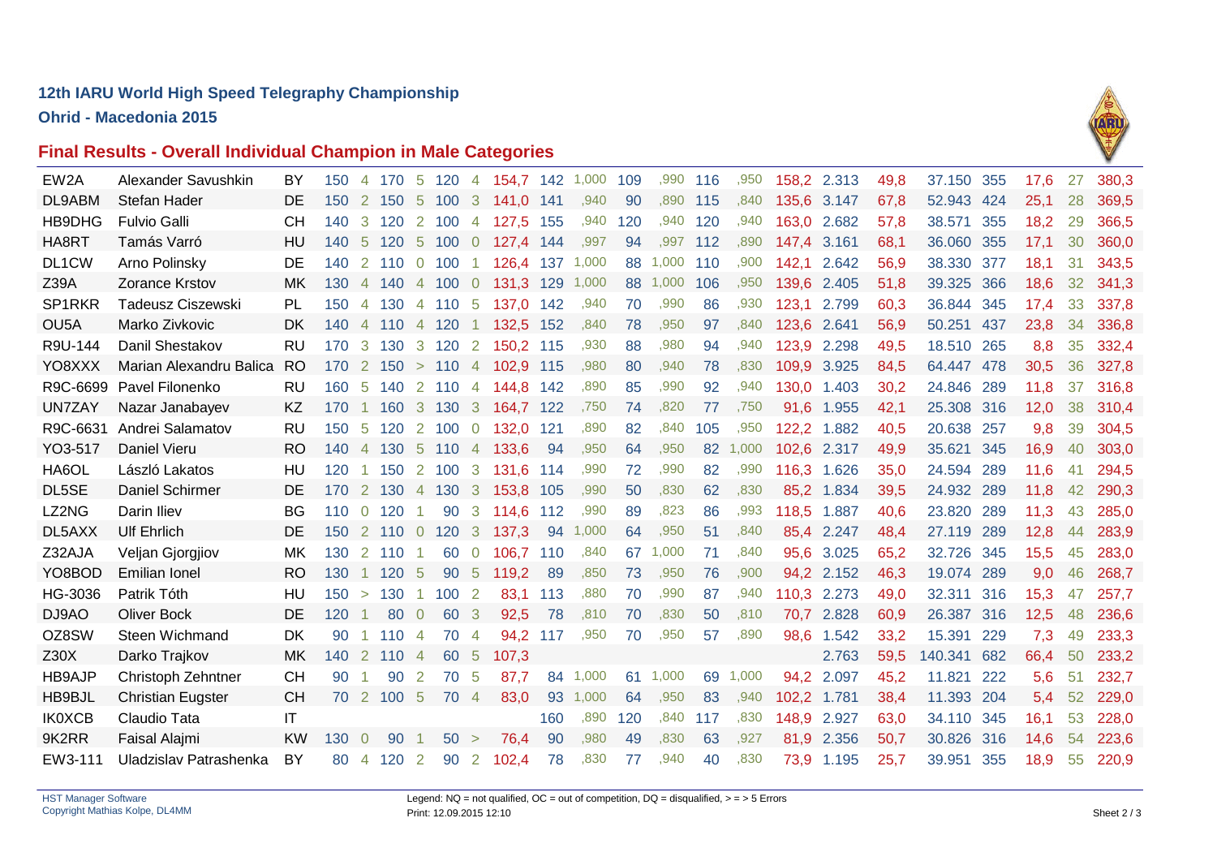**12th IARU World High Speed Telegraphy Championship**

**Ohrid - Macedonia 2015**

## Final Results - Overall Individual Champion in Male Categories

| | | | | | | | | | | | | | | | | | | | | | | | | | |
|---|---|---|---|---|---|---|---|---|---|---|---|---|---|---|---|---|---|---|---|---|---|---|---|---|---|
| EW2A | Alexander Savushkin | BY | 150 | 4 | 170 | 5 | 120 | 4 | 154,7 | 142 | 1,000 | 109 | ,990 | 116 | ,950 | 158,2 | 2.313 | 49,8 | 37.150 | 355 | 17,6 | 27 | 380,3 |
| DL9ABM | Stefan Hader | DE | 150 | 2 | 150 | 5 | 100 | 3 | 141,0 | 141 | ,940 | 90 | ,890 | 115 | ,840 | 135,6 | 3.147 | 67,8 | 52.943 | 424 | 25,1 | 28 | 369,5 |
| HB9DHG | Fulvio Galli | CH | 140 | 3 | 120 | 2 | 100 | 4 | 127,5 | 155 | ,940 | 120 | ,940 | 120 | ,940 | 163,0 | 2.682 | 57,8 | 38.571 | 355 | 18,2 | 29 | 366,5 |
| HA8RT | Tamás Varró | HU | 140 | 5 | 120 | 5 | 100 | 0 | 127,4 | 144 | ,997 | 94 | ,997 | 112 | ,890 | 147,4 | 3.161 | 68,1 | 36.060 | 355 | 17,1 | 30 | 360,0 |
| DL1CW | Arno Polinsky | DE | 140 | 2 | 110 | 0 | 100 | 1 | 126,4 | 137 | 1,000 | 88 | 1,000 | 110 | ,900 | 142,1 | 2.642 | 56,9 | 38.330 | 377 | 18,1 | 31 | 343,5 |
| Z39A | Zorance Krstov | MK | 130 | 4 | 140 | 4 | 100 | 0 | 131,3 | 129 | 1,000 | 88 | 1,000 | 106 | ,950 | 139,6 | 2.405 | 51,8 | 39.325 | 366 | 18,6 | 32 | 341,3 |
| SP1RKR | Tadeusz Ciszewski | PL | 150 | 4 | 130 | 4 | 110 | 5 | 137,0 | 142 | ,940 | 70 | ,990 | 86 | ,930 | 123,1 | 2.799 | 60,3 | 36.844 | 345 | 17,4 | 33 | 337,8 |
| OU5A | Marko Zivkovic | DK | 140 | 4 | 110 | 4 | 120 | 1 | 132,5 | 152 | ,840 | 78 | ,950 | 97 | ,840 | 123,6 | 2.641 | 56,9 | 50.251 | 437 | 23,8 | 34 | 336,8 |
| R9U-144 | Danil Shestakov | RU | 170 | 3 | 130 | 3 | 120 | 2 | 150,2 | 115 | ,930 | 88 | ,980 | 94 | ,940 | 123,9 | 2.298 | 49,5 | 18.510 | 265 | 8,8 | 35 | 332,4 |
| YO8XXX | Marian Alexandru Balica | RO | 170 | 2 | 150 | > | 110 | 4 | 102,9 | 115 | ,980 | 80 | ,940 | 78 | ,830 | 109,9 | 3.925 | 84,5 | 64.447 | 478 | 30,5 | 36 | 327,8 |
| R9C-6699 | Pavel Filonenko | RU | 160 | 5 | 140 | 2 | 110 | 4 | 144,8 | 142 | ,890 | 85 | ,990 | 92 | ,940 | 130,0 | 1.403 | 30,2 | 24.846 | 289 | 11,8 | 37 | 316,8 |
| UN7ZAY | Nazar Janabayev | KZ | 170 | 1 | 160 | 3 | 130 | 3 | 164,7 | 122 | ,750 | 74 | ,820 | 77 | ,750 | 91,6 | 1.955 | 42,1 | 25.308 | 316 | 12,0 | 38 | 310,4 |
| R9C-6631 | Andrei Salamatov | RU | 150 | 5 | 120 | 2 | 100 | 0 | 132,0 | 121 | ,890 | 82 | ,840 | 105 | ,950 | 122,2 | 1.882 | 40,5 | 20.638 | 257 | 9,8 | 39 | 304,5 |
| YO3-517 | Daniel Vieru | RO | 140 | 4 | 130 | 5 | 110 | 4 | 133,6 | 94 | ,950 | 64 | ,950 | 82 | 1,000 | 102,6 | 2.317 | 49,9 | 35.621 | 345 | 16,9 | 40 | 303,0 |
| HA6OL | László Lakatos | HU | 120 | 1 | 150 | 2 | 100 | 3 | 131,6 | 114 | ,990 | 72 | ,990 | 82 | ,990 | 116,3 | 1.626 | 35,0 | 24.594 | 289 | 11,6 | 41 | 294,5 |
| DL5SE | Daniel Schirmer | DE | 170 | 2 | 130 | 4 | 130 | 3 | 153,8 | 105 | ,990 | 50 | ,830 | 62 | ,830 | 85,2 | 1.834 | 39,5 | 24.932 | 289 | 11,8 | 42 | 290,3 |
| LZ2NG | Darin Iliev | BG | 110 | 0 | 120 | 1 | 90 | 3 | 114,6 | 112 | ,990 | 89 | ,823 | 86 | ,993 | 118,5 | 1.887 | 40,6 | 23.820 | 289 | 11,3 | 43 | 285,0 |
| DL5AXX | Ulf Ehrlich | DE | 150 | 2 | 110 | 0 | 120 | 3 | 137,3 | 94 | 1,000 | 64 | ,950 | 51 | ,840 | 85,4 | 2.247 | 48,4 | 27.119 | 289 | 12,8 | 44 | 283,9 |
| Z32AJA | Veljan Gjorgjiov | MK | 130 | 2 | 110 | 1 | 60 | 0 | 106,7 | 110 | ,840 | 67 | 1,000 | 71 | ,840 | 95,6 | 3.025 | 65,2 | 32.726 | 345 | 15,5 | 45 | 283,0 |
| YO8BOD | Emilian Ionel | RO | 130 | 1 | 120 | 5 | 90 | 5 | 119,2 | 89 | ,850 | 73 | ,950 | 76 | ,900 | 94,2 | 2.152 | 46,3 | 19.074 | 289 | 9,0 | 46 | 268,7 |
| HG-3036 | Patrik Tóth | HU | 150 | > | 130 | 1 | 100 | 2 | 83,1 | 113 | ,880 | 70 | ,990 | 87 | ,940 | 110,3 | 2.273 | 49,0 | 32.311 | 316 | 15,3 | 47 | 257,7 |
| DJ9AO | Oliver Bock | DE | 120 | 1 | 80 | 0 | 60 | 3 | 92,5 | 78 | ,810 | 70 | ,830 | 50 | ,810 | 70,7 | 2.828 | 60,9 | 26.387 | 316 | 12,5 | 48 | 236,6 |
| OZ8SW | Steen Wichmand | DK | 90 | 1 | 110 | 4 | 70 | 4 | 94,2 | 117 | ,950 | 70 | ,950 | 57 | ,890 | 98,6 | 1.542 | 33,2 | 15.391 | 229 | 7,3 | 49 | 233,3 |
| Z30X | Darko Trajkov | MK | 140 | 2 | 110 | 4 | 60 | 5 | 107,3 | | | | | | | | 2.763 | 59,5 | 140.341 | 682 | 66,4 | 50 | 233,2 |
| HB9AJP | Christoph Zehntner | CH | 90 | 1 | 90 | 2 | 70 | 5 | 87,7 | 84 | 1,000 | 61 | 1,000 | 69 | 1,000 | 94,2 | 2.097 | 45,2 | 11.821 | 222 | 5,6 | 51 | 232,7 |
| HB9BJL | Christian Eugster | CH | 70 | 2 | 100 | 5 | 70 | 4 | 83,0 | 93 | 1,000 | 64 | ,950 | 83 | ,940 | 102,2 | 1.781 | 38,4 | 11.393 | 204 | 5,4 | 52 | 229,0 |
| IK0XCB | Claudio Tata | IT | | | | | | | | 160 | ,890 | 120 | ,840 | 117 | ,830 | 148,9 | 2.927 | 63,0 | 34.110 | 345 | 16,1 | 53 | 228,0 |
| 9K2RR | Faisal Alajmi | KW | 130 | 0 | 90 | 1 | 50 | > | 76,4 | 90 | ,980 | 49 | ,830 | 63 | ,927 | 81,9 | 2.356 | 50,7 | 30.826 | 316 | 14,6 | 54 | 223,6 |
| EW3-111 | Uladzislav Patrashenka | BY | 80 | 4 | 120 | 2 | 90 | 2 | 102,4 | 78 | ,830 | 77 | ,940 | 40 | ,830 | 73,9 | 1.195 | 25,7 | 39.951 | 355 | 18,9 | 55 | 220,9 |

HST Manager Software
Copyright Mathias Kolpe, DL4MM

Legend: NQ = not qualified, OC = out of competition, DQ = disqualified, > = > 5 Errors
Print: 12.09.2015 12:10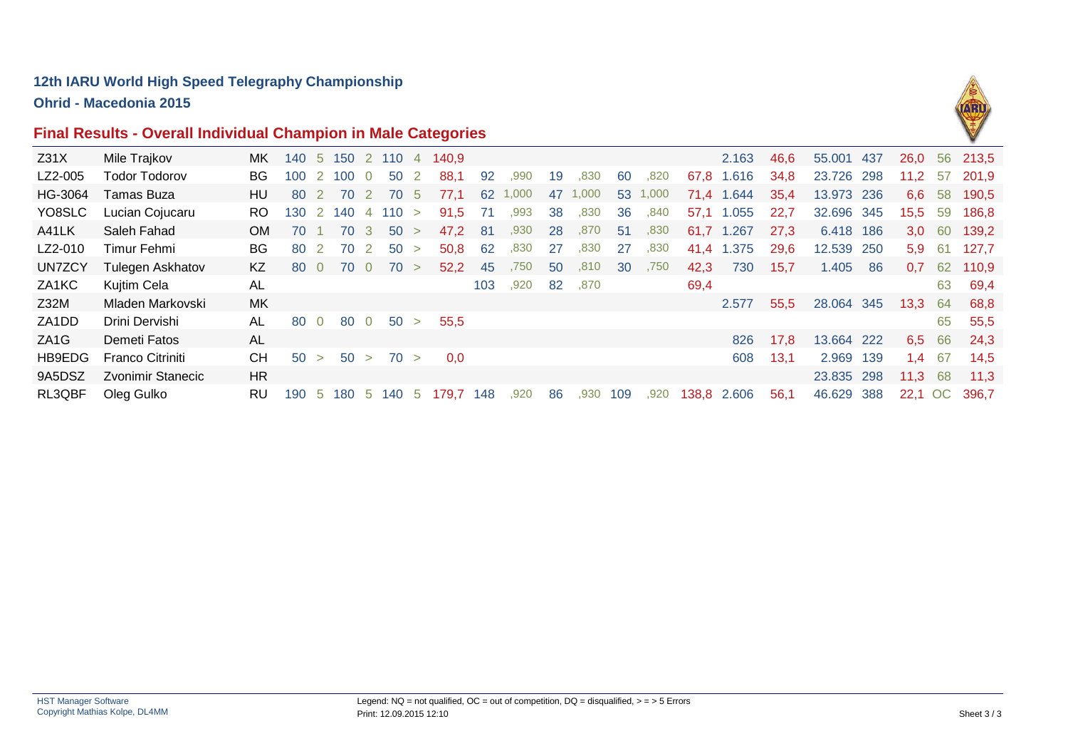## 12th IARU World High Speed Telegraphy Championship

### Ohrid - Macedonia 2015

### Final Results - Overall Individual Champion in Male Categories

| | | | | | | | | | | | | | | | | | | | | | | | |
|---|---|---|---|---|---|---|---|---|---|---|---|---|---|---|---|---|---|---|---|---|---|---|---|
| Z31X | Mile Trajkov | MK | 140 | 5 | 150 | 2 | 110 | 4 | 140,9 | | | | | | | | 2.163 | 46,6 | 55.001 | 437 | 26,0 | 56 | 213,5 |
| LZ2-005 | Todor Todorov | BG | 100 | 2 | 100 | 0 | 50 | 2 | 88,1 | 92 | ,990 | 19 | ,830 | 60 | ,820 | 67,8 | 1.616 | 34,8 | 23.726 | 298 | 11,2 | 57 | 201,9 |
| HG-3064 | Tamas Buza | HU | 80 | 2 | 70 | 2 | 70 | 5 | 77,1 | 62 | 1,000 | 47 | 1,000 | 53 | 1,000 | 71,4 | 1.644 | 35,4 | 13.973 | 236 | 6,6 | 58 | 190,5 |
| YO8SLC | Lucian Cojucaru | RO | 130 | 2 | 140 | 4 | 110 | > | 91,5 | 71 | ,993 | 38 | ,830 | 36 | ,840 | 57,1 | 1.055 | 22,7 | 32.696 | 345 | 15,5 | 59 | 186,8 |
| A41LK | Saleh Fahad | OM | 70 | 1 | 70 | 3 | 50 | > | 47,2 | 81 | ,930 | 28 | ,870 | 51 | ,830 | 61,7 | 1.267 | 27,3 | 6.418 | 186 | 3,0 | 60 | 139,2 |
| LZ2-010 | Timur Fehmi | BG | 80 | 2 | 70 | 2 | 50 | > | 50,8 | 62 | ,830 | 27 | ,830 | 27 | ,830 | 41,4 | 1.375 | 29,6 | 12.539 | 250 | 5,9 | 61 | 127,7 |
| UN7ZCY | Tulegen Askhatov | KZ | 80 | 0 | 70 | 0 | 70 | > | 52,2 | 45 | ,750 | 50 | ,810 | 30 | ,750 | 42,3 | 730 | 15,7 | 1.405 | 86 | 0,7 | 62 | 110,9 |
| ZA1KC | Kujtim Cela | AL | | | | | | | | 103 | ,920 | 82 | ,870 | | | 69,4 | | | | | | 63 | 69,4 |
| Z32M | Mladen Markovski | MK | | | | | | | | | | | | | | | 2.577 | 55,5 | 28.064 | 345 | 13,3 | 64 | 68,8 |
| ZA1DD | Drini Dervishi | AL | 80 | 0 | 80 | 0 | 50 | > | 55,5 | | | | | | | | | | | | | 65 | 55,5 |
| ZA1G | Demeti Fatos | AL | | | | | | | | | | | | | | | 826 | 17,8 | 13.664 | 222 | 6,5 | 66 | 24,3 |
| HB9EDG | Franco Citriniti | CH | 50 | > | 50 | > | 70 | > | 0,0 | | | | | | | | 608 | 13,1 | 2.969 | 139 | 1,4 | 67 | 14,5 |
| 9A5DSZ | Zvonimir Stanecic | HR | | | | | | | | | | | | | | | | | 23.835 | 298 | 11,3 | 68 | 11,3 |
| RL3QBF | Oleg Gulko | RU | 190 | 5 | 180 | 5 | 140 | 5 | 179,7 | 148 | ,920 | 86 | ,930 | 109 | ,920 | 138,8 | 2.606 | 56,1 | 46.629 | 388 | 22,1 | OC | 396,7 |

HST Manager Software
Copyright Mathias Kolpe, DL4MM

Legend: NQ = not qualified, OC = out of competition, DQ = disqualified, > = > 5 Errors
Print: 12.09.2015 12:10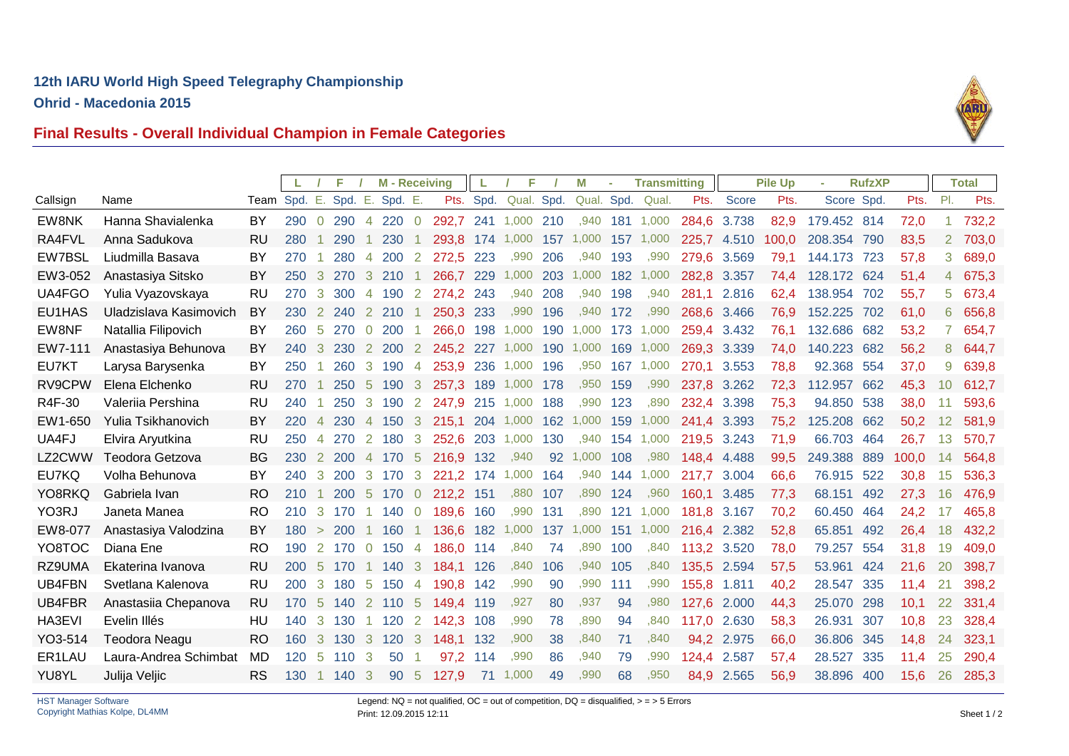## 12th IARU World High Speed Telegraphy Championship

**Ohrid - Macedonia 2015**

### Final Results - Overall Individual Champion in Female Categories

| | | | L | / | F | / | M - Receiving | | | L | / | F | / | M | - | Transmitting | | Pile Up | | - | RufzXP | | Total | |
|---|---|---|---|---|---|---|---|---|---|---|---|---|---|---|---|---|---|---|---|---|---|---|---|---|
| Callsign | Name | Team | Spd. | E. | Spd. | E. | Spd. | E. | Pts. | Spd. | Qual. | Spd. | Qual. | Spd. | Qual. | Pts. | Score | Pts. | Score | Spd. | Pts. | Pl. | Pts. |
| EW8NK | Hanna Shavialenka | BY | 290 | 0 | 290 | 4 | 220 | 0 | 292,7 | 241 | 1,000 | 210 | ,940 | 181 | 1,000 | 284,6 | 3.738 | 82,9 | 179.452 | 814 | 72,0 | 1 | 732,2 |
| RA4FVL | Anna Sadukova | RU | 280 | 1 | 290 | 1 | 230 | 1 | 293,8 | 174 | 1,000 | 157 | 1,000 | 157 | 1,000 | 225,7 | 4.510 | 100,0 | 208.354 | 790 | 83,5 | 2 | 703,0 |
| EW7BSL | Liudmilla Basava | BY | 270 | 1 | 280 | 4 | 200 | 2 | 272,5 | 223 | ,990 | 206 | ,940 | 193 | ,990 | 279,6 | 3.569 | 79,1 | 144.173 | 723 | 57,8 | 3 | 689,0 |
| EW3-052 | Anastasiya Sitsko | BY | 250 | 3 | 270 | 3 | 210 | 1 | 266,7 | 229 | 1,000 | 203 | 1,000 | 182 | 1,000 | 282,8 | 3.357 | 74,4 | 128.172 | 624 | 51,4 | 4 | 675,3 |
| UA4FGO | Yulia Vyazovskaya | RU | 270 | 3 | 300 | 4 | 190 | 2 | 274,2 | 243 | ,940 | 208 | ,940 | 198 | ,940 | 281,1 | 2.816 | 62,4 | 138.954 | 702 | 55,7 | 5 | 673,4 |
| EU1HAS | Uladzislava Kasimovich | BY | 230 | 2 | 240 | 2 | 210 | 1 | 250,3 | 233 | ,990 | 196 | ,940 | 172 | ,990 | 268,6 | 3.466 | 76,9 | 152.225 | 702 | 61,0 | 6 | 656,8 |
| EW8NF | Natallia Filipovich | BY | 260 | 5 | 270 | 0 | 200 | 1 | 266,0 | 198 | 1,000 | 190 | 1,000 | 173 | 1,000 | 259,4 | 3.432 | 76,1 | 132.686 | 682 | 53,2 | 7 | 654,7 |
| EW7-111 | Anastasiya Behunova | BY | 240 | 3 | 230 | 2 | 200 | 2 | 245,2 | 227 | 1,000 | 190 | 1,000 | 169 | 1,000 | 269,3 | 3.339 | 74,0 | 140.223 | 682 | 56,2 | 8 | 644,7 |
| EU7KT | Larysa Barysenka | BY | 250 | 1 | 260 | 3 | 190 | 4 | 253,9 | 236 | 1,000 | 196 | ,950 | 167 | 1,000 | 270,1 | 3.553 | 78,8 | 92.368 | 554 | 37,0 | 9 | 639,8 |
| RV9CPW | Elena Elchenko | RU | 270 | 1 | 250 | 5 | 190 | 3 | 257,3 | 189 | 1,000 | 178 | ,950 | 159 | ,990 | 237,8 | 3.262 | 72,3 | 112.957 | 662 | 45,3 | 10 | 612,7 |
| R4F-30 | Valeriia Pershina | RU | 240 | 1 | 250 | 3 | 190 | 2 | 247,9 | 215 | 1,000 | 188 | ,990 | 123 | ,890 | 232,4 | 3.398 | 75,3 | 94.850 | 538 | 38,0 | 11 | 593,6 |
| EW1-650 | Yulia Tsikhanovich | BY | 220 | 4 | 230 | 4 | 150 | 3 | 215,1 | 204 | 1,000 | 162 | 1,000 | 159 | 1,000 | 241,4 | 3.393 | 75,2 | 125.208 | 662 | 50,2 | 12 | 581,9 |
| UA4FJ | Elvira Aryutkina | RU | 250 | 4 | 270 | 2 | 180 | 3 | 252,6 | 203 | 1,000 | 130 | ,940 | 154 | 1,000 | 219,5 | 3.243 | 71,9 | 66.703 | 464 | 26,7 | 13 | 570,7 |
| LZ2CWW | Teodora Getzova | BG | 230 | 2 | 200 | 4 | 170 | 5 | 216,9 | 132 | ,940 | 92 | 1,000 | 108 | ,980 | 148,4 | 4.488 | 99,5 | 249.388 | 889 | 100,0 | 14 | 564,8 |
| EU7KQ | Volha Behunova | BY | 240 | 3 | 200 | 3 | 170 | 3 | 221,2 | 174 | 1,000 | 164 | ,940 | 144 | 1,000 | 217,7 | 3.004 | 66,6 | 76.915 | 522 | 30,8 | 15 | 536,3 |
| YO8RKQ | Gabriela Ivan | RO | 210 | 1 | 200 | 5 | 170 | 0 | 212,2 | 151 | ,880 | 107 | ,890 | 124 | ,960 | 160,1 | 3.485 | 77,3 | 68.151 | 492 | 27,3 | 16 | 476,9 |
| YO3RJ | Janeta Manea | RO | 210 | 3 | 170 | 1 | 140 | 0 | 189,6 | 160 | ,990 | 131 | ,890 | 121 | 1,000 | 181,8 | 3.167 | 70,2 | 60.450 | 464 | 24,2 | 17 | 465,8 |
| EW8-077 | Anastasiya Valodzina | BY | 180 | > | 200 | 1 | 160 | 1 | 136,6 | 182 | 1,000 | 137 | 1,000 | 151 | 1,000 | 216,4 | 2.382 | 52,8 | 65.851 | 492 | 26,4 | 18 | 432,2 |
| YO8TOC | Diana Ene | RO | 190 | 2 | 170 | 0 | 150 | 4 | 186,0 | 114 | ,840 | 74 | ,890 | 100 | ,840 | 113,2 | 3.520 | 78,0 | 79.257 | 554 | 31,8 | 19 | 409,0 |
| RZ9UMA | Ekaterina Ivanova | RU | 200 | 5 | 170 | 1 | 140 | 3 | 184,1 | 126 | ,840 | 106 | ,940 | 105 | ,840 | 135,5 | 2.594 | 57,5 | 53.961 | 424 | 21,6 | 20 | 398,7 |
| UB4FBN | Svetlana Kalenova | RU | 200 | 3 | 180 | 5 | 150 | 4 | 190,8 | 142 | ,990 | 90 | ,990 | 111 | ,990 | 155,8 | 1.811 | 40,2 | 28.547 | 335 | 11,4 | 21 | 398,2 |
| UB4FBR | Anastasiia Chepanova | RU | 170 | 5 | 140 | 2 | 110 | 5 | 149,4 | 119 | ,927 | 80 | ,937 | 94 | ,980 | 127,6 | 2.000 | 44,3 | 25.070 | 298 | 10,1 | 22 | 331,4 |
| HA3EVI | Evelin Illés | HU | 140 | 3 | 130 | 1 | 120 | 2 | 142,3 | 108 | ,990 | 78 | ,890 | 94 | ,840 | 117,0 | 2.630 | 58,3 | 26.931 | 307 | 10,8 | 23 | 328,4 |
| YO3-514 | Teodora Neagu | RO | 160 | 3 | 130 | 3 | 120 | 3 | 148,1 | 132 | ,900 | 38 | ,840 | 71 | ,840 | 94,2 | 2.975 | 66,0 | 36.806 | 345 | 14,8 | 24 | 323,1 |
| ER1LAU | Laura-Andrea Schimbat | MD | 120 | 5 | 110 | 3 | 50 | 1 | 97,2 | 114 | ,990 | 86 | ,940 | 79 | ,990 | 124,4 | 2.587 | 57,4 | 28.527 | 335 | 11,4 | 25 | 290,4 |
| YU8YL | Julija Veljic | RS | 130 | 1 | 140 | 3 | 90 | 5 | 127,9 | 71 | 1,000 | 49 | ,990 | 68 | ,950 | 84,9 | 2.565 | 56,9 | 38.896 | 400 | 15,6 | 26 | 285,3 |

HST Manager Software
Copyright Mathias Kolpe, DL4MM

Legend: NQ = not qualified, OC = out of competition, DQ = disqualified, > = > 5 Errors
Print: 12.09.2015 12:11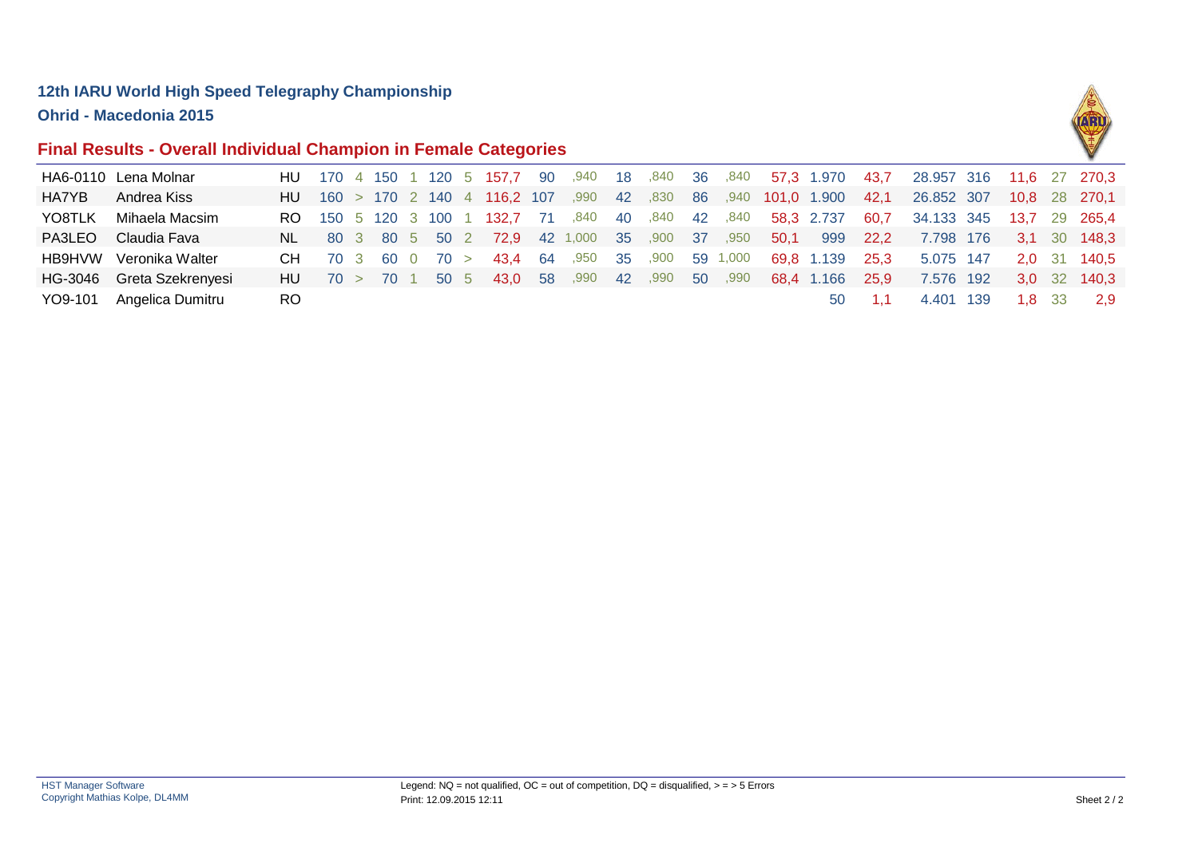**12th IARU World High Speed Telegraphy Championship**

**Ohrid - Macedonia 2015**

## Final Results - Overall Individual Champion in Female Categories

| | | | | | | | | | | | | | | | | | | | | | | | | | | | |
|---|---|---|---|---|---|---|---|---|---|---|---|---|---|---|---|---|---|---|---|---|---|---|---|---|---|---|---|
| HA6-0110 | Lena Molnar | HU | 170 | 4 | 150 | 1 | 120 | 5 | 157,7 | 90 | ,940 | 18 | ,840 | 36 | ,840 | 57,3 | 1.970 | 43,7 | 28.957 | 316 | 11,6 | 27 | 270,3 |
| HA7YB | Andrea Kiss | HU | 160 | > | 170 | 2 | 140 | 4 | 116,2 | 107 | ,990 | 42 | ,830 | 86 | ,940 | 101,0 | 1.900 | 42,1 | 26.852 | 307 | 10,8 | 28 | 270,1 |
| YO8TLK | Mihaela Macsim | RO | 150 | 5 | 120 | 3 | 100 | 1 | 132,7 | 71 | ,840 | 40 | ,840 | 42 | ,840 | 58,3 | 2.737 | 60,7 | 34.133 | 345 | 13,7 | 29 | 265,4 |
| PA3LEO | Claudia Fava | NL | 80 | 3 | 80 | 5 | 50 | 2 | 72,9 | 42 | 1,000 | 35 | ,900 | 37 | ,950 | 50,1 | 999 | 22,2 | 7.798 | 176 | 3,1 | 30 | 148,3 |
| HB9HVW | Veronika Walter | CH | 70 | 3 | 60 | 0 | 70 | > | 43,4 | 64 | ,950 | 35 | ,900 | 59 | 1,000 | 69,8 | 1.139 | 25,3 | 5.075 | 147 | 2,0 | 31 | 140,5 |
| HG-3046 | Greta Szekrenyesi | HU | 70 | > | 70 | 1 | 50 | 5 | 43,0 | 58 | ,990 | 42 | ,990 | 50 | ,990 | 68,4 | 1.166 | 25,9 | 7.576 | 192 | 3,0 | 32 | 140,3 |
| YO9-101 | Angelica Dumitru | RO | | | | | | | | | | | | | | | 50 | 1,1 | 4.401 | 139 | 1,8 | 33 | 2,9 |

HST Manager Software
Copyright Mathias Kolpe, DL4MM

Legend: NQ = not qualified, OC = out of competition, DQ = disqualified, > = > 5 Errors
Print: 12.09.2015 12:11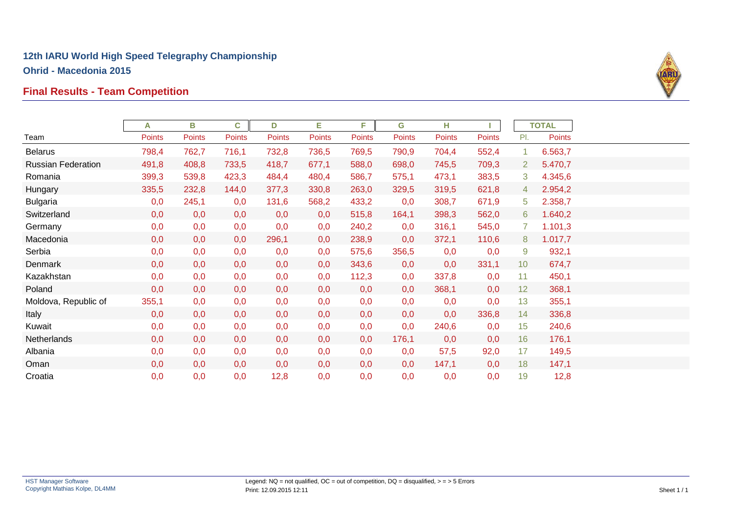# 12th IARU World High Speed Telegraphy Championship

**Ohrid - Macedonia 2015**

## Final Results - Team Competition

| | A | B | C | D | E | F | G | H | I | TOTAL | |
|---|---|---|---|---|---|---|---|---|---|---|---|
| Team | Points | Points | Points | Points | Points | Points | Points | Points | Points | Pl. | Points |
| Belarus | 798,4 | 762,7 | 716,1 | 732,8 | 736,5 | 769,5 | 790,9 | 704,4 | 552,4 | 1 | 6.563,7 |
| Russian Federation | 491,8 | 408,8 | 733,5 | 418,7 | 677,1 | 588,0 | 698,0 | 745,5 | 709,3 | 2 | 5.470,7 |
| Romania | 399,3 | 539,8 | 423,3 | 484,4 | 480,4 | 586,7 | 575,1 | 473,1 | 383,5 | 3 | 4.345,6 |
| Hungary | 335,5 | 232,8 | 144,0 | 377,3 | 330,8 | 263,0 | 329,5 | 319,5 | 621,8 | 4 | 2.954,2 |
| Bulgaria | 0,0 | 245,1 | 0,0 | 131,6 | 568,2 | 433,2 | 0,0 | 308,7 | 671,9 | 5 | 2.358,7 |
| Switzerland | 0,0 | 0,0 | 0,0 | 0,0 | 0,0 | 515,8 | 164,1 | 398,3 | 562,0 | 6 | 1.640,2 |
| Germany | 0,0 | 0,0 | 0,0 | 0,0 | 0,0 | 240,2 | 0,0 | 316,1 | 545,0 | 7 | 1.101,3 |
| Macedonia | 0,0 | 0,0 | 0,0 | 296,1 | 0,0 | 238,9 | 0,0 | 372,1 | 110,6 | 8 | 1.017,7 |
| Serbia | 0,0 | 0,0 | 0,0 | 0,0 | 0,0 | 575,6 | 356,5 | 0,0 | 0,0 | 9 | 932,1 |
| Denmark | 0,0 | 0,0 | 0,0 | 0,0 | 0,0 | 343,6 | 0,0 | 0,0 | 331,1 | 10 | 674,7 |
| Kazakhstan | 0,0 | 0,0 | 0,0 | 0,0 | 0,0 | 112,3 | 0,0 | 337,8 | 0,0 | 11 | 450,1 |
| Poland | 0,0 | 0,0 | 0,0 | 0,0 | 0,0 | 0,0 | 0,0 | 368,1 | 0,0 | 12 | 368,1 |
| Moldova, Republic of | 355,1 | 0,0 | 0,0 | 0,0 | 0,0 | 0,0 | 0,0 | 0,0 | 0,0 | 13 | 355,1 |
| Italy | 0,0 | 0,0 | 0,0 | 0,0 | 0,0 | 0,0 | 0,0 | 0,0 | 336,8 | 14 | 336,8 |
| Kuwait | 0,0 | 0,0 | 0,0 | 0,0 | 0,0 | 0,0 | 0,0 | 240,6 | 0,0 | 15 | 240,6 |
| Netherlands | 0,0 | 0,0 | 0,0 | 0,0 | 0,0 | 0,0 | 176,1 | 0,0 | 0,0 | 16 | 176,1 |
| Albania | 0,0 | 0,0 | 0,0 | 0,0 | 0,0 | 0,0 | 0,0 | 57,5 | 92,0 | 17 | 149,5 |
| Oman | 0,0 | 0,0 | 0,0 | 0,0 | 0,0 | 0,0 | 0,0 | 147,1 | 0,0 | 18 | 147,1 |
| Croatia | 0,0 | 0,0 | 0,0 | 12,8 | 0,0 | 0,0 | 0,0 | 0,0 | 0,0 | 19 | 12,8 |

HST Manager Software
Copyright Mathias Kolpe, DL4MM

Legend: NQ = not qualified, OC = out of competition, DQ = disqualified, > = > 5 Errors
Print: 12.09.2015 12:11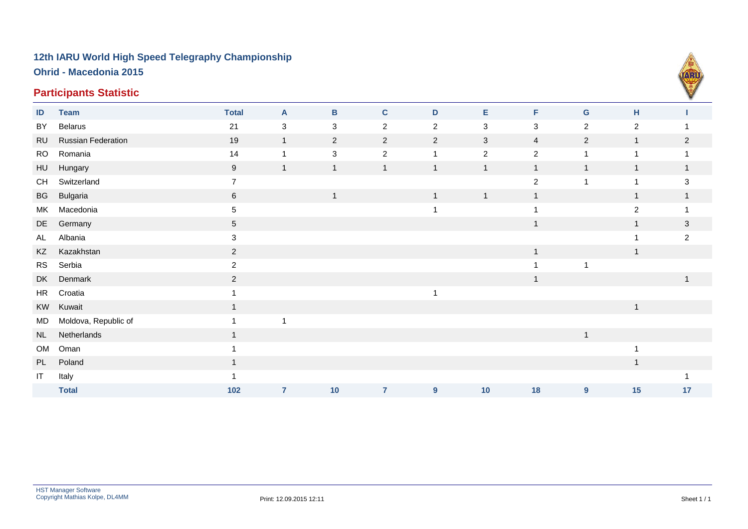**12th IARU World High Speed Telegraphy Championship**

**Ohrid - Macedonia 2015**

## Participants Statistic

| ID | Team | Total | A | B | C | D | E | F | G | H | I |
|---|---|---|---|---|---|---|---|---|---|---|---|
| BY | Belarus | 21 | 3 | 3 | 2 | 2 | 3 | 3 | 2 | 2 | 1 |
| RU | Russian Federation | 19 | 1 | 2 | 2 | 2 | 3 | 4 | 2 | 1 | 2 |
| RO | Romania | 14 | 1 | 3 | 2 | 1 | 2 | 2 | 1 | 1 | 1 |
| HU | Hungary | 9 | 1 | 1 | 1 | 1 | 1 | 1 | 1 | 1 | 1 |
| CH | Switzerland | 7 | | | | | | 2 | 1 | 1 | 3 |
| BG | Bulgaria | 6 | | 1 | | 1 | 1 | 1 | | 1 | 1 |
| MK | Macedonia | 5 | | | | 1 | | 1 | | 2 | 1 |
| DE | Germany | 5 | | | | | | 1 | | 1 | 3 |
| AL | Albania | 3 | | | | | | | | 1 | 2 |
| KZ | Kazakhstan | 2 | | | | | | 1 | | 1 | |
| RS | Serbia | 2 | | | | | | 1 | 1 | | |
| DK | Denmark | 2 | | | | | | 1 | | | 1 |
| HR | Croatia | 1 | | | | 1 | | | | | |
| KW | Kuwait | 1 | | | | | | | | 1 | |
| MD | Moldova, Republic of | 1 | 1 | | | | | | | | |
| NL | Netherlands | 1 | | | | | | | 1 | | |
| OM | Oman | 1 | | | | | | | | 1 | |
| PL | Poland | 1 | | | | | | | | 1 | |
| IT | Italy | 1 | | | | | | | | | 1 |
| | **Total** | **102** | **7** | **10** | **7** | **9** | **10** | **18** | **9** | **15** | **17** |

HST Manager Software
Copyright Mathias Kolpe, DL4MM

Print: 12.09.2015 12:11